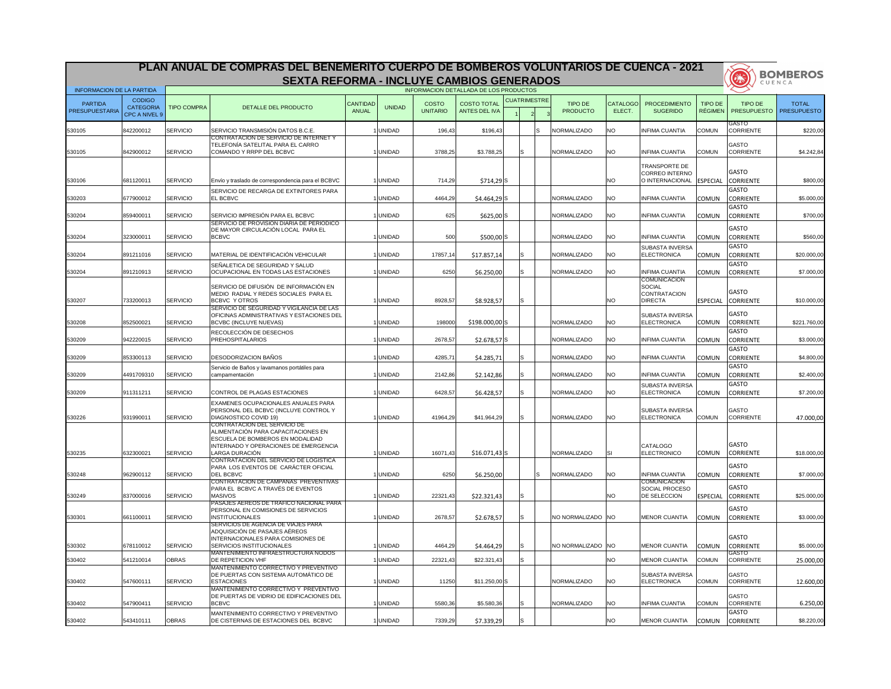# PLAN ANUAL DE COMPRAS DEL BENEMERITO CUERPO DE BOMBEROS VOLUNTARIOS DE CUENCA - 2021

## SEXTA REFORMA - INCLUYE CAMBIOS GENERADOS

BOMBEROS CUENCA

| INFORMACION DE LA PARTIDA | | INFORMACION DETALLADA DE LOS PRODUCTOS | | | | | | | | | | | | | | | |
|---|---|---|---|---|---|---|---|---|---|---|---|---|---|---|---|---|---|
| PARTIDA PRESUPUESTARIA | CODIGO CATEGORIA CPC A NIVEL 9 | TIPO COMPRA | DETALLE DEL PRODUCTO | CANTIDAD ANUAL | UNIDAD | COSTO UNITARIO | COSTO TOTAL ANTES DEL IVA | CUATRIMESTRE 1 | 2 | 3 | TIPO DE PRODUCTO | CATALOGO ELECT. | PROCEDIMIENTO SUGERIDO | TIPO DE RÉGIMEN | TIPO DE PRESUPUESTO | TOTAL PRESUPUESTO |
| 530105 | 842200012 | SERVICIO | SERVICIO TRANSMISIÓN DATOS B.C.E. | 1 | UNIDAD | 196,43 | $196,43 | | | S | NORMALIZADO | NO | INFIMA CUANTIA | COMUN | GASTO CORRIENTE | $220,00 |
| 530105 | 842900012 | SERVICIO | CONTRATACION DE SERVICIO DE INTERNET Y TELEFONÍA SATELITAL PARA EL CARRO COMANDO Y RRPP DEL BCBVC | 1 | UNIDAD | 3788,25 | $3.788,25 | | S | | NORMALIZADO | NO | INFIMA CUANTIA | COMUN | GASTO CORRIENTE | $4.242,84 |
| 530106 | 681120011 | SERVICIO | Envío y traslado de correspondencia para el BCBVC | 1 | UNIDAD | 714,29 | $714,29 | S | | | | NO | TRANSPORTE DE CORREO INTERNO O INTERNACIONAL | ESPECIAL | GASTO CORRIENTE | $800,00 |
| 530203 | 677900012 | SERVICIO | SERVICIO DE RECARGA DE EXTINTORES PARA EL BCBVC | 1 | UNIDAD | 4464,29 | $4.464,29 | S | | | NORMALIZADO | NO | INFIMA CUANTIA | COMUN | GASTO CORRIENTE | $5.000,00 |
| 530204 | 859400011 | SERVICIO | SERVICIO IMPRESIÓN PARA EL BCBVC | 1 | UNIDAD | 625 | $625,00 | S | | | NORMALIZADO | NO | INFIMA CUANTIA | COMUN | GASTO CORRIENTE | $700,00 |
| 530204 | 323000011 | SERVICIO | SERVICIO DE PROVISION DIARIA DE PERIODICO DE MAYOR CIRCULACIÓN LOCAL PARA EL BCBVC | 1 | UNIDAD | 500 | $500,00 | S | | | NORMALIZADO | NO | INFIMA CUANTIA | COMUN | GASTO CORRIENTE | $560,00 |
| 530204 | 891211016 | SERVICIO | MATERIAL DE IDENTIFICACIÓN VEHICULAR | 1 | UNIDAD | 17857,14 | $17.857,14 | | S | | NORMALIZADO | NO | SUBASTA INVERSA ELECTRONICA | COMUN | GASTO CORRIENTE | $20.000,00 |
| 530204 | 891210913 | SERVICIO | SEÑALETICA DE SEGURIDAD Y SALUD OCUPACIONAL EN TODAS LAS ESTACIONES | 1 | UNIDAD | 6250 | $6.250,00 | | S | | NORMALIZADO | NO | INFIMA CUANTIA | COMUN | GASTO CORRIENTE | $7.000,00 |
| 530207 | 733200013 | SERVICIO | SERVICIO DE DIFUSIÓN DE INFORMACIÓN EN MEDIO RADIAL Y REDES SOCIALES PARA EL BCBVC Y OTROS | 1 | UNIDAD | 8928,57 | $8.928,57 | | S | | | NO | COMUNICACION SOCIAL CONTRATACION DIRECTA | ESPECIAL | GASTO CORRIENTE | $10.000,00 |
| 530208 | 852500021 | SERVICIO | SERVICIO DE SEGURIDAD Y VIGILANCIA DE LAS OFICINAS ADMINISTRATIVAS Y ESTACIONES DEL BCVBC (INCLUYE NUEVAS) | 1 | UNIDAD | 198000 | $198.000,00 | S | | | NORMALIZADO | NO | SUBASTA INVERSA ELECTRONICA | COMUN | GASTO CORRIENTE | $221.760,00 |
| 530209 | 942220015 | SERVICIO | RECOLECCIÓN DE DESECHOS PREHOSPITALARIOS | 1 | UNIDAD | 2678,57 | $2.678,57 | S | | | NORMALIZADO | NO | INFIMA CUANTIA | COMUN | GASTO CORRIENTE | $3.000,00 |
| 530209 | 853300113 | SERVICIO | DESODORIZACION BAÑOS | 1 | UNIDAD | 4285,71 | $4.285,71 | | S | | NORMALIZADO | NO | INFIMA CUANTIA | COMUN | GASTO CORRIENTE | $4.800,00 |
| 530209 | 4491709310 | SERVICIO | Servicio de Baños y lavamanos portátiles para campamentación | 1 | UNIDAD | 2142,86 | $2.142,86 | | S | | NORMALIZADO | NO | INFIMA CUANTIA | COMUN | GASTO CORRIENTE | $2.400,00 |
| 530209 | 911311211 | SERVICIO | CONTROL DE PLAGAS ESTACIONES | 1 | UNIDAD | 6428,57 | $6.428,57 | | S | | NORMALIZADO | NO | SUBASTA INVERSA ELECTRONICA | COMUN | GASTO CORRIENTE | $7.200,00 |
| 530226 | 931990011 | SERVICIO | EXAMENES OCUPACIONALES ANUALES PARA PERSONAL DEL BCBVC (INCLUYE CONTROL Y DIAGNOSTICO COVID 19) | 1 | UNIDAD | 41964,29 | $41.964,29 | | S | | NORMALIZADO | NO | SUBASTA INVERSA ELECTRONICA | COMUN | GASTO CORRIENTE | 47.000,00 |
| 530235 | 632300021 | SERVICIO | CONTRATACIÓN DEL SERVICIO DE ALIMENTACIÓN PARA CAPACITACIONES EN ESCUELA DE BOMBEROS EN MODALIDAD INTERNADO Y OPERACIONES DE EMERGENCIA LARGA DURACIÓN | 1 | UNIDAD | 16071,43 | $16.071,43 | S | | | NORMALIZADO | SI | CATALOGO ELECTRONICO | COMUN | GASTO CORRIENTE | $18.000,00 |
| 530248 | 962900112 | SERVICIO | CONTRATACIÓN DEL SERVICIO DE LOGÍSTICA PARA LOS EVENTOS DE CARÁCTER OFICIAL DEL BCBVC | 1 | UNIDAD | 6250 | $6.250,00 | | | S | NORMALIZADO | NO | INFIMA CUANTIA | COMUN | GASTO CORRIENTE | $7.000,00 |
| 530249 | 837000016 | SERVICIO | CONTRATACION DE CAMPAÑAS PREVENTIVAS PARA EL BCBVC A TRAVÉS DE EVENTOS MASIVOS | 1 | UNIDAD | 22321,43 | $22.321,43 | | S | | | NO | COMUNICACION SOCIAL PROCESO DE SELECCION | ESPECIAL | GASTO CORRIENTE | $25.000,00 |
| 530301 | 661100011 | SERVICIO | PASAJES AEREOS DE TRAFICO NACIONAL PARA PERSONAL EN COMISIONES DE SERVICIOS INSTITUCIONALES | 1 | UNIDAD | 2678,57 | $2.678,57 | | S | | NO NORMALIZADO | NO | MENOR CUANTIA | COMUN | GASTO CORRIENTE | $3.000,00 |
| 530302 | 678110012 | SERVICIO | SERVICIOS DE AGENCIA DE VIAJES PARA ADQUISICIÓN DE PASAJES AÉREOS INTERNACIONALES PARA COMISIONES DE SERVICIOS INSTITUCIONALES | 1 | UNIDAD | 4464,29 | $4.464,29 | | S | | NO NORMALIZADO | NO | MENOR CUANTIA | COMUN | GASTO CORRIENTE | $5.000,00 |
| 530402 | 541210014 | OBRAS | MANTENIMIENTO INFRAESTRUCTURA NODOS DE REPETICION VHF | 1 | UNIDAD | 22321,43 | $22.321,43 | | S | | | NO | MENOR CUANTIA | COMUN | GASTO CORRIENTE | 25.000,00 |
| 530402 | 547600111 | SERVICIO | MANTENIMIENTO CORRECTIVO Y PREVENTIVO DE PUERTAS CON SISTEMA AUTOMÁTICO DE ESTACIONES | 1 | UNIDAD | 11250 | $11.250,00 | S | | | NORMALIZADO | NO | SUBASTA INVERSA ELECTRONICA | COMUN | GASTO CORRIENTE | 12.600,00 |
| 530402 | 547900411 | SERVICIO | MANTENIMIENTO CORRECTIVO Y PREVENTIVO DE PUERTAS DE VIDRIO DE EDIFICACIONES DEL BCBVC | 1 | UNIDAD | 5580,36 | $5.580,36 | | S | | NORMALIZADO | NO | INFIMA CUANTIA | COMUN | GASTO CORRIENTE | 6.250,00 |
| 530402 | 543410111 | OBRAS | MANTENIMIENTO CORRECTIVO Y PREVENTIVO DE CISTERNAS DE ESTACIONES DEL BCBVC | 1 | UNIDAD | 7339,29 | $7.339,29 | | S | | | NO | MENOR CUANTIA | COMUN | GASTO CORRIENTE | $8.220,00 |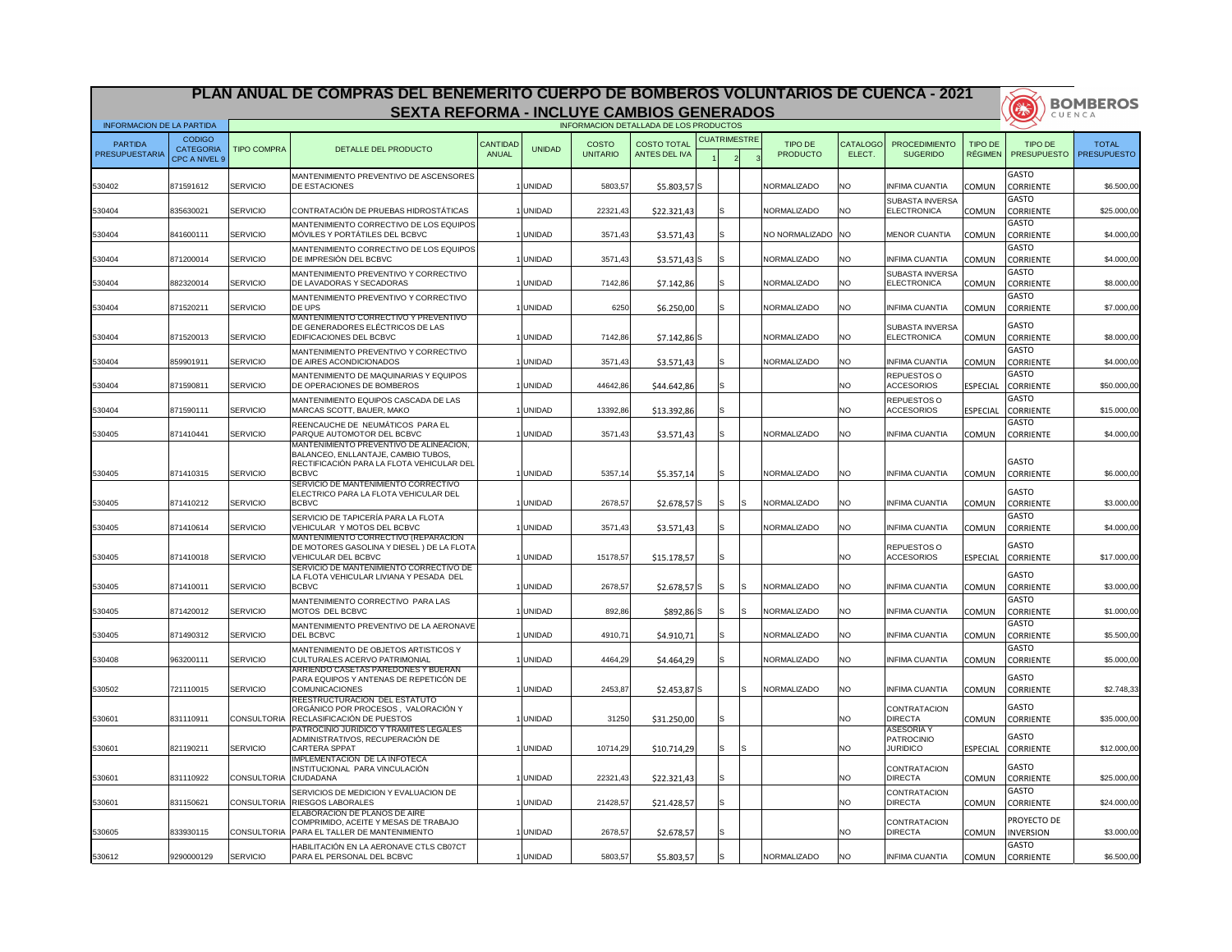# PLAN ANUAL DE COMPRAS DEL BENEMERITO CUERPO DE BOMBEROS VOLUNTARIOS DE CUENCA - 2021

## SEXTA REFORMA - INCLUYE CAMBIOS GENERADOS

BOMBEROS CUENCA

| INFORMACION DE LA PARTIDA | | INFORMACION DETALLADA DE LOS PRODUCTOS | | | | | | | | | | | | | | | | |
|---|---|---|---|---|---|---|---|---|---|---|---|---|---|---|---|---|---|---|
| PARTIDA PRESUPUESTARIA | CODIGO CATEGORIA CPC A NIVEL 9 | TIPO COMPRA | DETALLE DEL PRODUCTO | CANTIDAD ANUAL | UNIDAD | COSTO UNITARIO | COSTO TOTAL ANTES DEL IVA | CUATRIMESTRE 1 | CUATRIMESTRE 2 | CUATRIMESTRE 3 | TIPO DE PRODUCTO | CATALOGO ELECT. | PROCEDIMIENTO SUGERIDO | TIPO DE RÉGIMEN | TIPO DE PRESUPUESTO | TOTAL PRESUPUESTO |
| 530402 | 871591612 | SERVICIO | MANTENIMIENTO PREVENTIVO DE ASCENSORES DE ESTACIONES | 1 | UNIDAD | 5803,57 | $5.803,57 | S | | | NORMALIZADO | NO | INFIMA CUANTIA | COMUN | GASTO CORRIENTE | $6.500,00 |
| 530404 | 835630021 | SERVICIO | CONTRATACIÓN DE PRUEBAS HIDROSTÁTICAS | 1 | UNIDAD | 22321,43 | $22.321,43 | | S | | NORMALIZADO | NO | SUBASTA INVERSA ELECTRONICA | COMUN | GASTO CORRIENTE | $25.000,00 |
| 530404 | 841600111 | SERVICIO | MANTENIMIENTO CORRECTIVO DE LOS EQUIPOS MÓVILES Y PORTÁTILES DEL BCBVC | 1 | UNIDAD | 3571,43 | $3.571,43 | | S | | NO NORMALIZADO | NO | MENOR CUANTIA | COMUN | GASTO CORRIENTE | $4.000,00 |
| 530404 | 871200014 | SERVICIO | MANTENIMIENTO CORRECTIVO DE LOS EQUIPOS DE IMPRESIÓN DEL BCBVC | 1 | UNIDAD | 3571,43 | $3.571,43 | S | S | | NORMALIZADO | NO | INFIMA CUANTIA | COMUN | GASTO CORRIENTE | $4.000,00 |
| 530404 | 882320014 | SERVICIO | MANTENIMIENTO PREVENTIVO Y CORRECTIVO DE LAVADORAS Y SECADORAS | 1 | UNIDAD | 7142,86 | $7.142,86 | | S | | NORMALIZADO | NO | SUBASTA INVERSA ELECTRONICA | COMUN | GASTO CORRIENTE | $8.000,00 |
| 530404 | 871520211 | SERVICIO | MANTENIMIENTO PREVENTIVO Y CORRECTIVO DE UPS | 1 | UNIDAD | 6250 | $6.250,00 | | S | | NORMALIZADO | NO | INFIMA CUANTIA | COMUN | GASTO CORRIENTE | $7.000,00 |
| 530404 | 871520013 | SERVICIO | MANTENIMIENTO CORRECTIVO Y PREVENTIVO DE GENERADORES ELÉCTRICOS DE LAS EDIFICACIONES DEL BCBVC | 1 | UNIDAD | 7142,86 | $7.142,86 | S | | | NORMALIZADO | NO | SUBASTA INVERSA ELECTRONICA | COMUN | GASTO CORRIENTE | $8.000,00 |
| 530404 | 859901911 | SERVICIO | MANTENIMIENTO PREVENTIVO Y CORRECTIVO DE AIRES ACONDICIONADOS | 1 | UNIDAD | 3571,43 | $3.571,43 | | S | | NORMALIZADO | NO | INFIMA CUANTIA | COMUN | GASTO CORRIENTE | $4.000,00 |
| 530404 | 871590811 | SERVICIO | MANTENIMIENTO DE MAQUINARIAS Y EQUIPOS DE OPERACIONES DE BOMBEROS | 1 | UNIDAD | 44642,86 | $44.642,86 | | S | | | NO | REPUESTOS O ACCESORIOS | ESPECIAL | GASTO CORRIENTE | $50.000,00 |
| 530404 | 871590111 | SERVICIO | MANTENIMIENTO EQUIPOS CASCADA DE LAS MARCAS SCOTT, BAUER, MAKO | 1 | UNIDAD | 13392,86 | $13.392,86 | | S | | | NO | REPUESTOS O ACCESORIOS | ESPECIAL | GASTO CORRIENTE | $15.000,00 |
| 530405 | 871410441 | SERVICIO | REENCAUCHE DE NEUMÁTICOS PARA EL PARQUE AUTOMOTOR DEL BCBVC | 1 | UNIDAD | 3571,43 | $3.571,43 | | S | | NORMALIZADO | NO | INFIMA CUANTIA | COMUN | GASTO CORRIENTE | $4.000,00 |
| 530405 | 871410315 | SERVICIO | MANTENIMIENTO PREVENTIVO DE ALINEACIÓN, BALANCEO, ENLLANTAJE, CAMBIO TUBOS, RECTIFICACIÓN PARA LA FLOTA VEHICULAR DEL BCBVC | 1 | UNIDAD | 5357,14 | $5.357,14 | | S | | NORMALIZADO | NO | INFIMA CUANTIA | COMUN | GASTO CORRIENTE | $6.000,00 |
| 530405 | 871410212 | SERVICIO | SERVICIO DE MANTENIMIENTO CORRECTIVO ELECTRICO PARA LA FLOTA VEHICULAR DEL BCBVC | 1 | UNIDAD | 2678,57 | $2.678,57 | S | S | S | NORMALIZADO | NO | INFIMA CUANTIA | COMUN | GASTO CORRIENTE | $3.000,00 |
| 530405 | 871410614 | SERVICIO | SERVICIO DE TAPICERÍA PARA LA FLOTA VEHICULAR Y MOTOS DEL BCBVC | 1 | UNIDAD | 3571,43 | $3.571,43 | | S | | NORMALIZADO | NO | INFIMA CUANTIA | COMUN | GASTO CORRIENTE | $4.000,00 |
| 530405 | 871410018 | SERVICIO | MANTENIMIENTO CORRECTIVO (REPARACION DE MOTORES GASOLINA Y DIESEL ) DE LA FLOTA VEHICULAR DEL BCBVC | 1 | UNIDAD | 15178,57 | $15.178,57 | | S | | | NO | REPUESTOS O ACCESORIOS | ESPECIAL | GASTO CORRIENTE | $17.000,00 |
| 530405 | 871410011 | SERVICIO | SERVICIO DE MANTENIMIENTO CORRECTIVO DE LA FLOTA VEHICULAR LIVIANA Y PESADA DEL BCBVC | 1 | UNIDAD | 2678,57 | $2.678,57 | S | S | S | NORMALIZADO | NO | INFIMA CUANTIA | COMUN | GASTO CORRIENTE | $3.000,00 |
| 530405 | 871420012 | SERVICIO | MANTENIMIENTO CORRECTIVO PARA LAS MOTOS DEL BCBVC | 1 | UNIDAD | 892,86 | $892,86 | S | S | S | NORMALIZADO | NO | INFIMA CUANTIA | COMUN | GASTO CORRIENTE | $1.000,00 |
| 530405 | 871490312 | SERVICIO | MANTENIMIENTO PREVENTIVO DE LA AERONAVE DEL BCBVC | 1 | UNIDAD | 4910,71 | $4.910,71 | | S | | NORMALIZADO | NO | INFIMA CUANTIA | COMUN | GASTO CORRIENTE | $5.500,00 |
| 530408 | 963200111 | SERVICIO | MANTENIMIENTO DE OBJETOS ARTISTICOS Y CULTURALES ACERVO PATRIMONIAL | 1 | UNIDAD | 4464,29 | $4.464,29 | | S | | NORMALIZADO | NO | INFIMA CUANTIA | COMUN | GASTO CORRIENTE | $5.000,00 |
| 530502 | 721110015 | SERVICIO | ARRIENDO CASETAS PAREDONES Y BUERAN PARA EQUIPOS Y ANTENAS DE REPETICÓN DE COMUNICACIONES | 1 | UNIDAD | 2453,87 | $2.453,87 | S | | S | NORMALIZADO | NO | INFIMA CUANTIA | COMUN | GASTO CORRIENTE | $2.748,33 |
| 530601 | 831110911 | CONSULTORIA | REESTRUCTURACION DEL ESTATUTO ORGÁNICO POR PROCESOS , VALORACIÓN Y RECLASIFICACIÓN DE PUESTOS | 1 | UNIDAD | 31250 | $31.250,00 | | S | | | NO | CONTRATACION DIRECTA | COMUN | GASTO CORRIENTE | $35.000,00 |
| 530601 | 821190211 | SERVICIO | PATROCINIO JURIDICO Y TRAMITES LEGALES ADMINISTRATIVOS, RECUPERACIÓN DE CARTERA SPPAT | 1 | UNIDAD | 10714,29 | $10.714,29 | | S | S | | NO | ASESORIA Y PATROCINIO JURIDICO | ESPECIAL | GASTO CORRIENTE | $12.000,00 |
| 530601 | 831110922 | CONSULTORIA | IMPLEMENTACION DE LA INFOTECA INSTITUCIONAL PARA VINCULACIÓN CIUDADANA | 1 | UNIDAD | 22321,43 | $22.321,43 | | S | | | NO | CONTRATACION DIRECTA | COMUN | GASTO CORRIENTE | $25.000,00 |
| 530601 | 831150621 | CONSULTORIA | SERVICIOS DE MEDICION Y EVALUACION DE RIESGOS LABORALES | 1 | UNIDAD | 21428,57 | $21.428,57 | | S | | | NO | CONTRATACION DIRECTA | COMUN | GASTO CORRIENTE | $24.000,00 |
| 530605 | 833930115 | CONSULTORIA | ELABORACION DE PLANOS DE AIRE COMPRIMIDO, ACEITE Y MESAS DE TRABAJO PARA EL TALLER DE MANTENIMIENTO | 1 | UNIDAD | 2678,57 | $2.678,57 | | S | | | NO | CONTRATACION DIRECTA | COMUN | PROYECTO DE INVERSION | $3.000,00 |
| 530612 | 9290000129 | SERVICIO | HABILITACIÓN EN LA AERONAVE CTLS CB07CT PARA EL PERSONAL DEL BCBVC | 1 | UNIDAD | 5803,57 | $5.803,57 | | S | | NORMALIZADO | NO | INFIMA CUANTIA | COMUN | GASTO CORRIENTE | $6.500,00 |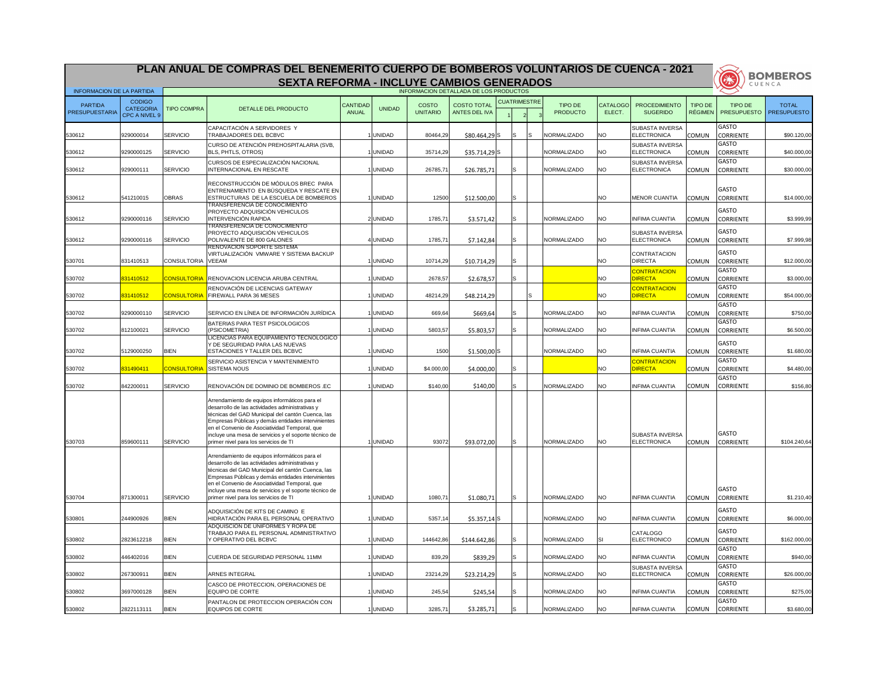# PLAN ANUAL DE COMPRAS DEL BENEMERITO CUERPO DE BOMBEROS VOLUNTARIOS DE CUENCA - 2021

## SEXTA REFORMA - INCLUYE CAMBIOS GENERADOS

BOMBEROS CUENCA

| INFORMACION DE LA PARTIDA | | INFORMACION DETALLADA DE LOS PRODUCTOS | | | | | | | | | | | | | | | |
|---|---|---|---|---|---|---|---|---|---|---|---|---|---|---|---|---|---|
| PARTIDA PRESUPUESTARIA | CODIGO CATEGORIA CPC A NIVEL 9 | TIPO COMPRA | DETALLE DEL PRODUCTO | CANTIDAD ANUAL | UNIDAD | COSTO UNITARIO | COSTO TOTAL ANTES DEL IVA | CUATRIMESTRE 1 | 2 | 3 | TIPO DE PRODUCTO | CATALOGO ELECT. | PROCEDIMIENTO SUGERIDO | TIPO DE RÉGIMEN | TIPO DE PRESUPUESTO | TOTAL PRESUPUESTO |
| 530612 | 929000014 | SERVICIO | CAPACITACIÓN A SERVIDORES Y TRABAJADORES DEL BCBVC | 1 | UNIDAD | 80464,29 | $80.464,29 | S | S | S | NORMALIZADO | NO | SUBASTA INVERSA ELECTRONICA | COMUN | GASTO CORRIENTE | $90.120,00 |
| 530612 | 9290000125 | SERVICIO | CURSO DE ATENCIÓN PREHOSPITALARIA (SVB, BLS, PHTLS, OTROS) | 1 | UNIDAD | 35714,29 | $35.714,29 | S | | | NORMALIZADO | NO | SUBASTA INVERSA ELECTRONICA | COMUN | GASTO CORRIENTE | $40.000,00 |
| 530612 | 929000111 | SERVICIO | CURSOS DE ESPECIALIZACIÓN NACIONAL INTERNACIONAL EN RESCATE | 1 | UNIDAD | 26785,71 | $26.785,71 | | S | | NORMALIZADO | NO | SUBASTA INVERSA ELECTRONICA | COMUN | GASTO CORRIENTE | $30.000,00 |
| 530612 | 541210015 | OBRAS | RECONSTRUCCIÓN DE MÓDULOS BREC PARA ENTRENAMIENTO EN BÚSQUEDA Y RESCATE EN ESTRUCTURAS DE LA ESCUELA DE BOMBEROS | 1 | UNIDAD | 12500 | $12.500,00 | | S | | | NO | MENOR CUANTIA | COMUN | GASTO CORRIENTE | $14.000,00 |
| 530612 | 9290000116 | SERVICIO | TRANSFERENCIA DE CONOCIMIENTO PROYECTO ADQUISICIÓN VEHICULOS INTERVENCIÓN RAPIDA | 2 | UNIDAD | 1785,71 | $3.571,42 | | S | | NORMALIZADO | NO | INFIMA CUANTIA | COMUN | GASTO CORRIENTE | $3.999,99 |
| 530612 | 9290000116 | SERVICIO | TRANSFERENCIA DE CONOCIMIENTO PROYECTO ADQUISICIÓN VEHICULOS POLIVALENTE DE 800 GALONES | 4 | UNIDAD | 1785,71 | $7.142,84 | | S | | NORMALIZADO | NO | SUBASTA INVERSA ELECTRONICA | COMUN | GASTO CORRIENTE | $7.999,98 |
| 530701 | 831410513 | CONSULTORIA | RENOVACION SOPORTE SISTEMA VIRTUALIZACIÓN VMWARE Y SISTEMA BACKUP VEEAM | 1 | UNIDAD | 10714,29 | $10.714,29 | | S | | | NO | CONTRATACION DIRECTA | COMUN | GASTO CORRIENTE | $12.000,00 |
| 530702 | 831410512 | CONSULTORIA | RENOVACION LICENCIA ARUBA CENTRAL | 1 | UNIDAD | 2678,57 | $2.678,57 | | S | | | NO | CONTRATACION DIRECTA | COMUN | GASTO CORRIENTE | $3.000,00 |
| 530702 | 831410512 | CONSULTORIA | RENOVACIÓN DE LICENCIAS GATEWAY FIREWALL PARA 36 MESES | 1 | UNIDAD | 48214,29 | $48.214,29 | | | S | | NO | CONTRATACION DIRECTA | COMUN | GASTO CORRIENTE | $54.000,00 |
| 530702 | 9290000110 | SERVICIO | SERVICIO EN LÍNEA DE INFORMACIÓN JURÍDICA | 1 | UNIDAD | 669,64 | $669,64 | | S | | NORMALIZADO | NO | INFIMA CUANTIA | COMUN | GASTO CORRIENTE | $750,00 |
| 530702 | 812100021 | SERVICIO | BATERIAS PARA TEST PSICOLOGICOS (PSICOMETRIA) | 1 | UNIDAD | 5803,57 | $5.803,57 | | S | | NORMALIZADO | NO | INFIMA CUANTIA | COMUN | GASTO CORRIENTE | $6.500,00 |
| 530702 | 5129000250 | BIEN | LICENCIAS PARA EQUIPAMIENTO TECNOLÓGICO Y DE SEGURIDAD PARA LAS NUEVAS ESTACIONES Y TALLER DEL BCBVC | 1 | UNIDAD | 1500 | $1.500,00 | S | | | NORMALIZADO | NO | INFIMA CUANTIA | COMUN | GASTO CORRIENTE | $1.680,00 |
| 530702 | 831490411 | CONSULTORIA | SERVICIO ASISTENCIA Y MANTENIMIENTO SISTEMA NOUS | 1 | UNIDAD | $4.000,00 | $4.000,00 | | S | | | NO | CONTRATACION DIRECTA | COMUN | GASTO CORRIENTE | $4.480,00 |
| 530702 | 842200011 | SERVICIO | RENOVACIÓN DE DOMINIO DE BOMBEROS .EC | 1 | UNIDAD | $140,00 | $140,00 | | S | | NORMALIZADO | NO | INFIMA CUANTIA | COMUN | GASTO CORRIENTE | $156,80 |
| 530703 | 859600111 | SERVICIO | Arrendamiento de equipos informáticos para el desarrollo de las actividades administrativas y técnicas del GAD Municipal del cantón Cuenca, las Empresas Públicas y demás entidades intervinientes en el Convenio de Asociatividad Temporal, que incluye una mesa de servicios y el soporte técnico de primer nivel para los servicios de TI | 1 | UNIDAD | 93072 | $93.072,00 | | S | | NORMALIZADO | NO | SUBASTA INVERSA ELECTRONICA | COMUN | GASTO CORRIENTE | $104.240,64 |
| 530704 | 871300011 | SERVICIO | Arrendamiento de equipos informáticos para el desarrollo de las actividades administrativas y técnicas del GAD Municipal del cantón Cuenca, las Empresas Públicas y demás entidades intervinientes en el Convenio de Asociatividad Temporal, que incluye una mesa de servicios y el soporte técnico de primer nivel para los servicios de TI | 1 | UNIDAD | 1080,71 | $1.080,71 | | S | | NORMALIZADO | NO | INFIMA CUANTIA | COMUN | GASTO CORRIENTE | $1.210,40 |
| 530801 | 244900926 | BIEN | ADQUISICIÓN DE KITS DE CAMINO E HIDRATACIÓN PARA EL PERSONAL OPERATIVO | 1 | UNIDAD | 5357,14 | $5.357,14 | S | | | NORMALIZADO | NO | INFIMA CUANTIA | COMUN | GASTO CORRIENTE | $6.000,00 |
| 530802 | 2823612218 | BIEN | ADQUISICIÓN DE UNIFORMES Y ROPA DE TRABAJO PARA EL PERSONAL ADMINISTRATIVO Y OPERATIVO DEL BCBVC | 1 | UNIDAD | 144642,86 | $144.642,86 | | S | | NORMALIZADO | SI | CATALOGO ELECTRONICO | COMUN | GASTO CORRIENTE | $162.000,00 |
| 530802 | 446402016 | BIEN | CUERDA DE SEGURIDAD PERSONAL 11MM | 1 | UNIDAD | 839,29 | $839,29 | | S | | NORMALIZADO | NO | INFIMA CUANTIA | COMUN | GASTO CORRIENTE | $940,00 |
| 530802 | 267300911 | BIEN | ARNES INTEGRAL | 1 | UNIDAD | 23214,29 | $23.214,29 | | S | | NORMALIZADO | NO | SUBASTA INVERSA ELECTRONICA | COMUN | GASTO CORRIENTE | $26.000,00 |
| 530802 | 3697000128 | BIEN | CASCO DE PROTECCION, OPERACIONES DE EQUIPO DE CORTE | 1 | UNIDAD | 245,54 | $245,54 | | S | | NORMALIZADO | NO | INFIMA CUANTIA | COMUN | GASTO CORRIENTE | $275,00 |
| 530802 | 2822113111 | BIEN | PANTALON DE PROTECCION OPERACIÓN CON EQUIPOS DE CORTE | 1 | UNIDAD | 3285,71 | $3.285,71 | | S | | NORMALIZADO | NO | INFIMA CUANTIA | COMUN | GASTO CORRIENTE | $3.680,00 |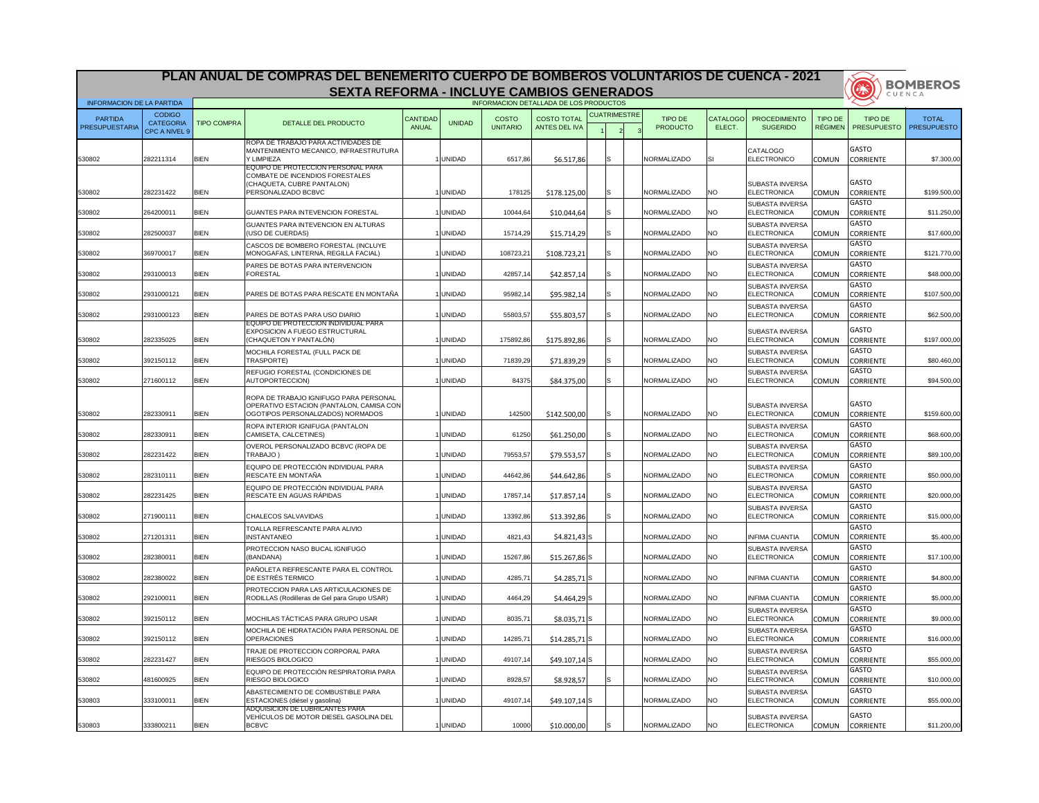# PLAN ANUAL DE COMPRAS DEL BENEMERITO CUERPO DE BOMBEROS VOLUNTARIOS DE CUENCA - 2021

## SEXTA REFORMA - INCLUYE CAMBIOS GENERADOS

BOMBEROS CUENCA

| INFORMACION DE LA PARTIDA | INFORMACION DETALLADA DE LOS PRODUCTOS | | | | | | | | | | | | | | | | |
|---|---|---|---|---|---|---|---|---|---|---|---|---|---|---|---|---|---|
| PARTIDA PRESUPUESTARIA | CODIGO CATEGORIA CPC A NIVEL 9 | TIPO COMPRA | DETALLE DEL PRODUCTO | CANTIDAD ANUAL | UNIDAD | COSTO UNITARIO | COSTO TOTAL ANTES DEL IVA | CUATRIMESTRE 1 | 2 | 3 | TIPO DE PRODUCTO | CATALOGO ELECT. | PROCEDIMIENTO SUGERIDO | TIPO DE RÉGIMEN | TIPO DE PRESUPUESTO | TOTAL PRESUPUESTO |
| 530802 | 282211314 | BIEN | ROPA DE TRABAJO PARA ACTIVIDADES DE MANTENIMIENTO MECANICO, INFRAESTRUTURA Y LIMPIEZA | 1 | UNIDAD | 6517,86 | $6.517,86 | | S | | NORMALIZADO | SI | CATALOGO ELECTRONICO | COMUN | GASTO CORRIENTE | $7.300,00 |
| 530802 | 282231422 | BIEN | EQUIPO DE PROTECCION PERSONAL PARA COMBATE DE INCENDIOS FORESTALES (CHAQUETA, CUBRE PANTALON) PERSONALIZADO BCBVC | 1 | UNIDAD | 178125 | $178.125,00 | | S | | NORMALIZADO | NO | SUBASTA INVERSA ELECTRONICA | COMUN | GASTO CORRIENTE | $199.500,00 |
| 530802 | 264200011 | BIEN | GUANTES PARA INTEVENCION FORESTAL | 1 | UNIDAD | 10044,64 | $10.044,64 | | S | | NORMALIZADO | NO | SUBASTA INVERSA ELECTRONICA | COMUN | GASTO CORRIENTE | $11.250,00 |
| 530802 | 282500037 | BIEN | GUANTES PARA INTEVENCION EN ALTURAS (USO DE CUERDAS) | 1 | UNIDAD | 15714,29 | $15.714,29 | | S | | NORMALIZADO | NO | SUBASTA INVERSA ELECTRONICA | COMUN | GASTO CORRIENTE | $17.600,00 |
| 530802 | 369700017 | BIEN | CASCOS DE BOMBERO FORESTAL (INCLUYE MONOGAFAS, LINTERNA, REGILLA FACIAL) | 1 | UNIDAD | 108723,21 | $108.723,21 | | S | | NORMALIZADO | NO | SUBASTA INVERSA ELECTRONICA | COMUN | GASTO CORRIENTE | $121.770,00 |
| 530802 | 293100013 | BIEN | PARES DE BOTAS PARA INTERVENCION FORESTAL | 1 | UNIDAD | 42857,14 | $42.857,14 | | S | | NORMALIZADO | NO | SUBASTA INVERSA ELECTRONICA | COMUN | GASTO CORRIENTE | $48.000,00 |
| 530802 | 2931000121 | BIEN | PARES DE BOTAS PARA RESCATE EN MONTAÑA | 1 | UNIDAD | 95982,14 | $95.982,14 | | S | | NORMALIZADO | NO | SUBASTA INVERSA ELECTRONICA | COMUN | GASTO CORRIENTE | $107.500,00 |
| 530802 | 2931000123 | BIEN | PARES DE BOTAS PARA USO DIARIO | 1 | UNIDAD | 55803,57 | $55.803,57 | | S | | NORMALIZADO | NO | SUBASTA INVERSA ELECTRONICA | COMUN | GASTO CORRIENTE | $62.500,00 |
| 530802 | 282335025 | BIEN | EQUIPO DE PROTECCION INDIVIDUAL PARA EXPOSICION A FUEGO ESTRUCTURAL (CHAQUETON Y PANTALÓN) | 1 | UNIDAD | 175892,86 | $175.892,86 | | S | | NORMALIZADO | NO | SUBASTA INVERSA ELECTRONICA | COMUN | GASTO CORRIENTE | $197.000,00 |
| 530802 | 392150112 | BIEN | MOCHILA FORESTAL (FULL PACK DE TRASPORTE) | 1 | UNIDAD | 71839,29 | $71.839,29 | | S | | NORMALIZADO | NO | SUBASTA INVERSA ELECTRONICA | COMUN | GASTO CORRIENTE | $80.460,00 |
| 530802 | 271600112 | BIEN | REFUGIO FORESTAL (CONDICIONES DE AUTOPORTECCION) | 1 | UNIDAD | 84375 | $84.375,00 | | S | | NORMALIZADO | NO | SUBASTA INVERSA ELECTRONICA | COMUN | GASTO CORRIENTE | $94.500,00 |
| 530802 | 282330911 | BIEN | ROPA DE TRABAJO IGNIFUGO PARA PERSONAL OPERATIVO ESTACION (PANTALON, CAMISA CON OGOTIPOS PERSONALIZADOS) NORMADOS | 1 | UNIDAD | 142500 | $142.500,00 | | S | | NORMALIZADO | NO | SUBASTA INVERSA ELECTRONICA | COMUN | GASTO CORRIENTE | $159.600,00 |
| 530802 | 282330911 | BIEN | ROPA INTERIOR IGNIFUGA (PANTALON CAMISETA, CALCETINES) | 1 | UNIDAD | 61250 | $61.250,00 | | S | | NORMALIZADO | NO | SUBASTA INVERSA ELECTRONICA | COMUN | GASTO CORRIENTE | $68.600,00 |
| 530802 | 282231422 | BIEN | OVEROL PERSONALIZADO BCBVC (ROPA DE TRABAJO ) | 1 | UNIDAD | 79553,57 | $79.553,57 | | S | | NORMALIZADO | NO | SUBASTA INVERSA ELECTRONICA | COMUN | GASTO CORRIENTE | $89.100,00 |
| 530802 | 282310111 | BIEN | EQUIPO DE PROTECCIÓN INDIVIDUAL PARA RESCATE EN MONTAÑA | 1 | UNIDAD | 44642,86 | $44.642,86 | | S | | NORMALIZADO | NO | SUBASTA INVERSA ELECTRONICA | COMUN | GASTO CORRIENTE | $50.000,00 |
| 530802 | 282231425 | BIEN | EQUIPO DE PROTECCIÓN INDIVIDUAL PARA RESCATE EN AGUAS RÁPIDAS | 1 | UNIDAD | 17857,14 | $17.857,14 | | S | | NORMALIZADO | NO | SUBASTA INVERSA ELECTRONICA | COMUN | GASTO CORRIENTE | $20.000,00 |
| 530802 | 271900111 | BIEN | CHALECOS SALVAVIDAS | 1 | UNIDAD | 13392,86 | $13.392,86 | | S | | NORMALIZADO | NO | SUBASTA INVERSA ELECTRONICA | COMUN | GASTO CORRIENTE | $15.000,00 |
| 530802 | 271201311 | BIEN | TOALLA REFRESCANTE PARA ALIVIO INSTANTANEO | 1 | UNIDAD | 4821,43 | $4.821,43 | S | | | NORMALIZADO | NO | INFIMA CUANTIA | COMUN | GASTO CORRIENTE | $5.400,00 |
| 530802 | 282380011 | BIEN | PROTECCION NASO BUCAL IGNIFUGO (BANDANA) | 1 | UNIDAD | 15267,86 | $15.267,86 | S | | | NORMALIZADO | NO | SUBASTA INVERSA ELECTRONICA | COMUN | GASTO CORRIENTE | $17.100,00 |
| 530802 | 282380022 | BIEN | PAÑOLETA REFRESCANTE PARA EL CONTROL DE ESTRÉS TERMICO | 1 | UNIDAD | 4285,71 | $4.285,71 | S | | | NORMALIZADO | NO | INFIMA CUANTIA | COMUN | GASTO CORRIENTE | $4.800,00 |
| 530802 | 292100011 | BIEN | PROTECCION PARA LAS ARTICULACIONES DE RODILLAS (Rodilleras de Gel para Grupo USAR) | 1 | UNIDAD | 4464,29 | $4.464,29 | S | | | NORMALIZADO | NO | INFIMA CUANTIA | COMUN | GASTO CORRIENTE | $5.000,00 |
| 530802 | 392150112 | BIEN | MOCHILAS TÁCTICAS PARA GRUPO USAR | 1 | UNIDAD | 8035,71 | $8.035,71 | S | | | NORMALIZADO | NO | SUBASTA INVERSA ELECTRONICA | COMUN | GASTO CORRIENTE | $9.000,00 |
| 530802 | 392150112 | BIEN | MOCHILA DE HIDRATACIÓN PARA PERSONAL DE OPERACIONES | 1 | UNIDAD | 14285,71 | $14.285,71 | S | | | NORMALIZADO | NO | SUBASTA INVERSA ELECTRONICA | COMUN | GASTO CORRIENTE | $16.000,00 |
| 530802 | 282231427 | BIEN | TRAJE DE PROTECCION CORPORAL PARA RIESGOS BIOLOGICO | 1 | UNIDAD | 49107,14 | $49.107,14 | S | | | NORMALIZADO | NO | SUBASTA INVERSA ELECTRONICA | COMUN | GASTO CORRIENTE | $55.000,00 |
| 530802 | 481600925 | BIEN | EQUIPO DE PROTECCIÓN RESPIRATORIA PARA RIESGO BIOLOGICO | 1 | UNIDAD | 8928,57 | $8.928,57 | | S | | NORMALIZADO | NO | SUBASTA INVERSA ELECTRONICA | COMUN | GASTO CORRIENTE | $10.000,00 |
| 530803 | 333100011 | BIEN | ABASTECIMIENTO DE COMBUSTIBLE PARA ESTACIONES (diésel y gasolina) | 1 | UNIDAD | 49107,14 | $49.107,14 | S | | | NORMALIZADO | NO | SUBASTA INVERSA ELECTRONICA | COMUN | GASTO CORRIENTE | $55.000,00 |
| 530803 | 333800211 | BIEN | ADQUISICION DE LUBRICANTES PARA VEHÍCULOS DE MOTOR DIESEL GASOLINA DEL BCBVC | 1 | UNIDAD | 10000 | $10.000,00 | | S | | NORMALIZADO | NO | SUBASTA INVERSA ELECTRONICA | COMUN | GASTO CORRIENTE | $11.200,00 |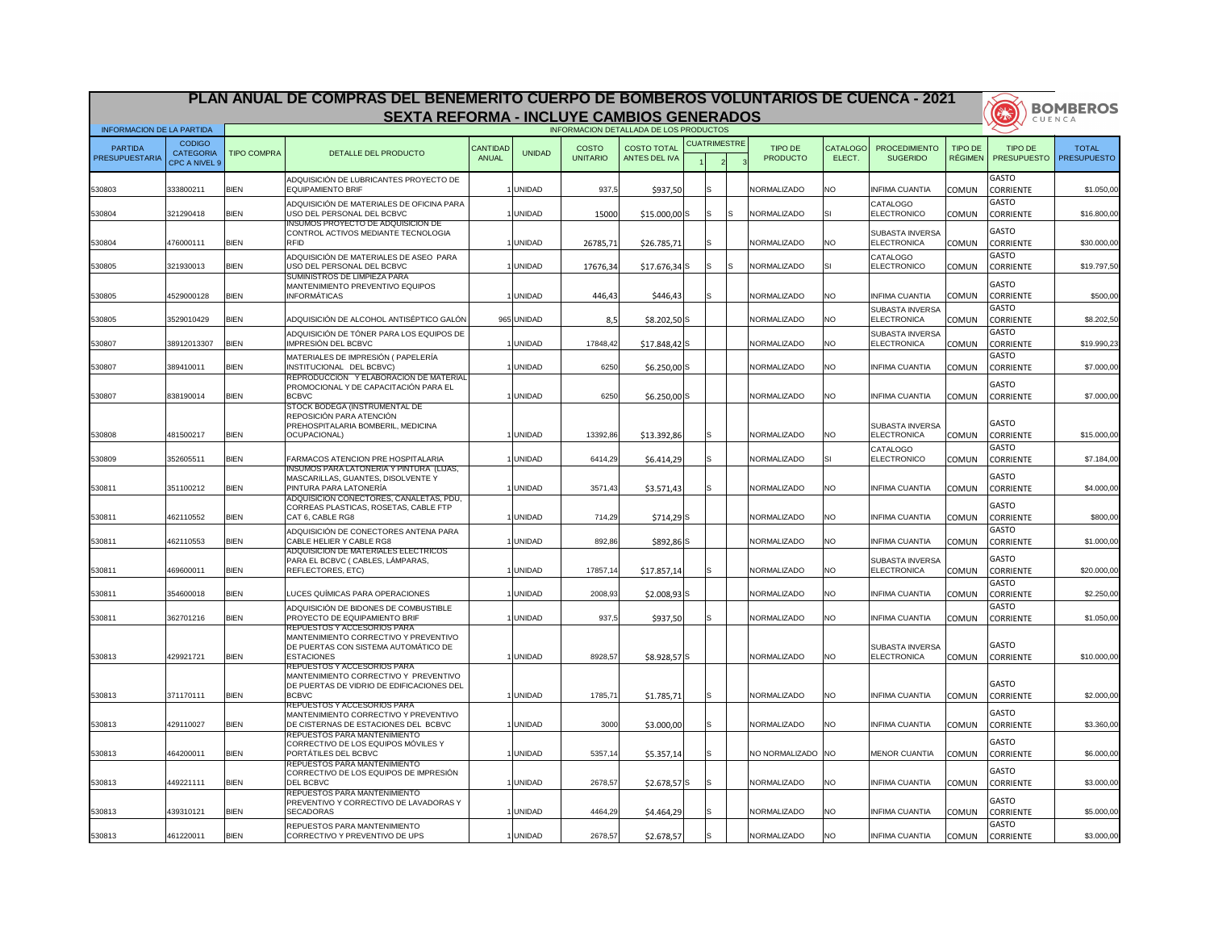# PLAN ANUAL DE COMPRAS DEL BENEMERITO CUERPO DE BOMBEROS VOLUNTARIOS DE CUENCA - 2021

## SEXTA REFORMA - INCLUYE CAMBIOS GENERADOS

BOMBEROS CUENCA

| INFORMACION DE LA PARTIDA | | INFORMACION DETALLADA DE LOS PRODUCTOS | | | | | | | | | | | | | | | |
|---|---|---|---|---|---|---|---|---|---|---|---|---|---|---|---|---|---|
| PARTIDA PRESUPUESTARIA | CODIGO CATEGORIA CPC A NIVEL 9 | TIPO COMPRA | DETALLE DEL PRODUCTO | CANTIDAD ANUAL | UNIDAD | COSTO UNITARIO | COSTO TOTAL ANTES DEL IVA | CUATRIMESTRE 1 | 2 | 3 | TIPO DE PRODUCTO | CATALOGO ELECT. | PROCEDIMIENTO SUGERIDO | TIPO DE RÉGIMEN | TIPO DE PRESUPUESTO | TOTAL PRESUPUESTO |
| 530803 | 333800211 | BIEN | ADQUISICIÓN DE LUBRICANTES PROYECTO DE EQUIPAMIENTO BRIF | 1 | UNIDAD | 937,5 | $937,50 | | S | | NORMALIZADO | NO | INFIMA CUANTIA | COMUN | GASTO CORRIENTE | $1.050,00 |
| 530804 | 321290418 | BIEN | ADQUISICIÓN DE MATERIALES DE OFICINA PARA USO DEL PERSONAL DEL BCBVC | 1 | UNIDAD | 15000 | $15.000,00 | S | S | S | NORMALIZADO | SI | CATALOGO ELECTRONICO | COMUN | GASTO CORRIENTE | $16.800,00 |
| 530804 | 476000111 | BIEN | INSUMOS PROYECTO DE ADQUISICION DE CONTROL ACTIVOS MEDIANTE TECNOLOGIA RFID | 1 | UNIDAD | 26785,71 | $26.785,71 | | S | | NORMALIZADO | NO | SUBASTA INVERSA ELECTRONICA | COMUN | GASTO CORRIENTE | $30.000,00 |
| 530805 | 321930013 | BIEN | ADQUISICIÓN DE MATERIALES DE ASEO PARA USO DEL PERSONAL DEL BCBVC | 1 | UNIDAD | 17676,34 | $17.676,34 | S | S | S | NORMALIZADO | SI | CATALOGO ELECTRONICO | COMUN | GASTO CORRIENTE | $19.797,50 |
| 530805 | 4529000128 | BIEN | SUMINISTROS DE LIMPIEZA PARA MANTENIMIENTO PREVENTIVO EQUIPOS INFORMÁTICAS | 1 | UNIDAD | 446,43 | $446,43 | | S | | NORMALIZADO | NO | INFIMA CUANTIA | COMUN | GASTO CORRIENTE | $500,00 |
| 530805 | 3529010429 | BIEN | ADQUISICIÓN DE ALCOHOL ANTISÉPTICO GALÓN | 965 | UNIDAD | 8,5 | $8.202,50 | S | | | NORMALIZADO | NO | SUBASTA INVERSA ELECTRONICA | COMUN | GASTO CORRIENTE | $8.202,50 |
| 530807 | 38912013307 | BIEN | ADQUISICIÓN DE TÓNER PARA LOS EQUIPOS DE IMPRESIÓN DEL BCBVC | 1 | UNIDAD | 17848,42 | $17.848,42 | S | | | NORMALIZADO | NO | SUBASTA INVERSA ELECTRONICA | COMUN | GASTO CORRIENTE | $19.990,23 |
| 530807 | 389410011 | BIEN | MATERIALES DE IMPRESIÓN ( PAPELERÍA INSTITUCIONAL DEL BCBVC) | 1 | UNIDAD | 6250 | $6.250,00 | S | | | NORMALIZADO | NO | INFIMA CUANTIA | COMUN | GASTO CORRIENTE | $7.000,00 |
| 530807 | 838190014 | BIEN | REPRODUCCION Y ELABORACION DE MATERIAL PROMOCIONAL Y DE CAPACITACIÓN PARA EL BCBVC | 1 | UNIDAD | 6250 | $6.250,00 | S | | | NORMALIZADO | NO | INFIMA CUANTIA | COMUN | GASTO CORRIENTE | $7.000,00 |
| 530808 | 481500217 | BIEN | STOCK BODEGA (INSTRUMENTAL DE REPOSICIÓN PARA ATENCIÓN PREHOSPITALARIA BOMBERIL, MEDICINA OCUPACIONAL) | 1 | UNIDAD | 13392,86 | $13.392,86 | | S | | NORMALIZADO | NO | SUBASTA INVERSA ELECTRONICA | COMUN | GASTO CORRIENTE | $15.000,00 |
| 530809 | 352605511 | BIEN | FARMACOS ATENCION PRE HOSPITALARIA | 1 | UNIDAD | 6414,29 | $6.414,29 | | S | | NORMALIZADO | SI | CATALOGO ELECTRONICO | COMUN | GASTO CORRIENTE | $7.184,00 |
| 530811 | 351100212 | BIEN | INSUMOS PARA LATONERIA Y PINTURA (LIJAS, MASCARILLAS, GUANTES, DISOLVENTE Y PINTURA PARA LATONERÍA | 1 | UNIDAD | 3571,43 | $3.571,43 | | S | | NORMALIZADO | NO | INFIMA CUANTIA | COMUN | GASTO CORRIENTE | $4.000,00 |
| 530811 | 462110552 | BIEN | ADQUISICION CONECTORES, CANALETAS, PDU, CORREAS PLASTICAS, ROSETAS, CABLE FTP CAT 6, CABLE RG8 | 1 | UNIDAD | 714,29 | $714,29 | S | | | NORMALIZADO | NO | INFIMA CUANTIA | COMUN | GASTO CORRIENTE | $800,00 |
| 530811 | 462110553 | BIEN | ADQUISICIÓN DE CONECTORES ANTENA PARA CABLE HELIER Y CABLE RG8 | 1 | UNIDAD | 892,86 | $892,86 | S | | | NORMALIZADO | NO | INFIMA CUANTIA | COMUN | GASTO CORRIENTE | $1.000,00 |
| 530811 | 469600011 | BIEN | ADQUISICION DE MATERIALES ELECTRICOS PARA EL BCBVC ( CABLES, LÁMPARAS, REFLECTORES, ETC) | 1 | UNIDAD | 17857,14 | $17.857,14 | | S | | NORMALIZADO | NO | SUBASTA INVERSA ELECTRONICA | COMUN | GASTO CORRIENTE | $20.000,00 |
| 530811 | 354600018 | BIEN | LUCES QUÍMICAS PARA OPERACIONES | 1 | UNIDAD | 2008,93 | $2.008,93 | S | | | NORMALIZADO | NO | INFIMA CUANTIA | COMUN | GASTO CORRIENTE | $2.250,00 |
| 530811 | 362701216 | BIEN | ADQUISICIÓN DE BIDONES DE COMBUSTIBLE PROYECTO DE EQUIPAMIENTO BRIF | 1 | UNIDAD | 937,5 | $937,50 | | S | | NORMALIZADO | NO | INFIMA CUANTIA | COMUN | GASTO CORRIENTE | $1.050,00 |
| 530813 | 429921721 | BIEN | REPUESTOS Y ACCESORIOS PARA MANTENIMIENTO CORRECTIVO Y PREVENTIVO DE PUERTAS CON SISTEMA AUTOMÁTICO DE ESTACIONES | 1 | UNIDAD | 8928,57 | $8.928,57 | S | | | NORMALIZADO | NO | SUBASTA INVERSA ELECTRONICA | COMUN | GASTO CORRIENTE | $10.000,00 |
| 530813 | 371170111 | BIEN | REPUESTOS Y ACCESORIOS PARA MANTENIMIENTO CORRECTIVO Y PREVENTIVO DE PUERTAS DE VIDRIO DE EDIFICACIONES DEL BCBVC | 1 | UNIDAD | 1785,71 | $1.785,71 | | S | | NORMALIZADO | NO | INFIMA CUANTIA | COMUN | GASTO CORRIENTE | $2.000,00 |
| 530813 | 429110027 | BIEN | REPUESTOS Y ACCESORIOS PARA MANTENIMIENTO CORRECTIVO Y PREVENTIVO DE CISTERNAS DE ESTACIONES DEL BCBVC | 1 | UNIDAD | 3000 | $3.000,00 | | S | | NORMALIZADO | NO | INFIMA CUANTIA | COMUN | GASTO CORRIENTE | $3.360,00 |
| 530813 | 464200011 | BIEN | REPUESTOS PARA MANTENIMIENTO CORRECTIVO DE LOS EQUIPOS MÓVILES Y PORTÁTILES DEL BCBVC | 1 | UNIDAD | 5357,14 | $5.357,14 | | S | | NO NORMALIZADO | NO | MENOR CUANTIA | COMUN | GASTO CORRIENTE | $6.000,00 |
| 530813 | 449221111 | BIEN | REPUESTOS PARA MANTENIMIENTO CORRECTIVO DE LOS EQUIPOS DE IMPRESIÓN DEL BCBVC | 1 | UNIDAD | 2678,57 | $2.678,57 | S | S | | NORMALIZADO | NO | INFIMA CUANTIA | COMUN | GASTO CORRIENTE | $3.000,00 |
| 530813 | 439310121 | BIEN | REPUESTOS PARA MANTENIMIENTO PREVENTIVO Y CORRECTIVO DE LAVADORAS Y SECADORAS | 1 | UNIDAD | 4464,29 | $4.464,29 | | S | | NORMALIZADO | NO | INFIMA CUANTIA | COMUN | GASTO CORRIENTE | $5.000,00 |
| 530813 | 461220011 | BIEN | REPUESTOS PARA MANTENIMIENTO CORRECTIVO Y PREVENTIVO DE UPS | 1 | UNIDAD | 2678,57 | $2.678,57 | | S | | NORMALIZADO | NO | INFIMA CUANTIA | COMUN | GASTO CORRIENTE | $3.000,00 |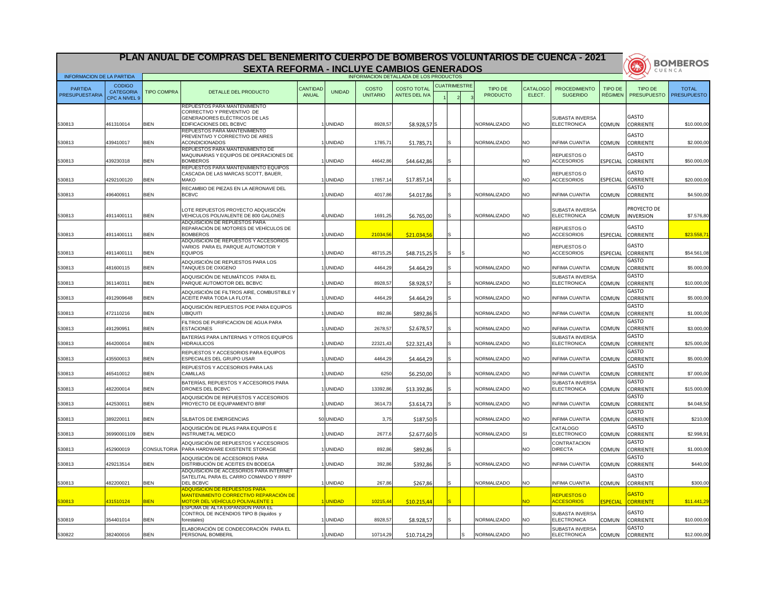# PLAN ANUAL DE COMPRAS DEL BENEMERITO CUERPO DE BOMBEROS VOLUNTARIOS DE CUENCA - 2021

## SEXTA REFORMA - INCLUYE CAMBIOS GENERADOS

BOMBEROS CUENCA

| INFORMACION DE LA PARTIDA | | INFORMACION DETALLADA DE LOS PRODUCTOS | | | | | | | | | | | | | | | | |
|---|---|---|---|---|---|---|---|---|---|---|---|---|---|---|---|---|---|---|
| PARTIDA PRESUPUESTARIA | CODIGO CATEGORIA CPC A NIVEL 9 | TIPO COMPRA | DETALLE DEL PRODUCTO | CANTIDAD ANUAL | UNIDAD | COSTO UNITARIO | COSTO TOTAL ANTES DEL IVA | CUATRIMESTRE | | | TIPO DE PRODUCTO | CATALOGO ELECT. | PROCEDIMIENTO SUGERIDO | TIPO DE RÉGIMEN | TIPO DE PRESUPUESTO | TOTAL PRESUPUESTO |
| | | | | | | | | 1 | 2 | 3 | | | | | | |
| 530813 | 461310014 | BIEN | REPUESTOS PARA MANTENIMIENTO CORRECTIVO Y PREVENTIVO DE GENERADORES ELÉCTRICOS DE LAS EDIFICACIONES DEL BCBVC | 1 | UNIDAD | 8928,57 | $8.928,57 | S | | | NORMALIZADO | NO | SUBASTA INVERSA ELECTRONICA | COMUN | GASTO CORRIENTE | $10.000,00 |
| 530813 | 439410017 | BIEN | REPUESTOS PARA MANTENIMIENTO PREVENTIVO Y CORRECTIVO DE AIRES ACONDICIONADOS | 1 | UNIDAD | 1785,71 | $1.785,71 | | S | | NORMALIZADO | NO | INFIMA CUANTIA | COMUN | GASTO CORRIENTE | $2.000,00 |
| 530813 | 439230318 | BIEN | REPUESTOS PARA MANTENIMIENTO DE MAQUINARIAS Y EQUIPOS DE OPERACIONES DE BOMBEROS | 1 | UNIDAD | 44642,86 | $44.642,86 | | S | | | NO | REPUESTOS O ACCESORIOS | ESPECIAL | GASTO CORRIENTE | $50.000,00 |
| 530813 | 4292100120 | BIEN | REPUESTOS PARA MANTENIMIENTO EQUIPOS CASCADA DE LAS MARCAS SCOTT, BAUER, MAKO | 1 | UNIDAD | 17857,14 | $17.857,14 | | S | | | NO | REPUESTOS O ACCESORIOS | ESPECIAL | GASTO CORRIENTE | $20.000,00 |
| 530813 | 496400911 | BIEN | RECAMBIO DE PIEZAS EN LA AERONAVE DEL BCBVC | 1 | UNIDAD | 4017,86 | $4.017,86 | | S | | NORMALIZADO | NO | INFIMA CUANTIA | COMUN | GASTO CORRIENTE | $4.500,00 |
| 530813 | 4911400111 | BIEN | LOTE REPUESTOS PROYECTO ADQUISICIÓN VEHICULOS POLIVALENTE DE 800 GALONES | 4 | UNIDAD | 1691,25 | $6.765,00 | | S | | NORMALIZADO | NO | SUBASTA INVERSA ELECTRONICA | COMUN | PROYECTO DE INVERSION | $7.576,80 |
| 530813 | 4911400111 | BIEN | ADQUISICION DE REPUESTOS PARA REPARACIÓN DE MOTORES DE VEHÍCULOS DE BOMBEROS | 1 | UNIDAD | 21034,56 | $21.034,56 | | S | | | NO | REPUESTOS O ACCESORIOS | ESPECIAL | GASTO CORRIENTE | $23.558,71 |
| 530813 | 4911400111 | BIEN | ADQUISICION DE REPUESTOS Y ACCESORIOS VARIOS PARA EL PARQUE AUTOMOTOR Y EQUIPOS | 1 | UNIDAD | 48715,25 | $48.715,25 | S | S | S | | NO | REPUESTOS O ACCESORIOS | ESPECIAL | GASTO CORRIENTE | $54.561,08 |
| 530813 | 481600115 | BIEN | ADQUISICIÓN DE REPUESTOS PARA LOS TANQUES DE OXIGENO | 1 | UNIDAD | 4464,29 | $4.464,29 | | S | | NORMALIZADO | NO | INFIMA CUANTIA | COMUN | GASTO CORRIENTE | $5.000,00 |
| 530813 | 361140311 | BIEN | ADQUISICIÓN DE NEUMÁTICOS PARA EL PARQUE AUTOMOTOR DEL BCBVC | 1 | UNIDAD | 8928,57 | $8.928,57 | | S | | NORMALIZADO | NO | SUBASTA INVERSA ELECTRONICA | COMUN | GASTO CORRIENTE | $10.000,00 |
| 530813 | 4912909648 | BIEN | ADQUISICIÓN DE FILTROS AIRE, COMBUSTIBLE Y ACEITE PARA TODA LA FLOTA | 1 | UNIDAD | 4464,29 | $4.464,29 | | S | | NORMALIZADO | NO | INFIMA CUANTIA | COMUN | GASTO CORRIENTE | $5.000,00 |
| 530813 | 472110216 | BIEN | ADQUISICIÓN REPUESTOS POE PARA EQUIPOS UBIQUITI | 1 | UNIDAD | 892,86 | $892,86 | S | | | NORMALIZADO | NO | INFIMA CUANTIA | COMUN | GASTO CORRIENTE | $1.000,00 |
| 530813 | 491290951 | BIEN | FILTROS DE PURIFICACION DE AGUA PARA ESTACIONES | 1 | UNIDAD | 2678,57 | $2.678,57 | | S | | NORMALIZADO | NO | INFIMA CUANTIA | COMUN | GASTO CORRIENTE | $3.000,00 |
| 530813 | 464200014 | BIEN | BATERÍAS PARA LINTERNAS Y OTROS EQUIPOS HIDRAULICOS | 1 | UNIDAD | 22321,43 | $22.321,43 | | S | | NORMALIZADO | NO | SUBASTA INVERSA ELECTRONICA | COMUN | GASTO CORRIENTE | $25.000,00 |
| 530813 | 435500013 | BIEN | REPUESTOS Y ACCESORIOS PARA EQUIPOS ESPECIALES DEL GRUPO USAR | 1 | UNIDAD | 4464,29 | $4.464,29 | | S | | NORMALIZADO | NO | INFIMA CUANTIA | COMUN | GASTO CORRIENTE | $5.000,00 |
| 530813 | 465410012 | BIEN | REPUESTOS Y ACCESORIOS PARA LAS CAMILLAS | 1 | UNIDAD | 6250 | $6.250,00 | | S | | NORMALIZADO | NO | INFIMA CUANTIA | COMUN | GASTO CORRIENTE | $7.000,00 |
| 530813 | 482200014 | BIEN | BATERÍAS, REPUESTOS Y ACCESORIOS PARA DRONES DEL BCBVC | 1 | UNIDAD | 13392,86 | $13.392,86 | | S | | NORMALIZADO | NO | SUBASTA INVERSA ELECTRONICA | COMUN | GASTO CORRIENTE | $15.000,00 |
| 530813 | 442530011 | BIEN | ADQUISICIÓN DE REPUESTOS Y ACCESORIOS PROYECTO DE EQUIPAMIENTO BRIF | 1 | UNIDAD | 3614,73 | $3.614,73 | | S | | NORMALIZADO | NO | INFIMA CUANTIA | COMUN | GASTO CORRIENTE | $4.048,50 |
| 530813 | 389220011 | BIEN | SILBATOS DE EMERGENCIAS | 50 | UNIDAD | 3,75 | $187,50 | S | | | NORMALIZADO | NO | INFIMA CUANTIA | COMUN | GASTO CORRIENTE | $210,00 |
| 530813 | 36990001109 | BIEN | ADQUISICIÓN DE PILAS PARA EQUIPOS E INSTRUMETAL MEDICO | 1 | UNIDAD | 2677,6 | $2.677,60 | S | | | NORMALIZADO | SI | CATALOGO ELECTRONICO | COMUN | GASTO CORRIENTE | $2.998,91 |
| 530813 | 452900019 | CONSULTORIA | ADQUISICIÓN DE REPUESTOS Y ACCESORIOS PARA HARDWARE EXISTENTE STORAGE | 1 | UNIDAD | 892,86 | $892,86 | | S | | | NO | CONTRATACION DIRECTA | COMUN | GASTO CORRIENTE | $1.000,00 |
| 530813 | 429213514 | BIEN | ADQUISICIÓN DE ACCESORIOS PARA DISTRIBUCIÓN DE ACEITES EN BODEGA | 1 | UNIDAD | 392,86 | $392,86 | | S | | NORMALIZADO | NO | INFIMA CUANTIA | COMUN | GASTO CORRIENTE | $440,00 |
| 530813 | 482200021 | BIEN | ADQUISICION DE ACCESORIOS PARA INTERNET SATELITAL PARA EL CARRO COMANDO Y RRPP DEL BCBVC | 1 | UNIDAD | 267,86 | $267,86 | | S | | NORMALIZADO | NO | INFIMA CUANTIA | COMUN | GASTO CORRIENTE | $300,00 |
| 530813 | 431510124 | BIEN | ADQUISICIÓN DE REPUESTOS PARA MANTENIMIENTO CORRECTIVO REPARACIÓN DE MOTOR DEL VEHÍCULO POLIVALENTE 1 | 1 | UNIDAD | 10215,44 | $10.215,44 | | S | | | NO | REPUESTOS O ACCESORIOS | ESPECIAL | GASTO CORRIENTE | $11.441,29 |
| 530819 | 354401014 | BIEN | ESPUMA DE ALTA EXPANSION PARA EL CONTROL DE INCENDIOS TIPO B (liquidos y forestales) | 1 | UNIDAD | 8928,57 | $8.928,57 | | S | | NORMALIZADO | NO | SUBASTA INVERSA ELECTRONICA | COMUN | GASTO CORRIENTE | $10.000,00 |
| 530822 | 382400016 | BIEN | ELABORACIÓN DE CONDECORACIÓN PARA EL PERSONAL BOMBERIL | 1 | UNIDAD | 10714,29 | $10.714,29 | | | S | NORMALIZADO | NO | SUBASTA INVERSA ELECTRONICA | COMUN | GASTO CORRIENTE | $12.000,00 |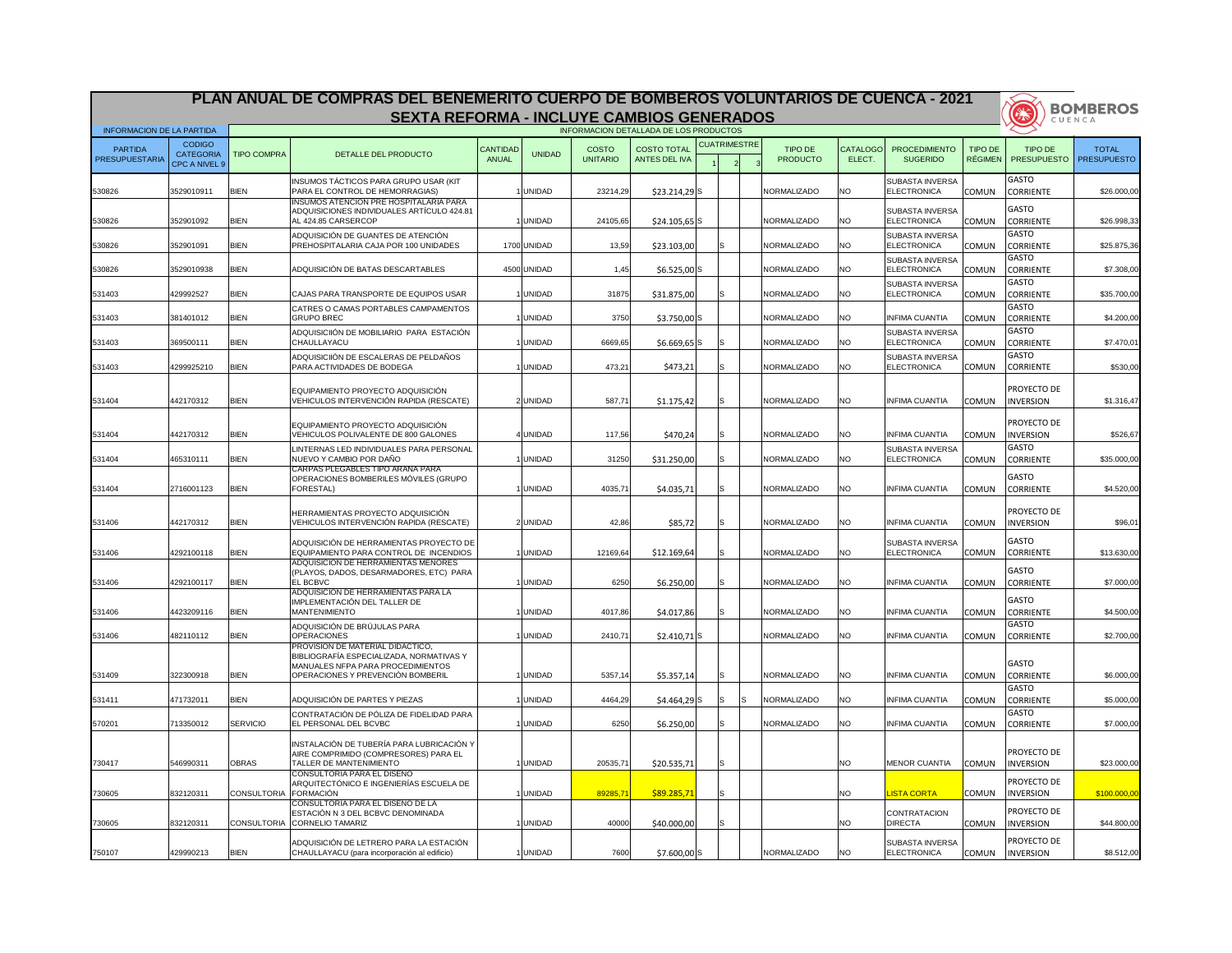# PLAN ANUAL DE COMPRAS DEL BENEMERITO CUERPO DE BOMBEROS VOLUNTARIOS DE CUENCA - 2021

## SEXTA REFORMA - INCLUYE CAMBIOS GENERADOS

BOMBEROS CUENCA

| INFORMACION DE LA PARTIDA | | INFORMACION DETALLADA DE LOS PRODUCTOS | | | | | | | | | | | | | | | |
|---|---|---|---|---|---|---|---|---|---|---|---|---|---|---|---|---|---|
| PARTIDA PRESUPUESTARIA | CODIGO CATEGORIA CPC A NIVEL 9 | TIPO COMPRA | DETALLE DEL PRODUCTO | CANTIDAD ANUAL | UNIDAD | COSTO UNITARIO | COSTO TOTAL ANTES DEL IVA | CUATRIMESTRE 1 | 2 | 3 | TIPO DE PRODUCTO | CATALOGO ELECT. | PROCEDIMIENTO SUGERIDO | TIPO DE RÉGIMEN | TIPO DE PRESUPUESTO | TOTAL PRESUPUESTO |
| 530826 | 3529010911 | BIEN | INSUMOS TÁCTICOS PARA GRUPO USAR (KIT PARA EL CONTROL DE HEMORRAGIAS) | 1 | UNIDAD | 23214,29 | $23.214,29 | S | | | NORMALIZADO | NO | SUBASTA INVERSA ELECTRONICA | COMUN | GASTO CORRIENTE | $26.000,00 |
| 530826 | 352901092 | BIEN | INSUMOS ATENCIÓN PRE HOSPITALARIA PARA ADQUISICIONES INDIVIDUALES ARTÍCULO 424.81 AL 424.85 CARSERCOP | 1 | UNIDAD | 24105,65 | $24.105,65 | S | | | NORMALIZADO | NO | SUBASTA INVERSA ELECTRONICA | COMUN | GASTO CORRIENTE | $26.998,33 |
| 530826 | 352901091 | BIEN | ADQUISICIÓN DE GUANTES DE ATENCIÓN PREHOSPITALARIA CAJA POR 100 UNIDADES | 1700 | UNIDAD | 13,59 | $23.103,00 | | S | | NORMALIZADO | NO | SUBASTA INVERSA ELECTRONICA | COMUN | GASTO CORRIENTE | $25.875,36 |
| 530826 | 3529010938 | BIEN | ADQUISICIÓN DE BATAS DESCARTABLES | 4500 | UNIDAD | 1,45 | $6.525,00 | S | | | NORMALIZADO | NO | SUBASTA INVERSA ELECTRONICA | COMUN | GASTO CORRIENTE | $7.308,00 |
| 531403 | 429992527 | BIEN | CAJAS PARA TRANSPORTE DE EQUIPOS USAR | 1 | UNIDAD | 31875 | $31.875,00 | | S | | NORMALIZADO | NO | SUBASTA INVERSA ELECTRONICA | COMUN | GASTO CORRIENTE | $35.700,00 |
| 531403 | 381401012 | BIEN | CATRES O CAMAS PORTABLES CAMPAMENTOS GRUPO BREC | 1 | UNIDAD | 3750 | $3.750,00 | S | | | NORMALIZADO | NO | INFIMA CUANTIA | COMUN | GASTO CORRIENTE | $4.200,00 |
| 531403 | 369500111 | BIEN | ADQUISICIÓN DE MOBILIARIO PARA ESTACIÓN CHAULLAYACU | 1 | UNIDAD | 6669,65 | $6.669,65 | S | S | | NORMALIZADO | NO | SUBASTA INVERSA ELECTRONICA | COMUN | GASTO CORRIENTE | $7.470,01 |
| 531403 | 4299925210 | BIEN | ADQUISICIIÓN DE ESCALERAS DE PELDAÑOS PARA ACTIVIDADES DE BODEGA | 1 | UNIDAD | 473,21 | $473,21 | | S | | NORMALIZADO | NO | SUBASTA INVERSA ELECTRONICA | COMUN | GASTO CORRIENTE | $530,00 |
| 531404 | 442170312 | BIEN | EQUIPAMIENTO PROYECTO ADQUISICIÓN VEHICULOS INTERVENCIÓN RAPIDA (RESCATE) | 2 | UNIDAD | 587,71 | $1.175,42 | | S | | NORMALIZADO | NO | INFIMA CUANTIA | COMUN | PROYECTO DE INVERSION | $1.316,47 |
| 531404 | 442170312 | BIEN | EQUIPAMIENTO PROYECTO ADQUISICIÓN VEHICULOS POLIVALENTE DE 800 GALONES | 4 | UNIDAD | 117,56 | $470,24 | | S | | NORMALIZADO | NO | INFIMA CUANTIA | COMUN | PROYECTO DE INVERSION | $526,67 |
| 531404 | 465310111 | BIEN | LINTERNAS LED INDIVIDUALES PARA PERSONAL NUEVO Y CAMBIO POR DAÑO | 1 | UNIDAD | 31250 | $31.250,00 | | S | | NORMALIZADO | NO | SUBASTA INVERSA ELECTRONICA | COMUN | GASTO CORRIENTE | $35.000,00 |
| 531404 | 2716001123 | BIEN | CARPAS PLEGABLES TIPO ARAÑA PARA OPERACIONES BOMBERILES MÓVILES (GRUPO FORESTAL) | 1 | UNIDAD | 4035,71 | $4.035,71 | | S | | NORMALIZADO | NO | INFIMA CUANTIA | COMUN | GASTO CORRIENTE | $4.520,00 |
| 531406 | 442170312 | BIEN | HERRAMIENTAS PROYECTO ADQUISICIÓN VEHICULOS INTERVENCIÓN RAPIDA (RESCATE) | 2 | UNIDAD | 42,86 | $85,72 | | S | | NORMALIZADO | NO | INFIMA CUANTIA | COMUN | PROYECTO DE INVERSION | $96,01 |
| 531406 | 4292100118 | BIEN | ADQUISICIÓN DE HERRAMIENTAS PROYECTO DE EQUIPAMIENTO PARA CONTROL DE INCENDIOS | 1 | UNIDAD | 12169,64 | $12.169,64 | | S | | NORMALIZADO | NO | SUBASTA INVERSA ELECTRONICA | COMUN | GASTO CORRIENTE | $13.630,00 |
| 531406 | 4292100117 | BIEN | ADQUISICIÓN DE HERRAMIENTAS MENORES (PLAYOS, DADOS, DESARMADORES, ETC) PARA EL BCBVC | 1 | UNIDAD | 6250 | $6.250,00 | | S | | NORMALIZADO | NO | INFIMA CUANTIA | COMUN | GASTO CORRIENTE | $7.000,00 |
| 531406 | 4423209116 | BIEN | ADQUISICIÓN DE HERRAMIENTAS PARA LA IMPLEMENTACIÓN DEL TALLER DE MANTENIMIENTO | 1 | UNIDAD | 4017,86 | $4.017,86 | | S | | NORMALIZADO | NO | INFIMA CUANTIA | COMUN | GASTO CORRIENTE | $4.500,00 |
| 531406 | 482110112 | BIEN | ADQUISICIÓN DE BRÚJULAS PARA OPERACIONES | 1 | UNIDAD | 2410,71 | $2.410,71 | S | | | NORMALIZADO | NO | INFIMA CUANTIA | COMUN | GASTO CORRIENTE | $2.700,00 |
| 531409 | 322300918 | BIEN | PROVISIÓN DE MATERIAL DIDACTICO, BIBLIOGRAFÍA ESPECIALIZADA, NORMATIVAS Y MANUALES NFPA PARA PROCEDIMIENTOS OPERACIONES Y PREVENCIÓN BOMBERIL | 1 | UNIDAD | 5357,14 | $5.357,14 | | S | | NORMALIZADO | NO | INFIMA CUANTIA | COMUN | GASTO CORRIENTE | $6.000,00 |
| 531411 | 471732011 | BIEN | ADQUISICIÓN DE PARTES Y PIEZAS | 1 | UNIDAD | 4464,29 | $4.464,29 | S | S | S | NORMALIZADO | NO | INFIMA CUANTIA | COMUN | GASTO CORRIENTE | $5.000,00 |
| 570201 | 713350012 | SERVICIO | CONTRATACIÓN DE PÓLIZA DE FIDELIDAD PARA EL PERSONAL DEL BCVBC | 1 | UNIDAD | 6250 | $6.250,00 | | S | | NORMALIZADO | NO | INFIMA CUANTIA | COMUN | GASTO CORRIENTE | $7.000,00 |
| 730417 | 546990311 | OBRAS | INSTALACIÓN DE TUBERÍA PARA LUBRICACIÓN Y AIRE COMPRIMIDO (COMPRESORES) PARA EL TALLER DE MANTENIMIENTO | 1 | UNIDAD | 20535,71 | $20.535,71 | | S | | | NO | MENOR CUANTIA | COMUN | PROYECTO DE INVERSION | $23.000,00 |
| 730605 | 832120311 | CONSULTORIA | CONSULTORIA PARA EL DISEÑO ARQUITECTÓNICO E INGENIERÍAS ESCUELA DE FORMACIÓN | 1 | UNIDAD | 89285,71 | $89.285,71 | | S | | | NO | LISTA CORTA | COMUN | PROYECTO DE INVERSION | $100.000,00 |
| 730605 | 832120311 | CONSULTORIA | CONSULTORIA PARA EL DISEÑO DE LA ESTACIÓN N 3 DEL BCBVC DENOMINADA CORNELIO TAMARIZ | 1 | UNIDAD | 40000 | $40.000,00 | | S | | | NO | CONTRATACION DIRECTA | COMUN | PROYECTO DE INVERSION | $44.800,00 |
| 750107 | 429990213 | BIEN | ADQUISICIÓN DE LETRERO PARA LA ESTACIÓN CHAULLAYACU (para incorporación al edificio) | 1 | UNIDAD | 7600 | $7.600,00 | S | | | NORMALIZADO | NO | SUBASTA INVERSA ELECTRONICA | COMUN | PROYECTO DE INVERSION | $8.512,00 |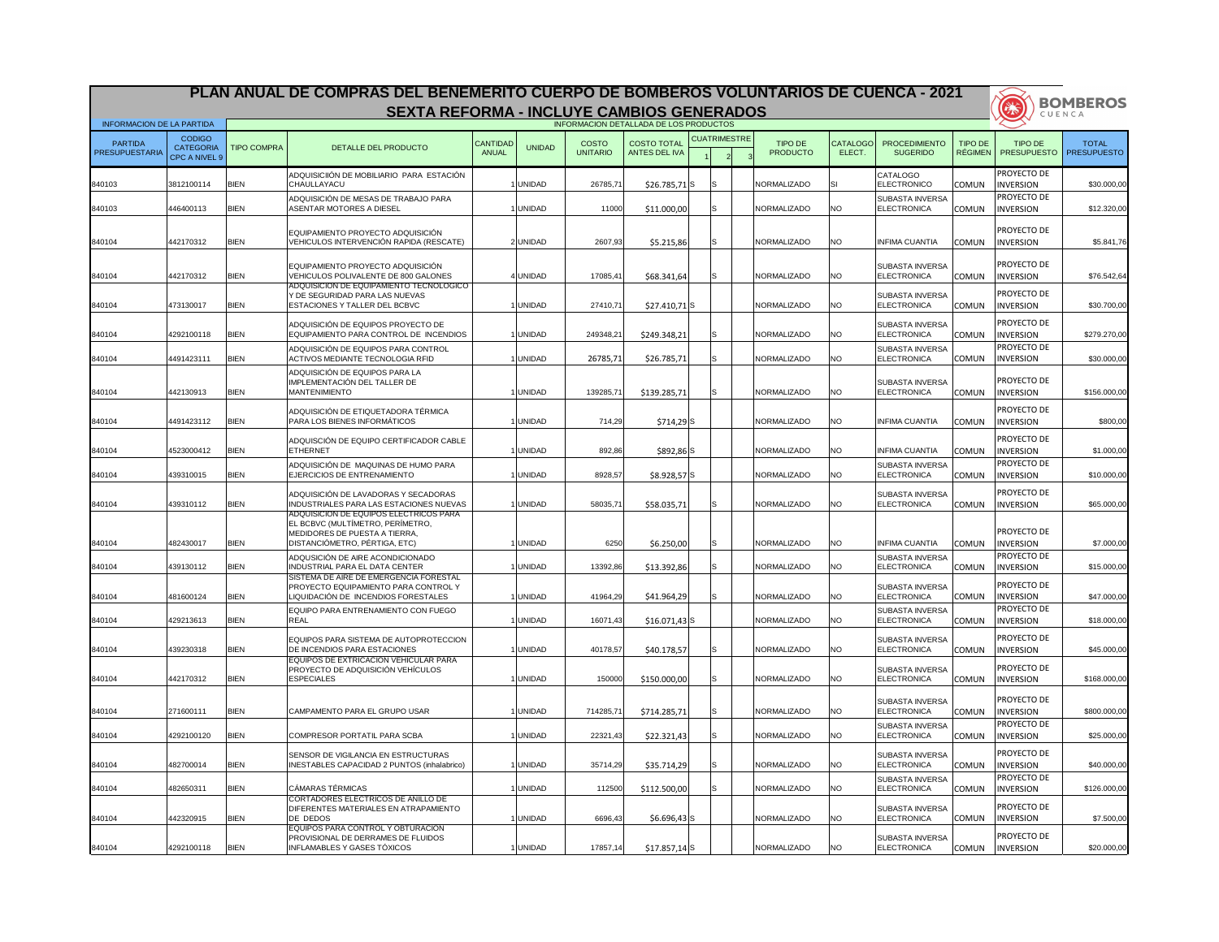# PLAN ANUAL DE COMPRAS DEL BENEMERITO CUERPO DE BOMBEROS VOLUNTARIOS DE CUENCA - 2021

## SEXTA REFORMA - INCLUYE CAMBIOS GENERADOS

BOMBEROS CUENCA

| INFORMACION DE LA PARTIDA | | INFORMACION DETALLADA DE LOS PRODUCTOS | | | | | | | | | | | | | | | |
|---|---|---|---|---|---|---|---|---|---|---|---|---|---|---|---|---|---|
| PARTIDA PRESUPUESTARIA | CODIGO CATEGORIA CPC A NIVEL 9 | TIPO COMPRA | DETALLE DEL PRODUCTO | CANTIDAD ANUAL | UNIDAD | COSTO UNITARIO | COSTO TOTAL ANTES DEL IVA | CUATRIMESTRE 1 | CUATRIMESTRE 2 | CUATRIMESTRE 3 | TIPO DE PRODUCTO | CATALOGO ELECT. | PROCEDIMIENTO SUGERIDO | TIPO DE RÉGIMEN | TIPO DE PRESUPUESTO | TOTAL PRESUPUESTO |
| 840103 | 3812100114 | BIEN | ADQUISICIIÓN DE MOBILIARIO PARA ESTACIÓN CHAULLAYACU | 1 | UNIDAD | 26785,71 | $26.785,71 | S | | | NORMALIZADO | SI | CATALOGO ELECTRONICO | COMUN | PROYECTO DE INVERSION | $30.000,00 |
| 840103 | 446400113 | BIEN | ADQUISICIÓN DE MESAS DE TRABAJO PARA ASENTAR MOTORES A DIESEL | 1 | UNIDAD | 11000 | $11.000,00 | | S | | NORMALIZADO | NO | SUBASTA INVERSA ELECTRONICA | COMUN | PROYECTO DE INVERSION | $12.320,00 |
| 840104 | 442170312 | BIEN | EQUIPAMIENTO PROYECTO ADQUISICIÓN VEHICULOS INTERVENCIÓN RAPIDA (RESCATE) | 2 | UNIDAD | 2607,93 | $5.215,86 | | S | | NORMALIZADO | NO | INFIMA CUANTIA | COMUN | PROYECTO DE INVERSION | $5.841,76 |
| 840104 | 442170312 | BIEN | EQUIPAMIENTO PROYECTO ADQUISICIÓN VEHICULOS POLIVALENTE DE 800 GALONES | 4 | UNIDAD | 17085,41 | $68.341,64 | | S | | NORMALIZADO | NO | SUBASTA INVERSA ELECTRONICA | COMUN | PROYECTO DE INVERSION | $76.542,64 |
| 840104 | 473130017 | BIEN | ADQUISICION DE EQUIPAMIENTO TECNOLOGICO Y DE SEGURIDAD PARA LAS NUEVAS ESTACIONES Y TALLER DEL BCBVC | 1 | UNIDAD | 27410,71 | $27.410,71 | S | | | NORMALIZADO | NO | SUBASTA INVERSA ELECTRONICA | COMUN | PROYECTO DE INVERSION | $30.700,00 |
| 840104 | 4292100118 | BIEN | ADQUISICIÓN DE EQUIPOS PROYECTO DE EQUIPAMIENTO PARA CONTROL DE INCENDIOS | 1 | UNIDAD | 249348,21 | $249.348,21 | | S | | NORMALIZADO | NO | SUBASTA INVERSA ELECTRONICA | COMUN | PROYECTO DE INVERSION | $279.270,00 |
| 840104 | 4491423111 | BIEN | ADQUISICIÓN DE EQUIPOS PARA CONTROL ACTIVOS MEDIANTE TECNOLOGIA RFID | 1 | UNIDAD | 26785,71 | $26.785,71 | | S | | NORMALIZADO | NO | SUBASTA INVERSA ELECTRONICA | COMUN | PROYECTO DE INVERSION | $30.000,00 |
| 840104 | 442130913 | BIEN | ADQUISICIÓN DE EQUIPOS PARA LA IMPLEMENTACIÓN DEL TALLER DE MANTENIMIENTO | 1 | UNIDAD | 139285,71 | $139.285,71 | | S | | NORMALIZADO | NO | SUBASTA INVERSA ELECTRONICA | COMUN | PROYECTO DE INVERSION | $156.000,00 |
| 840104 | 4491423112 | BIEN | ADQUISICIÓN DE ETIQUETADORA TÉRMICA PARA LOS BIENES INFORMÁTICOS | 1 | UNIDAD | 714,29 | $714,29 | S | | | NORMALIZADO | NO | INFIMA CUANTIA | COMUN | PROYECTO DE INVERSION | $800,00 |
| 840104 | 4523000412 | BIEN | ADQUISICIÓN DE EQUIPO CERTIFICADOR CABLE ETHERNET | 1 | UNIDAD | 892,86 | $892,86 | S | | | NORMALIZADO | NO | INFIMA CUANTIA | COMUN | PROYECTO DE INVERSION | $1.000,00 |
| 840104 | 439310015 | BIEN | ADQUISICIÓN DE MAQUINAS DE HUMO PARA EJERCICIOS DE ENTRENAMIENTO | 1 | UNIDAD | 8928,57 | $8.928,57 | S | | | NORMALIZADO | NO | SUBASTA INVERSA ELECTRONICA | COMUN | PROYECTO DE INVERSION | $10.000,00 |
| 840104 | 439310112 | BIEN | ADQUISICIÓN DE LAVADORAS Y SECADORAS INDUSTRIALES PARA LAS ESTACIONES NUEVAS | 1 | UNIDAD | 58035,71 | $58.035,71 | | S | | NORMALIZADO | NO | SUBASTA INVERSA ELECTRONICA | COMUN | PROYECTO DE INVERSION | $65.000,00 |
| 840104 | 482430017 | BIEN | ADQUISICION DE EQUIPOS ELECTRICOS PARA EL BCBVC (MULTÍMETRO, PERÍMETRO, MEDIDORES DE PUESTA A TIERRA, DISTANCIÓMETRO, PÉRTIGA, ETC) | 1 | UNIDAD | 6250 | $6.250,00 | | S | | NORMALIZADO | NO | INFIMA CUANTIA | COMUN | PROYECTO DE INVERSION | $7.000,00 |
| 840104 | 439130112 | BIEN | ADQUSICIÓN DE AIRE ACONDICIONADO INDUSTRIAL PARA EL DATA CENTER | 1 | UNIDAD | 13392,86 | $13.392,86 | | S | | NORMALIZADO | NO | SUBASTA INVERSA ELECTRONICA | COMUN | PROYECTO DE INVERSION | $15.000,00 |
| 840104 | 481600124 | BIEN | SISTEMA DE AIRE DE EMERGENCIA FORESTAL PROYECTO EQUIPAMIENTO PARA CONTROL Y LIQUIDACIÓN DE INCENDIOS FORESTALES | 1 | UNIDAD | 41964,29 | $41.964,29 | | S | | NORMALIZADO | NO | SUBASTA INVERSA ELECTRONICA | COMUN | PROYECTO DE INVERSION | $47.000,00 |
| 840104 | 429213613 | BIEN | EQUIPO PARA ENTRENAMIENTO CON FUEGO REAL | 1 | UNIDAD | 16071,43 | $16.071,43 | S | | | NORMALIZADO | NO | SUBASTA INVERSA ELECTRONICA | COMUN | PROYECTO DE INVERSION | $18.000,00 |
| 840104 | 439230318 | BIEN | EQUIPOS PARA SISTEMA DE AUTOPROTECCION DE INCENDIOS PARA ESTACIONES | 1 | UNIDAD | 40178,57 | $40.178,57 | | S | | NORMALIZADO | NO | SUBASTA INVERSA ELECTRONICA | COMUN | PROYECTO DE INVERSION | $45.000,00 |
| 840104 | 442170312 | BIEN | EQUIPOS DE EXTRICACION VEHICULAR PARA PROYECTO DE ADQUISICIÓN VEHÍCULOS ESPECIALES | 1 | UNIDAD | 150000 | $150.000,00 | | S | | NORMALIZADO | NO | SUBASTA INVERSA ELECTRONICA | COMUN | PROYECTO DE INVERSION | $168.000,00 |
| 840104 | 271600111 | BIEN | CAMPAMENTO PARA EL GRUPO USAR | 1 | UNIDAD | 714285,71 | $714.285,71 | | S | | NORMALIZADO | NO | SUBASTA INVERSA ELECTRONICA | COMUN | PROYECTO DE INVERSION | $800.000,00 |
| 840104 | 4292100120 | BIEN | COMPRESOR PORTATIL PARA SCBA | 1 | UNIDAD | 22321,43 | $22.321,43 | | S | | NORMALIZADO | NO | SUBASTA INVERSA ELECTRONICA | COMUN | PROYECTO DE INVERSION | $25.000,00 |
| 840104 | 482700014 | BIEN | SENSOR DE VIGILANCIA EN ESTRUCTURAS INESTABLES CAPACIDAD 2 PUNTOS (inhalabrico) | 1 | UNIDAD | 35714,29 | $35.714,29 | | S | | NORMALIZADO | NO | SUBASTA INVERSA ELECTRONICA | COMUN | PROYECTO DE INVERSION | $40.000,00 |
| 840104 | 482650311 | BIEN | CÁMARAS TÉRMICAS | 1 | UNIDAD | 112500 | $112.500,00 | | S | | NORMALIZADO | NO | SUBASTA INVERSA ELECTRONICA | COMUN | PROYECTO DE INVERSION | $126.000,00 |
| 840104 | 442320915 | BIEN | CORTADORES ELECTRICOS DE ANILLO DE DIFERENTES MATERIALES EN ATRAPAMIENTO DE DEDOS | 1 | UNIDAD | 6696,43 | $6.696,43 | S | | | NORMALIZADO | NO | SUBASTA INVERSA ELECTRONICA | COMUN | PROYECTO DE INVERSION | $7.500,00 |
| 840104 | 4292100118 | BIEN | EQUIPOS PARA CONTROL Y OBTURACION PROVISIONAL DE DERRAMES DE FLUIDOS INFLAMABLES Y GASES TÓXICOS | 1 | UNIDAD | 17857,14 | $17.857,14 | S | | | NORMALIZADO | NO | SUBASTA INVERSA ELECTRONICA | COMUN | PROYECTO DE INVERSION | $20.000,00 |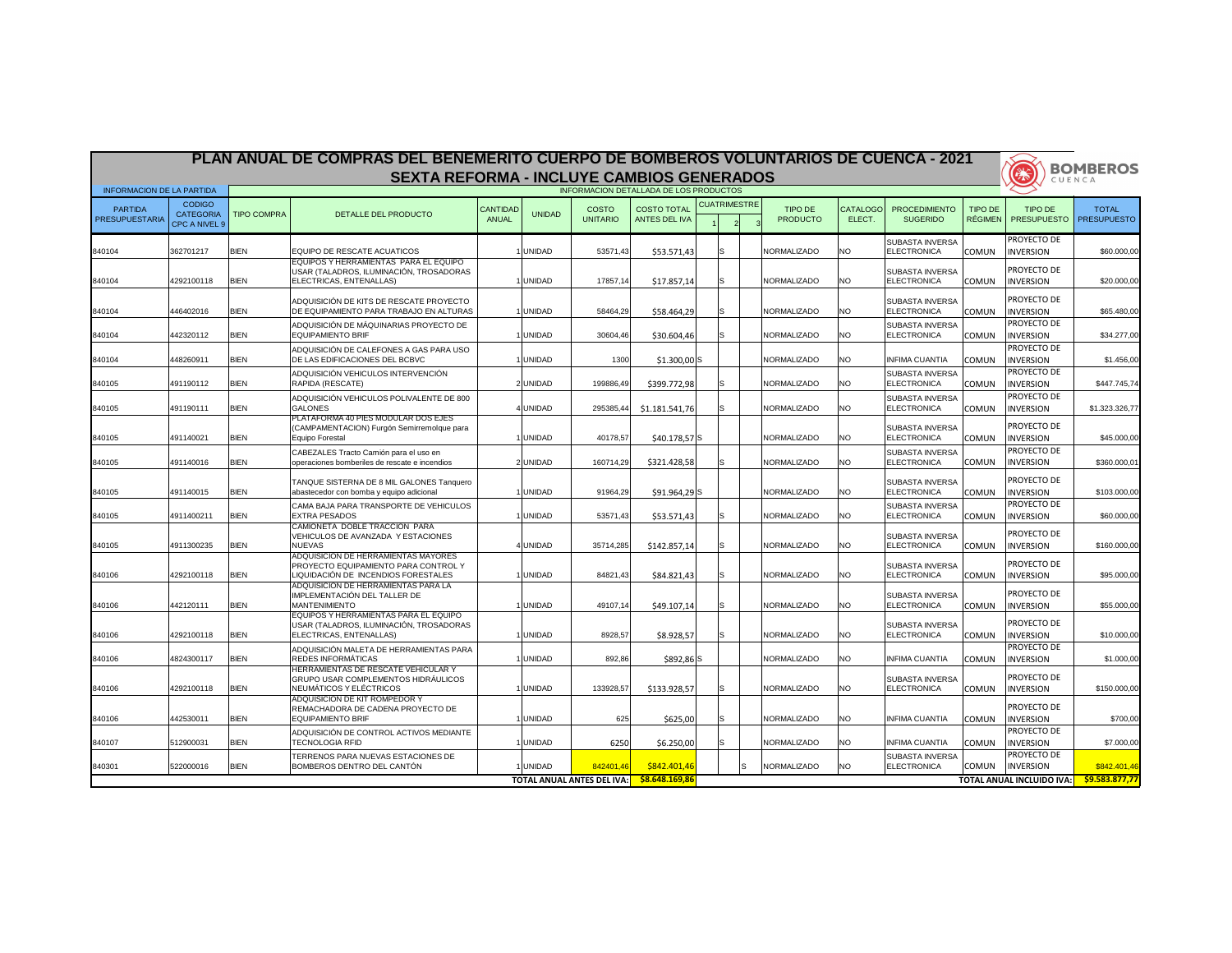# PLAN ANUAL DE COMPRAS DEL BENEMERITO CUERPO DE BOMBEROS VOLUNTARIOS DE CUENCA - 2021

## SEXTA REFORMA - INCLUYE CAMBIOS GENERADOS

BOMBEROS CUENCA

| INFORMACION DE LA PARTIDA | | INFORMACION DETALLADA DE LOS PRODUCTOS | | | | | | | | | | | | | | |
|---|---|---|---|---|---|---|---|---|---|---|---|---|---|---|---|---|
| PARTIDA PRESUPUESTARIA | CODIGO CATEGORIA CPC A NIVEL 9 | TIPO COMPRA | DETALLE DEL PRODUCTO | CANTIDAD ANUAL | UNIDAD | COSTO UNITARIO | COSTO TOTAL ANTES DEL IVA | CUATRIMESTRE 1 | CUATRIMESTRE 2 | CUATRIMESTRE 3 | TIPO DE PRODUCTO | CATALOGO ELECT. | PROCEDIMIENTO SUGERIDO | TIPO DE RÉGIMEN | TIPO DE PRESUPUESTO | TOTAL PRESUPUESTO |
| 840104 | 362701217 | BIEN | EQUIPO DE RESCATE ACUATICOS | 1 | UNIDAD | 53571,43 | $53.571,43 | | S | | NORMALIZADO | NO | SUBASTA INVERSA ELECTRONICA | COMUN | PROYECTO DE INVERSION | $60.000,00 |
| 840104 | 4292100118 | BIEN | EQUIPOS Y HERRAMIENTAS PARA EL EQUIPO USAR (TALADROS, ILUMINACIÓN, TROSADORAS ELECTRICAS, ENTENALLAS) | 1 | UNIDAD | 17857,14 | $17.857,14 | | S | | NORMALIZADO | NO | SUBASTA INVERSA ELECTRONICA | COMUN | PROYECTO DE INVERSION | $20.000,00 |
| 840104 | 446402016 | BIEN | ADQUISICIÓN DE KITS DE RESCATE PROYECTO DE EQUIPAMIENTO PARA TRABAJO EN ALTURAS | 1 | UNIDAD | 58464,29 | $58.464,29 | | S | | NORMALIZADO | NO | SUBASTA INVERSA ELECTRONICA | COMUN | PROYECTO DE INVERSION | $65.480,00 |
| 840104 | 442320112 | BIEN | ADQUISICIÓN DE MÁQUINARIAS PROYECTO DE EQUIPAMIENTO BRIF | 1 | UNIDAD | 30604,46 | $30.604,46 | | S | | NORMALIZADO | NO | SUBASTA INVERSA ELECTRONICA | COMUN | PROYECTO DE INVERSION | $34.277,00 |
| 840104 | 448260911 | BIEN | ADQUISICIÓN DE CALEFONES A GAS PARA USO DE LAS EDIFICACIONES DEL BCBVC | 1 | UNIDAD | 1300 | $1.300,00 | S | | | NORMALIZADO | NO | INFIMA CUANTIA | COMUN | PROYECTO DE INVERSION | $1.456,00 |
| 840105 | 491190112 | BIEN | ADQUISICIÓN VEHICULOS INTERVENCIÓN RAPIDA (RESCATE) | 2 | UNIDAD | 199886,49 | $399.772,98 | | S | | NORMALIZADO | NO | SUBASTA INVERSA ELECTRONICA | COMUN | PROYECTO DE INVERSION | $447.745,74 |
| 840105 | 491190111 | BIEN | ADQUISICIÓN VEHICULOS POLIVALENTE DE 800 GALONES | 4 | UNIDAD | 295385,44 | $1.181.541,76 | | S | | NORMALIZADO | NO | SUBASTA INVERSA ELECTRONICA | COMUN | PROYECTO DE INVERSION | $1.323.326,77 |
| 840105 | 491140021 | BIEN | PLATAFORMA 40 PIES MODULAR DOS EJES (CAMPAMENTACION) Furgón Semirremolque para Equipo Forestal | 1 | UNIDAD | 40178,57 | $40.178,57 | S | | | NORMALIZADO | NO | SUBASTA INVERSA ELECTRONICA | COMUN | PROYECTO DE INVERSION | $45.000,00 |
| 840105 | 491140016 | BIEN | CABEZALES Tracto Camión para el uso en operaciones bomberiles de rescate e incendios | 2 | UNIDAD | 160714,29 | $321.428,58 | | S | | NORMALIZADO | NO | SUBASTA INVERSA ELECTRONICA | COMUN | PROYECTO DE INVERSION | $360.000,01 |
| 840105 | 491140015 | BIEN | TANQUE SISTERNA DE 8 MIL GALONES Tanquero abastecedor con bomba y equipo adicional | 1 | UNIDAD | 91964,29 | $91.964,29 | S | | | NORMALIZADO | NO | SUBASTA INVERSA ELECTRONICA | COMUN | PROYECTO DE INVERSION | $103.000,00 |
| 840105 | 4911400211 | BIEN | CAMA BAJA PARA TRANSPORTE DE VEHICULOS EXTRA PESADOS | 1 | UNIDAD | 53571,43 | $53.571,43 | | S | | NORMALIZADO | NO | SUBASTA INVERSA ELECTRONICA | COMUN | PROYECTO DE INVERSION | $60.000,00 |
| 840105 | 4911300235 | BIEN | CAMIONETA DOBLE TRACCION PARA VEHICULOS DE AVANZADA Y ESTACIONES NUEVAS | 4 | UNIDAD | 35714,285 | $142.857,14 | | S | | NORMALIZADO | NO | SUBASTA INVERSA ELECTRONICA | COMUN | PROYECTO DE INVERSION | $160.000,00 |
| 840106 | 4292100118 | BIEN | ADQUISICION DE HERRAMIENTAS MAYORES PROYECTO EQUIPAMIENTO PARA CONTROL Y LIQUIDACIÓN DE INCENDIOS FORESTALES | 1 | UNIDAD | 84821,43 | $84.821,43 | | S | | NORMALIZADO | NO | SUBASTA INVERSA ELECTRONICA | COMUN | PROYECTO DE INVERSION | $95.000,00 |
| 840106 | 442120111 | BIEN | ADQUISICIÓN DE HERRAMIENTAS PARA LA IMPLEMENTACIÓN DEL TALLER DE MANTENIMIENTO | 1 | UNIDAD | 49107,14 | $49.107,14 | | S | | NORMALIZADO | NO | SUBASTA INVERSA ELECTRONICA | COMUN | PROYECTO DE INVERSION | $55.000,00 |
| 840106 | 4292100118 | BIEN | EQUIPOS Y HERRAMIENTAS PARA EL EQUIPO USAR (TALADROS, ILUMINACIÓN, TROSADORAS ELECTRICAS, ENTENALLAS) | 1 | UNIDAD | 8928,57 | $8.928,57 | | S | | NORMALIZADO | NO | SUBASTA INVERSA ELECTRONICA | COMUN | PROYECTO DE INVERSION | $10.000,00 |
| 840106 | 4824300117 | BIEN | ADQUISICIÓN MALETA DE HERRAMIENTAS PARA REDES INFORMÁTICAS | 1 | UNIDAD | 892,86 | $892,86 | S | | | NORMALIZADO | NO | INFIMA CUANTIA | COMUN | PROYECTO DE INVERSION | $1.000,00 |
| 840106 | 4292100118 | BIEN | HERRAMIENTAS DE RESCATE VEHICULAR Y GRUPO USAR COMPLEMENTOS HIDRÁULICOS NEUMÁTICOS Y ELÉCTRICOS | 1 | UNIDAD | 133928,57 | $133.928,57 | | S | | NORMALIZADO | NO | SUBASTA INVERSA ELECTRONICA | COMUN | PROYECTO DE INVERSION | $150.000,00 |
| 840106 | 442530011 | BIEN | ADQUISICION DE KIT ROMPEDOR Y REMACHADORA DE CADENA PROYECTO DE EQUIPAMIENTO BRIF | 1 | UNIDAD | 625 | $625,00 | | S | | NORMALIZADO | NO | INFIMA CUANTIA | COMUN | PROYECTO DE INVERSION | $700,00 |
| 840107 | 512900031 | BIEN | ADQUISICIÓN DE CONTROL ACTIVOS MEDIANTE TECNOLOGIA RFID | 1 | UNIDAD | 6250 | $6.250,00 | | S | | NORMALIZADO | NO | INFIMA CUANTIA | COMUN | PROYECTO DE INVERSION | $7.000,00 |
| 840301 | 522000016 | BIEN | TERRENOS PARA NUEVAS ESTACIONES DE BOMBEROS DENTRO DEL CANTÓN | 1 | UNIDAD | 842401,46 | $842.401,46 | | | S | NORMALIZADO | NO | SUBASTA INVERSA ELECTRONICA | COMUN | PROYECTO DE INVERSION | $842.401,46 |
| | | | | | | TOTAL ANUAL ANTES DEL IVA: | $8.648.169,86 | | | | | | | | TOTAL ANUAL INCLUIDO IVA: | $9.583.877,77 |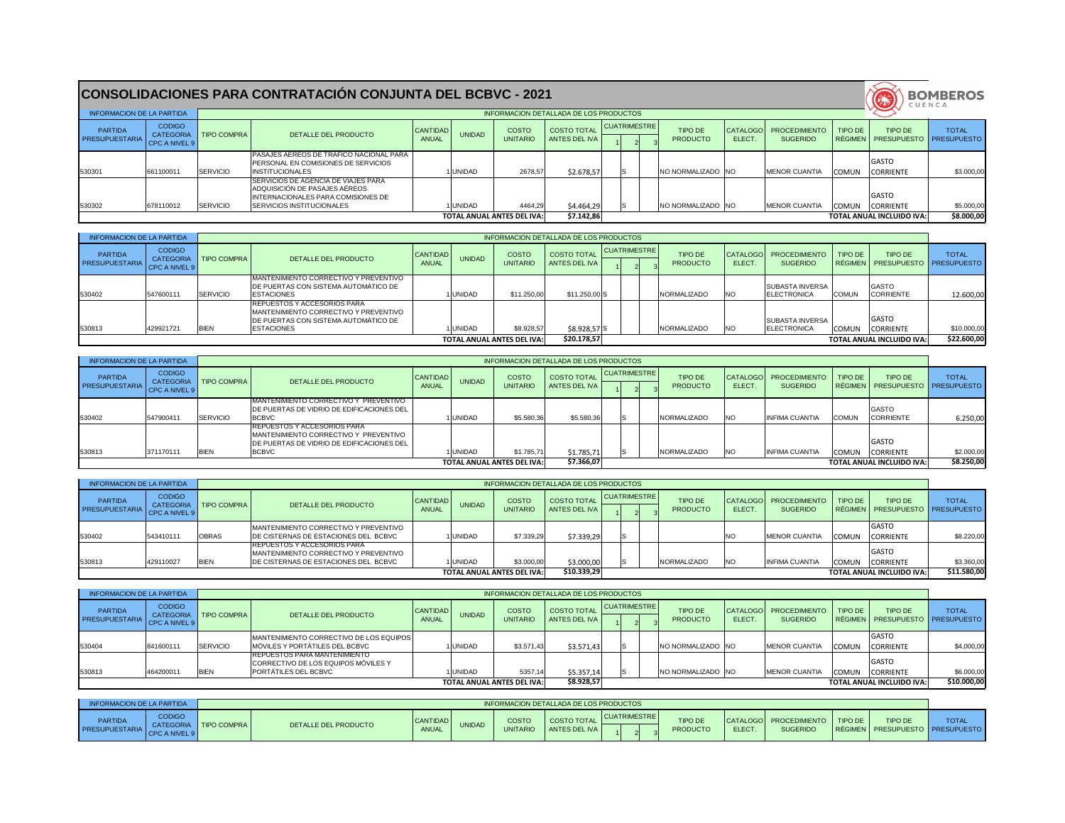# CONSOLIDACIONES PARA CONTRATACIÓN CONJUNTA DEL BCBVC - 2021

BOMBEROS CUENCA

| INFORMACION DE LA PARTIDA | | INFORMACION DETALLADA DE LOS PRODUCTOS | | | | | | | | | | | | | | |
|---|---|---|---|---|---|---|---|---|---|---|---|---|---|---|---|---|
| PARTIDA PRESUPUESTARIA | CODIGO CATEGORIA CPC A NIVEL 9 | TIPO COMPRA | DETALLE DEL PRODUCTO | CANTIDAD ANUAL | UNIDAD | COSTO UNITARIO | COSTO TOTAL ANTES DEL IVA | CUATRIMESTRE 1 | 2 | 3 | TIPO DE PRODUCTO | CATALOGO ELECT. | PROCEDIMIENTO SUGERIDO | TIPO DE RÉGIMEN | TIPO DE PRESUPUESTO | TOTAL PRESUPUESTO |
| 530301 | 661100011 | SERVICIO | PASAJES AEREOS DE TRAFICO NACIONAL PARA PERSONAL EN COMISIONES DE SERVICIOS INSTITUCIONALES | 1 | UNIDAD | 2678,57 | $2.678,57 | | S | | NO NORMALIZADO | NO | MENOR CUANTIA | COMUN | GASTO CORRIENTE | $3.000,00 |
| 530302 | 678110012 | SERVICIO | SERVICIOS DE AGENCIA DE VIAJES PARA ADQUISICIÓN DE PASAJES AÉREOS INTERNACIONALES PARA COMISIONES DE SERVICIOS INSTITUCIONALES | 1 | UNIDAD | 4464,29 | $4.464,29 | | S | | NO NORMALIZADO | NO | MENOR CUANTIA | COMUN | GASTO CORRIENTE | $5.000,00 |
| | | | | | | TOTAL ANUAL ANTES DEL IVA: | $7.142,86 | | | | | | | | TOTAL ANUAL INCLUIDO IVA: | $8.000,00 |

| INFORMACION DE LA PARTIDA | | INFORMACION DETALLADA DE LOS PRODUCTOS | | | | | | | | | | | | | | |
|---|---|---|---|---|---|---|---|---|---|---|---|---|---|---|---|---|
| PARTIDA PRESUPUESTARIA | CODIGO CATEGORIA CPC A NIVEL 9 | TIPO COMPRA | DETALLE DEL PRODUCTO | CANTIDAD ANUAL | UNIDAD | COSTO UNITARIO | COSTO TOTAL ANTES DEL IVA | CUATRIMESTRE 1 | 2 | 3 | TIPO DE PRODUCTO | CATALOGO ELECT. | PROCEDIMIENTO SUGERIDO | TIPO DE RÉGIMEN | TIPO DE PRESUPUESTO | TOTAL PRESUPUESTO |
| 530402 | 547600111 | SERVICIO | MANTENIMIENTO CORRECTIVO Y PREVENTIVO DE PUERTAS CON SISTEMA AUTOMÁTICO DE ESTACIONES | 1 | UNIDAD | $11.250,00 | $11.250,00 | S | | | NORMALIZADO | NO | SUBASTA INVERSA ELECTRONICA | COMUN | GASTO CORRIENTE | 12.600,00 |
| 530813 | 429921721 | BIEN | REPUESTOS Y ACCESORIOS PARA MANTENIMIENTO CORRECTIVO Y PREVENTIVO DE PUERTAS CON SISTEMA AUTOMÁTICO DE ESTACIONES | 1 | UNIDAD | $8.928,57 | $8.928,57 | S | | | NORMALIZADO | NO | SUBASTA INVERSA ELECTRONICA | COMUN | GASTO CORRIENTE | $10.000,00 |
| | | | | | | TOTAL ANUAL ANTES DEL IVA: | $20.178,57 | | | | | | | | TOTAL ANUAL INCLUIDO IVA: | $22.600,00 |

| INFORMACION DE LA PARTIDA | | INFORMACION DETALLADA DE LOS PRODUCTOS | | | | | | | | | | | | | | |
|---|---|---|---|---|---|---|---|---|---|---|---|---|---|---|---|---|
| PARTIDA PRESUPUESTARIA | CODIGO CATEGORIA CPC A NIVEL 9 | TIPO COMPRA | DETALLE DEL PRODUCTO | CANTIDAD ANUAL | UNIDAD | COSTO UNITARIO | COSTO TOTAL ANTES DEL IVA | CUATRIMESTRE 1 | 2 | 3 | TIPO DE PRODUCTO | CATALOGO ELECT. | PROCEDIMIENTO SUGERIDO | TIPO DE RÉGIMEN | TIPO DE PRESUPUESTO | TOTAL PRESUPUESTO |
| 530402 | 547900411 | SERVICIO | MANTENIMIENTO CORRECTIVO Y PREVENTIVO DE PUERTAS DE VIDRIO DE EDIFICACIONES DEL BCBVC | 1 | UNIDAD | $5.580,36 | $5.580,36 | | S | | NORMALIZADO | NO | INFIMA CUANTIA | COMUN | GASTO CORRIENTE | 6.250,00 |
| 530813 | 371170111 | BIEN | REPUESTOS Y ACCESORIOS PARA MANTENIMIENTO CORRECTIVO Y PREVENTIVO DE PUERTAS DE VIDRIO DE EDIFICACIONES DEL BCBVC | 1 | UNIDAD | $1.785,71 | $1.785,71 | | S | | NORMALIZADO | NO | INFIMA CUANTIA | COMUN | GASTO CORRIENTE | $2.000,00 |
| | | | | | | TOTAL ANUAL ANTES DEL IVA: | $7.366,07 | | | | | | | | TOTAL ANUAL INCLUIDO IVA: | $8.250,00 |

| INFORMACION DE LA PARTIDA | | INFORMACION DETALLADA DE LOS PRODUCTOS | | | | | | | | | | | | | | |
|---|---|---|---|---|---|---|---|---|---|---|---|---|---|---|---|---|
| PARTIDA PRESUPUESTARIA | CODIGO CATEGORIA CPC A NIVEL 9 | TIPO COMPRA | DETALLE DEL PRODUCTO | CANTIDAD ANUAL | UNIDAD | COSTO UNITARIO | COSTO TOTAL ANTES DEL IVA | CUATRIMESTRE 1 | 2 | 3 | TIPO DE PRODUCTO | CATALOGO ELECT. | PROCEDIMIENTO SUGERIDO | TIPO DE RÉGIMEN | TIPO DE PRESUPUESTO | TOTAL PRESUPUESTO |
| 530402 | 543410111 | OBRAS | MANTENIMIENTO CORRECTIVO Y PREVENTIVO DE CISTERNAS DE ESTACIONES DEL BCBVC | 1 | UNIDAD | $7.339,29 | $7.339,29 | | S | | | NO | MENOR CUANTIA | COMUN | GASTO CORRIENTE | $8.220,00 |
| 530813 | 429110027 | BIEN | REPUESTOS Y ACCESORIOS PARA MANTENIMIENTO CORRECTIVO Y PREVENTIVO DE CISTERNAS DE ESTACIONES DEL BCBVC | 1 | UNIDAD | $3.000,00 | $3.000,00 | | S | | NORMALIZADO | NO | INFIMA CUANTIA | COMUN | GASTO CORRIENTE | $3.360,00 |
| | | | | | | TOTAL ANUAL ANTES DEL IVA: | $10.339,29 | | | | | | | | TOTAL ANUAL INCLUIDO IVA: | $11.580,00 |

| INFORMACION DE LA PARTIDA | | INFORMACION DETALLADA DE LOS PRODUCTOS | | | | | | | | | | | | | | |
|---|---|---|---|---|---|---|---|---|---|---|---|---|---|---|---|---|
| PARTIDA PRESUPUESTARIA | CODIGO CATEGORIA CPC A NIVEL 9 | TIPO COMPRA | DETALLE DEL PRODUCTO | CANTIDAD ANUAL | UNIDAD | COSTO UNITARIO | COSTO TOTAL ANTES DEL IVA | CUATRIMESTRE 1 | 2 | 3 | TIPO DE PRODUCTO | CATALOGO ELECT. | PROCEDIMIENTO SUGERIDO | TIPO DE RÉGIMEN | TIPO DE PRESUPUESTO | TOTAL PRESUPUESTO |
| 530404 | 841600111 | SERVICIO | MANTENIMIENTO CORRECTIVO DE LOS EQUIPOS MÓVILES Y PORTÁTILES DEL BCBVC | 1 | UNIDAD | $3.571,43 | $3.571,43 | | S | | NO NORMALIZADO | NO | MENOR CUANTIA | COMUN | GASTO CORRIENTE | $4.000,00 |
| 530813 | 464200011 | BIEN | REPUESTOS PARA MANTENIMIENTO CORRECTIVO DE LOS EQUIPOS MÓVILES Y PORTÁTILES DEL BCBVC | 1 | UNIDAD | 5357,14 | $5.357,14 | | S | | NO NORMALIZADO | NO | MENOR CUANTIA | COMUN | GASTO CORRIENTE | $6.000,00 |
| | | | | | | TOTAL ANUAL ANTES DEL IVA: | $8.928,57 | | | | | | | | TOTAL ANUAL INCLUIDO IVA: | $10.000,00 |

| INFORMACION DE LA PARTIDA | | INFORMACION DETALLADA DE LOS PRODUCTOS | | | | | | | | | | | | | | |
|---|---|---|---|---|---|---|---|---|---|---|---|---|---|---|---|---|
| PARTIDA PRESUPUESTARIA | CODIGO CATEGORIA CPC A NIVEL 9 | TIPO COMPRA | DETALLE DEL PRODUCTO | CANTIDAD ANUAL | UNIDAD | COSTO UNITARIO | COSTO TOTAL ANTES DEL IVA | CUATRIMESTRE 1 | 2 | 3 | TIPO DE PRODUCTO | CATALOGO ELECT. | PROCEDIMIENTO SUGERIDO | TIPO DE RÉGIMEN | TIPO DE PRESUPUESTO | TOTAL PRESUPUESTO |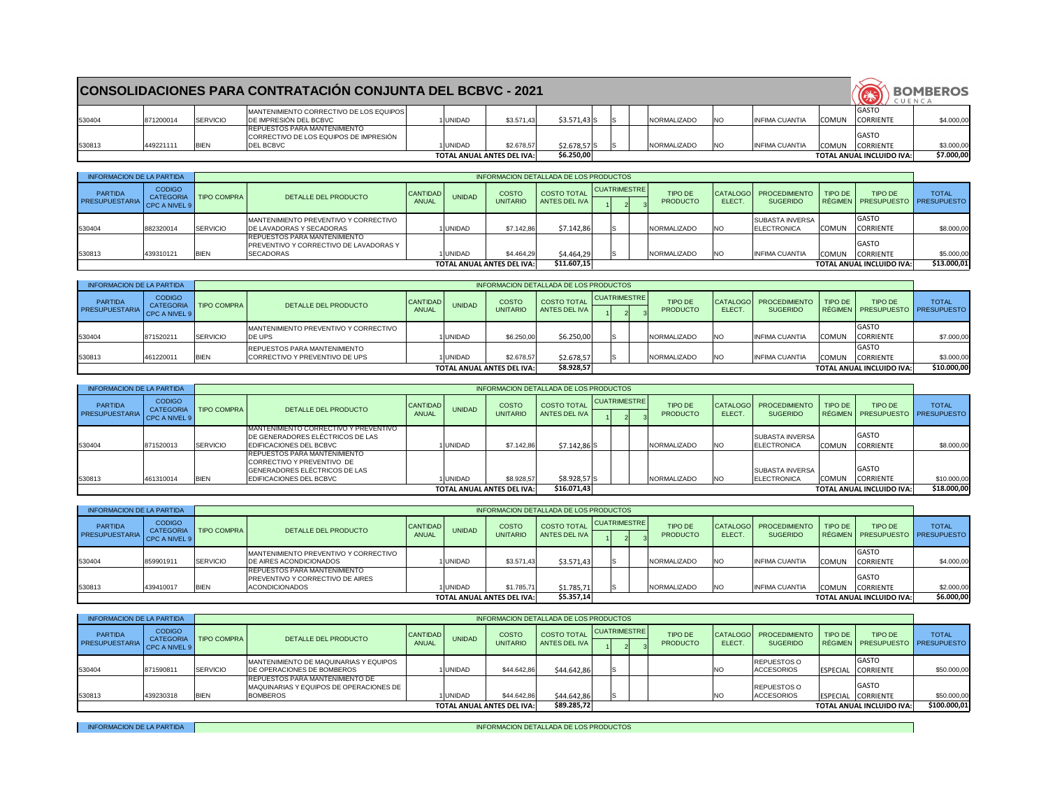# CONSOLIDACIONES PARA CONTRATACIÓN CONJUNTA DEL BCBVC - 2021

| PARTIDA PRESUPUESTARIA | CODIGO CATEGORIA CPC A NIVEL 9 | TIPO COMPRA | DETALLE DEL PRODUCTO | CANTIDAD ANUAL | UNIDAD | COSTO UNITARIO | COSTO TOTAL ANTES DEL IVA | CUATRIMESTRE 1 | 2 | 3 | TIPO DE PRODUCTO | CATALOGO ELECT. | PROCEDIMIENTO SUGERIDO | TIPO DE RÉGIMEN | TIPO DE PRESUPUESTO | TOTAL PRESUPUESTO |
|---|---|---|---|---|---|---|---|---|---|---|---|---|---|---|---|---|
| 530404 | 871200014 | SERVICIO | MANTENIMIENTO CORRECTIVO DE LOS EQUIPOS DE IMPRESIÓN DEL BCBVC | 1 | UNIDAD | $3.571,43 | $3.571,43 | S | S | | NORMALIZADO | NO | INFIMA CUANTIA | COMUN | GASTO CORRIENTE | $4.000,00 |
| 530813 | 449221111 | BIEN | REPUESTOS PARA MANTENIMIENTO CORRECTIVO DE LOS EQUIPOS DE IMPRESIÓN DEL BCBVC | 1 | UNIDAD | $2.678,57 | $2.678,57 | S | S | | NORMALIZADO | NO | INFIMA CUANTIA | COMUN | GASTO CORRIENTE | $3.000,00 |
| | | | | | | TOTAL ANUAL ANTES DEL IVA: | $6.250,00 | | | | | | | | TOTAL ANUAL INCLUIDO IVA: | $7.000,00 |

| INFORMACION DE LA PARTIDA | | INFORMACION DETALLADA DE LOS PRODUCTOS | | | | | | | | | | | | | | |
|---|---|---|---|---|---|---|---|---|---|---|---|---|---|---|---|---|
| PARTIDA PRESUPUESTARIA | CODIGO CATEGORIA CPC A NIVEL 9 | TIPO COMPRA | DETALLE DEL PRODUCTO | CANTIDAD ANUAL | UNIDAD | COSTO UNITARIO | COSTO TOTAL ANTES DEL IVA | CUATRIMESTRE 1 | 2 | 3 | TIPO DE PRODUCTO | CATALOGO ELECT. | PROCEDIMIENTO SUGERIDO | TIPO DE RÉGIMEN | TIPO DE PRESUPUESTO | TOTAL PRESUPUESTO |
| 530404 | 882320014 | SERVICIO | MANTENIMIENTO PREVENTIVO Y CORRECTIVO DE LAVADORAS Y SECADORAS | 1 | UNIDAD | $7.142,86 | $7.142,86 | | S | | NORMALIZADO | NO | SUBASTA INVERSA ELECTRONICA | COMUN | GASTO CORRIENTE | $8.000,00 |
| 530813 | 439310121 | BIEN | REPUESTOS PARA MANTENIMIENTO PREVENTIVO Y CORRECTIVO DE LAVADORAS Y SECADORAS | 1 | UNIDAD | $4.464,29 | $4.464,29 | | S | | NORMALIZADO | NO | INFIMA CUANTIA | COMUN | GASTO CORRIENTE | $5.000,00 |
| | | | | | | TOTAL ANUAL ANTES DEL IVA: | $11.607,15 | | | | | | | | TOTAL ANUAL INCLUIDO IVA: | $13.000,01 |

| INFORMACION DE LA PARTIDA | | INFORMACION DETALLADA DE LOS PRODUCTOS | | | | | | | | | | | | | | |
|---|---|---|---|---|---|---|---|---|---|---|---|---|---|---|---|---|
| PARTIDA PRESUPUESTARIA | CODIGO CATEGORIA CPC A NIVEL 9 | TIPO COMPRA | DETALLE DEL PRODUCTO | CANTIDAD ANUAL | UNIDAD | COSTO UNITARIO | COSTO TOTAL ANTES DEL IVA | CUATRIMESTRE 1 | 2 | 3 | TIPO DE PRODUCTO | CATALOGO ELECT. | PROCEDIMIENTO SUGERIDO | TIPO DE RÉGIMEN | TIPO DE PRESUPUESTO | TOTAL PRESUPUESTO |
| 530404 | 871520211 | SERVICIO | MANTENIMIENTO PREVENTIVO Y CORRECTIVO DE UPS | 1 | UNIDAD | $6.250,00 | $6.250,00 | | S | | NORMALIZADO | NO | INFIMA CUANTIA | COMUN | GASTO CORRIENTE | $7.000,00 |
| 530813 | 461220011 | BIEN | REPUESTOS PARA MANTENIMIENTO CORRECTIVO Y PREVENTIVO DE UPS | 1 | UNIDAD | $2.678,57 | $2.678,57 | | S | | NORMALIZADO | NO | INFIMA CUANTIA | COMUN | GASTO CORRIENTE | $3.000,00 |
| | | | | | | TOTAL ANUAL ANTES DEL IVA: | $8.928,57 | | | | | | | | TOTAL ANUAL INCLUIDO IVA: | $10.000,00 |

| INFORMACION DE LA PARTIDA | | INFORMACION DETALLADA DE LOS PRODUCTOS | | | | | | | | | | | | | | |
|---|---|---|---|---|---|---|---|---|---|---|---|---|---|---|---|---|
| PARTIDA PRESUPUESTARIA | CODIGO CATEGORIA CPC A NIVEL 9 | TIPO COMPRA | DETALLE DEL PRODUCTO | CANTIDAD ANUAL | UNIDAD | COSTO UNITARIO | COSTO TOTAL ANTES DEL IVA | CUATRIMESTRE 1 | 2 | 3 | TIPO DE PRODUCTO | CATALOGO ELECT. | PROCEDIMIENTO SUGERIDO | TIPO DE RÉGIMEN | TIPO DE PRESUPUESTO | TOTAL PRESUPUESTO |
| 530404 | 871520013 | SERVICIO | MANTENIMIENTO CORRECTIVO Y PREVENTIVO DE GENERADORES ELÉCTRICOS DE LAS EDIFICACIONES DEL BCBVC | 1 | UNIDAD | $7.142,86 | $7.142,86 | S | | | NORMALIZADO | NO | SUBASTA INVERSA ELECTRONICA | COMUN | GASTO CORRIENTE | $8.000,00 |
| 530813 | 461310014 | BIEN | REPUESTOS PARA MANTENIMIENTO CORRECTIVO Y PREVENTIVO DE GENERADORES ELÉCTRICOS DE LAS EDIFICACIONES DEL BCBVC | 1 | UNIDAD | $8.928,57 | $8.928,57 | S | | | NORMALIZADO | NO | SUBASTA INVERSA ELECTRONICA | COMUN | GASTO CORRIENTE | $10.000,00 |
| | | | | | | TOTAL ANUAL ANTES DEL IVA: | $16.071,43 | | | | | | | | TOTAL ANUAL INCLUIDO IVA: | $18.000,00 |

| INFORMACION DE LA PARTIDA | | INFORMACION DETALLADA DE LOS PRODUCTOS | | | | | | | | | | | | | | |
|---|---|---|---|---|---|---|---|---|---|---|---|---|---|---|---|---|
| PARTIDA PRESUPUESTARIA | CODIGO CATEGORIA CPC A NIVEL 9 | TIPO COMPRA | DETALLE DEL PRODUCTO | CANTIDAD ANUAL | UNIDAD | COSTO UNITARIO | COSTO TOTAL ANTES DEL IVA | CUATRIMESTRE 1 | 2 | 3 | TIPO DE PRODUCTO | CATALOGO ELECT. | PROCEDIMIENTO SUGERIDO | TIPO DE RÉGIMEN | TIPO DE PRESUPUESTO | TOTAL PRESUPUESTO |
| 530404 | 859901911 | SERVICIO | MANTENIMIENTO PREVENTIVO Y CORRECTIVO DE AIRES ACONDICIONADOS | 1 | UNIDAD | $3.571,43 | $3.571,43 | | S | | NORMALIZADO | NO | INFIMA CUANTIA | COMUN | GASTO CORRIENTE | $4.000,00 |
| 530813 | 439410017 | BIEN | REPUESTOS PARA MANTENIMIENTO PREVENTIVO Y CORRECTIVO DE AIRES ACONDICIONADOS | 1 | UNIDAD | $1.785,71 | $1.785,71 | | S | | NORMALIZADO | NO | INFIMA CUANTIA | COMUN | GASTO CORRIENTE | $2.000,00 |
| | | | | | | TOTAL ANUAL ANTES DEL IVA: | $5.357,14 | | | | | | | | TOTAL ANUAL INCLUIDO IVA: | $6.000,00 |

| INFORMACION DE LA PARTIDA | | INFORMACION DETALLADA DE LOS PRODUCTOS | | | | | | | | | | | | | | |
|---|---|---|---|---|---|---|---|---|---|---|---|---|---|---|---|---|
| PARTIDA PRESUPUESTARIA | CODIGO CATEGORIA CPC A NIVEL 9 | TIPO COMPRA | DETALLE DEL PRODUCTO | CANTIDAD ANUAL | UNIDAD | COSTO UNITARIO | COSTO TOTAL ANTES DEL IVA | CUATRIMESTRE 1 | 2 | 3 | TIPO DE PRODUCTO | CATALOGO ELECT. | PROCEDIMIENTO SUGERIDO | TIPO DE RÉGIMEN | TIPO DE PRESUPUESTO | TOTAL PRESUPUESTO |
| 530404 | 871590811 | SERVICIO | MANTENIMIENTO DE MAQUINARIAS Y EQUIPOS DE OPERACIONES DE BOMBEROS | 1 | UNIDAD | $44.642,86 | $44.642,86 | | S | | | NO | REPUESTOS O ACCESORIOS | ESPECIAL | GASTO CORRIENTE | $50.000,00 |
| 530813 | 439230318 | BIEN | REPUESTOS PARA MANTENIMIENTO DE MAQUINARIAS Y EQUIPOS DE OPERACIONES DE BOMBEROS | 1 | UNIDAD | $44.642,86 | $44.642,86 | | S | | | NO | REPUESTOS O ACCESORIOS | ESPECIAL | GASTO CORRIENTE | $50.000,00 |
| | | | | | | TOTAL ANUAL ANTES DEL IVA: | $89.285,72 | | | | | | | | TOTAL ANUAL INCLUIDO IVA: | $100.000,01 |

| INFORMACION DE LA PARTIDA | INFORMACION DETALLADA DE LOS PRODUCTOS |
|---|---|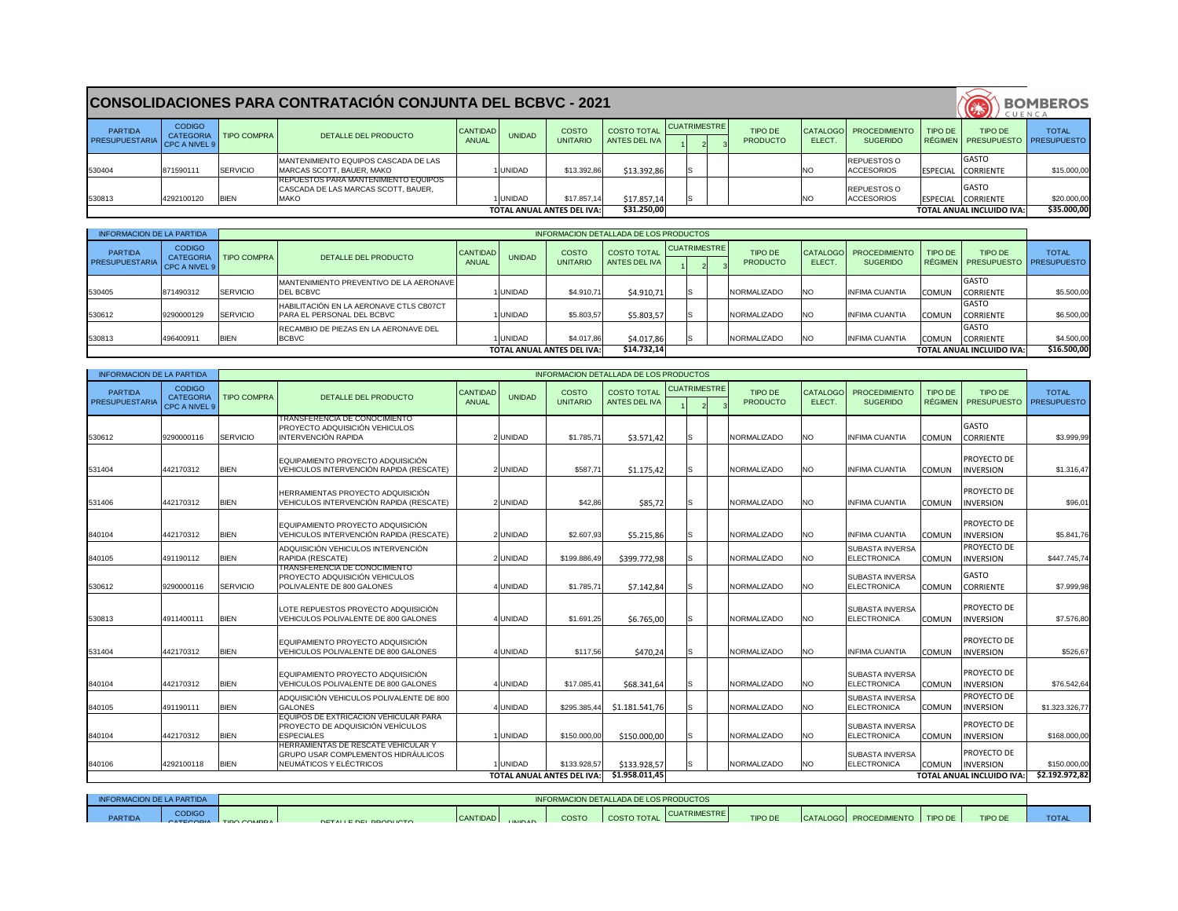# CONSOLIDACIONES PARA CONTRATACIÓN CONJUNTA DEL BCBVC - 2021

BOMBEROS CUENCA

| PARTIDA PRESUPUESTARIA | CODIGO CATEGORIA CPC A NIVEL 9 | TIPO COMPRA | DETALLE DEL PRODUCTO | CANTIDAD ANUAL | UNIDAD | COSTO UNITARIO | COSTO TOTAL ANTES DEL IVA | CUATRIMESTRE 1 | CUATRIMESTRE 2 | CUATRIMESTRE 3 | TIPO DE PRODUCTO | CATALOGO ELECT. | PROCEDIMIENTO SUGERIDO | TIPO DE RÉGIMEN | TIPO DE PRESUPUESTO | TOTAL PRESUPUESTO |
|---|---|---|---|---|---|---|---|---|---|---|---|---|---|---|---|---|
| 530404 | 871590111 | SERVICIO | MANTENIMIENTO EQUIPOS CASCADA DE LAS MARCAS SCOTT, BAUER, MAKO | 1 | UNIDAD | $13.392,86 | $13.392,86 | | S | | | NO | REPUESTOS O ACCESORIOS | ESPECIAL | GASTO CORRIENTE | $15.000,00 |
| 530813 | 4292100120 | BIEN | REPUESTOS PARA MANTENIMIENTO EQUIPOS CASCADA DE LAS MARCAS SCOTT, BAUER, MAKO | 1 | UNIDAD | $17.857,14 | $17.857,14 | | S | | | NO | REPUESTOS O ACCESORIOS | ESPECIAL | GASTO CORRIENTE | $20.000,00 |
| | | | | | | TOTAL ANUAL ANTES DEL IVA: | $31.250,00 | | | | | | | | TOTAL ANUAL INCLUIDO IVA: | $35.000,00 |

| INFORMACION DE LA PARTIDA | | INFORMACION DETALLADA DE LOS PRODUCTOS | | | | | | | | | | | | | | |
|---|---|---|---|---|---|---|---|---|---|---|---|---|---|---|---|---|
| PARTIDA PRESUPUESTARIA | CODIGO CATEGORIA CPC A NIVEL 9 | TIPO COMPRA | DETALLE DEL PRODUCTO | CANTIDAD ANUAL | UNIDAD | COSTO UNITARIO | COSTO TOTAL ANTES DEL IVA | CUATRIMESTRE 1 | CUATRIMESTRE 2 | CUATRIMESTRE 3 | TIPO DE PRODUCTO | CATALOGO ELECT. | PROCEDIMIENTO SUGERIDO | TIPO DE RÉGIMEN | TIPO DE PRESUPUESTO | TOTAL PRESUPUESTO |
| 530405 | 871490312 | SERVICIO | MANTENIMIENTO PREVENTIVO DE LA AERONAVE DEL BCBVC | 1 | UNIDAD | $4.910,71 | $4.910,71 | | S | | NORMALIZADO | NO | INFIMA CUANTIA | COMUN | GASTO CORRIENTE | $5.500,00 |
| 530612 | 9290000129 | SERVICIO | HABILITACIÓN EN LA AERONAVE CTLS CB07CT PARA EL PERSONAL DEL BCBVC | 1 | UNIDAD | $5.803,57 | $5.803,57 | | S | | NORMALIZADO | NO | INFIMA CUANTIA | COMUN | GASTO CORRIENTE | $6.500,00 |
| 530813 | 496400911 | BIEN | RECAMBIO DE PIEZAS EN LA AERONAVE DEL BCBVC | 1 | UNIDAD | $4.017,86 | $4.017,86 | | S | | NORMALIZADO | NO | INFIMA CUANTIA | COMUN | GASTO CORRIENTE | $4.500,00 |
| | | | | | | TOTAL ANUAL ANTES DEL IVA: | $14.732,14 | | | | | | | | TOTAL ANUAL INCLUIDO IVA: | $16.500,00 |

| INFORMACION DE LA PARTIDA | | INFORMACION DETALLADA DE LOS PRODUCTOS | | | | | | | | | | | | | | |
|---|---|---|---|---|---|---|---|---|---|---|---|---|---|---|---|---|
| PARTIDA PRESUPUESTARIA | CODIGO CATEGORIA CPC A NIVEL 9 | TIPO COMPRA | DETALLE DEL PRODUCTO | CANTIDAD ANUAL | UNIDAD | COSTO UNITARIO | COSTO TOTAL ANTES DEL IVA | CUATRIMESTRE 1 | CUATRIMESTRE 2 | CUATRIMESTRE 3 | TIPO DE PRODUCTO | CATALOGO ELECT. | PROCEDIMIENTO SUGERIDO | TIPO DE RÉGIMEN | TIPO DE PRESUPUESTO | TOTAL PRESUPUESTO |
| 530612 | 9290000116 | SERVICIO | TRANSFERENCIA DE CONOCIMIENTO PROYECTO ADQUISICIÓN VEHICULOS INTERVENCIÓN RAPIDA | 2 | UNIDAD | $1.785,71 | $3.571,42 | | S | | NORMALIZADO | NO | INFIMA CUANTIA | COMUN | GASTO CORRIENTE | $3.999,99 |
| 531404 | 442170312 | BIEN | EQUIPAMIENTO PROYECTO ADQUISICIÓN VEHICULOS INTERVENCIÓN RAPIDA (RESCATE) | 2 | UNIDAD | $587,71 | $1.175,42 | | S | | NORMALIZADO | NO | INFIMA CUANTIA | COMUN | PROYECTO DE INVERSION | $1.316,47 |
| 531406 | 442170312 | BIEN | HERRAMIENTAS PROYECTO ADQUISICIÓN VEHICULOS INTERVENCIÓN RAPIDA (RESCATE) | 2 | UNIDAD | $42,86 | $85,72 | | S | | NORMALIZADO | NO | INFIMA CUANTIA | COMUN | PROYECTO DE INVERSION | $96,01 |
| 840104 | 442170312 | BIEN | EQUIPAMIENTO PROYECTO ADQUISICIÓN VEHICULOS INTERVENCIÓN RAPIDA (RESCATE) | 2 | UNIDAD | $2.607,93 | $5.215,86 | | S | | NORMALIZADO | NO | INFIMA CUANTIA | COMUN | PROYECTO DE INVERSION | $5.841,76 |
| 840105 | 491190112 | BIEN | ADQUISICIÓN VEHICULOS INTERVENCIÓN RAPIDA (RESCATE) | 2 | UNIDAD | $199.886,49 | $399.772,98 | | S | | NORMALIZADO | NO | SUBASTA INVERSA ELECTRONICA | COMUN | PROYECTO DE INVERSION | $447.745,74 |
| 530612 | 9290000116 | SERVICIO | TRANSFERENCIA DE CONOCIMIENTO PROYECTO ADQUISICIÓN VEHICULOS POLIVALENTE DE 800 GALONES | 4 | UNIDAD | $1.785,71 | $7.142,84 | | S | | NORMALIZADO | NO | SUBASTA INVERSA ELECTRONICA | COMUN | GASTO CORRIENTE | $7.999,98 |
| 530813 | 4911400111 | BIEN | LOTE REPUESTOS PROYECTO ADQUISICIÓN VEHICULOS POLIVALENTE DE 800 GALONES | 4 | UNIDAD | $1.691,25 | $6.765,00 | | S | | NORMALIZADO | NO | SUBASTA INVERSA ELECTRONICA | COMUN | PROYECTO DE INVERSION | $7.576,80 |
| 531404 | 442170312 | BIEN | EQUIPAMIENTO PROYECTO ADQUISICIÓN VEHICULOS POLIVALENTE DE 800 GALONES | 4 | UNIDAD | $117,56 | $470,24 | | S | | NORMALIZADO | NO | INFIMA CUANTIA | COMUN | PROYECTO DE INVERSION | $526,67 |
| 840104 | 442170312 | BIEN | EQUIPAMIENTO PROYECTO ADQUISICIÓN VEHICULOS POLIVALENTE DE 800 GALONES | 4 | UNIDAD | $17.085,41 | $68.341,64 | | S | | NORMALIZADO | NO | SUBASTA INVERSA ELECTRONICA | COMUN | PROYECTO DE INVERSION | $76.542,64 |
| 840105 | 491190111 | BIEN | ADQUISICIÓN VEHICULOS POLIVALENTE DE 800 GALONES | 4 | UNIDAD | $295.385,44 | $1.181.541,76 | | S | | NORMALIZADO | NO | SUBASTA INVERSA ELECTRONICA | COMUN | PROYECTO DE INVERSION | $1.323.326,77 |
| 840104 | 442170312 | BIEN | EQUIPOS DE EXTRICACIÓN VEHICULAR PARA PROYECTO DE ADQUISICIÓN VEHÍCULOS ESPECIALES | 1 | UNIDAD | $150.000,00 | $150.000,00 | | S | | NORMALIZADO | NO | SUBASTA INVERSA ELECTRONICA | COMUN | PROYECTO DE INVERSION | $168.000,00 |
| 840106 | 4292100118 | BIEN | HERRAMIENTAS DE RESCATE VEHICULAR Y GRUPO USAR COMPLEMENTOS HIDRÁULICOS NEUMÁTICOS Y ELÉCTRICOS | 1 | UNIDAD | $133.928,57 | $133.928,57 | | S | | NORMALIZADO | NO | SUBASTA INVERSA ELECTRONICA | COMUN | PROYECTO DE INVERSION | $150.000,00 |
| | | | | | | TOTAL ANUAL ANTES DEL IVA: | $1.958.011,45 | | | | | | | | TOTAL ANUAL INCLUIDO IVA: | $2.192.972,82 |

| INFORMACION DE LA PARTIDA | | INFORMACION DETALLADA DE LOS PRODUCTOS | | | | | | | | | | | | | | |
|---|---|---|---|---|---|---|---|---|---|---|---|---|---|---|---|---|
| PARTIDA | CODIGO CATEGORIA | TIPO COMPRA | DETALLE DEL PRODUCTO | CANTIDAD | UNIDAD | COSTO | COSTO TOTAL | CUATRIMESTRE | | | TIPO DE | CATALOGO | PROCEDIMIENTO | TIPO DE | TIPO DE | TOTAL |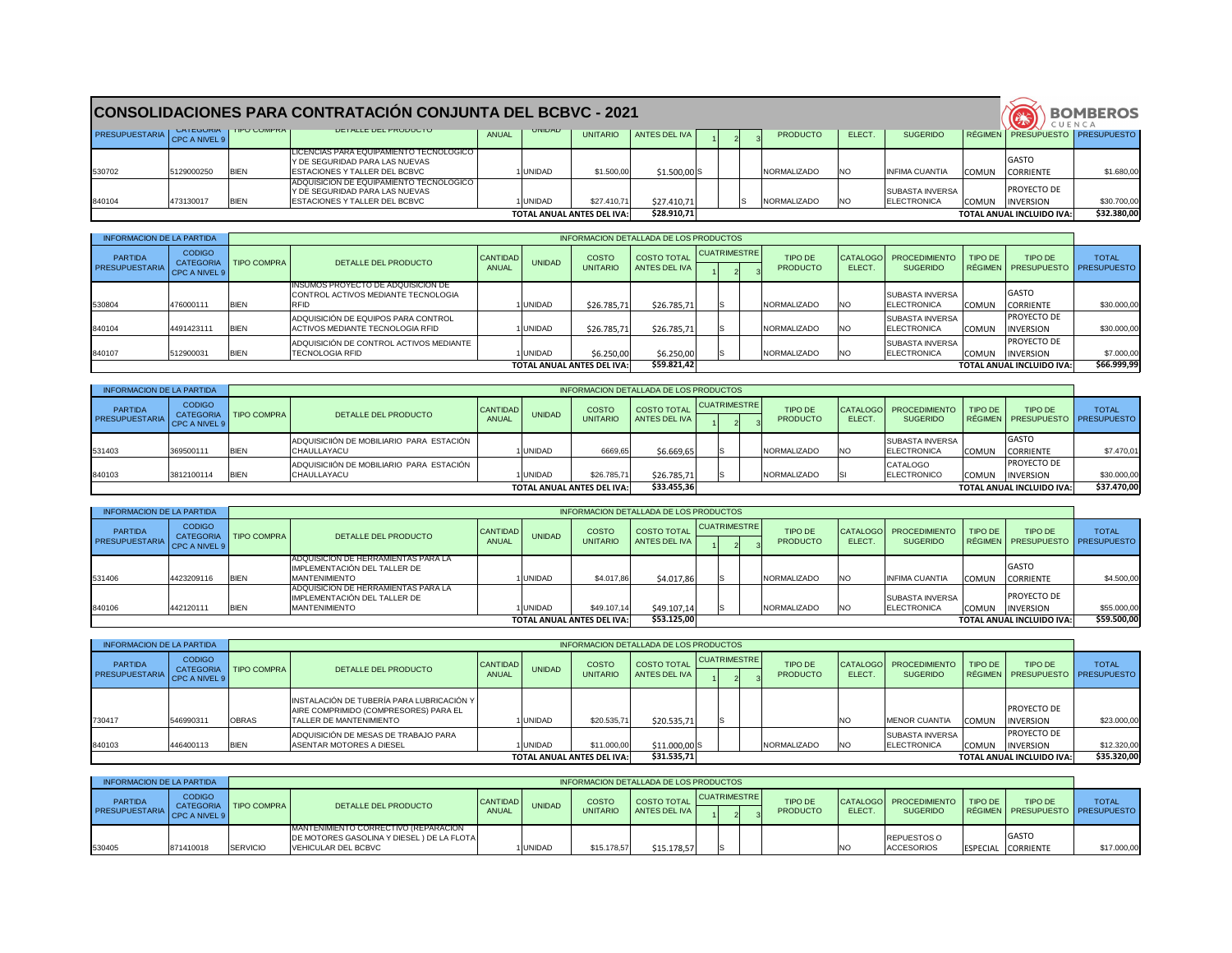# CONSOLIDACIONES PARA CONTRATACIÓN CONJUNTA DEL BCBVC - 2021

BOMBEROS CUENCA

| PARTIDA PRESUPUESTARIA | CODIGO CATEGORIA CPC A NIVEL 9 | TIPO COMPRA | DETALLE DEL PRODUCTO | CANTIDAD ANUAL | UNIDAD | COSTO UNITARIO | COSTO TOTAL ANTES DEL IVA | CUATRIMESTRE 1 | 2 | 3 | TIPO DE PRODUCTO | CATALOGO ELECT. | PROCEDIMIENTO SUGERIDO | TIPO DE RÉGIMEN | TIPO DE PRESUPUESTO | TOTAL PRESUPUESTO |
|---|---|---|---|---|---|---|---|---|---|---|---|---|---|---|---|---|
| 530702 | 5129000250 | BIEN | LICENCIAS PARA EQUIPAMIENTO TECNOLOGICO Y DE SEGURIDAD PARA LAS NUEVAS ESTACIONES Y TALLER DEL BCBVC | 1 | UNIDAD | $1.500,00 | $1.500,00 | S | | | NORMALIZADO | NO | INFIMA CUANTIA | COMUN | GASTO CORRIENTE | $1.680,00 |
| 840104 | 473130017 | BIEN | ADQUISICION DE EQUIPAMIENTO TECNOLOGICO Y DE SEGURIDAD PARA LAS NUEVAS ESTACIONES Y TALLER DEL BCBVC | 1 | UNIDAD | $27.410,71 | $27.410,71 | | | S | NORMALIZADO | NO | SUBASTA INVERSA ELECTRONICA | COMUN | PROYECTO DE INVERSION | $30.700,00 |
| | | | | | | TOTAL ANUAL ANTES DEL IVA: | $28.910,71 | | | | | | | | TOTAL ANUAL INCLUIDO IVA: | $32.380,00 |

| INFORMACION DE LA PARTIDA | | INFORMACION DETALLADA DE LOS PRODUCTOS | | | | | | | | | | | | | | |
|---|---|---|---|---|---|---|---|---|---|---|---|---|---|---|---|---|
| PARTIDA PRESUPUESTARIA | CODIGO CATEGORIA CPC A NIVEL 9 | TIPO COMPRA | DETALLE DEL PRODUCTO | CANTIDAD ANUAL | UNIDAD | COSTO UNITARIO | COSTO TOTAL ANTES DEL IVA | CUATRIMESTRE 1 | 2 | 3 | TIPO DE PRODUCTO | CATALOGO ELECT. | PROCEDIMIENTO SUGERIDO | TIPO DE RÉGIMEN | TIPO DE PRESUPUESTO | TOTAL PRESUPUESTO |
| 530804 | 476000111 | BIEN | INSUMOS PROYECTO DE ADQUISICION DE CONTROL ACTIVOS MEDIANTE TECNOLOGIA RFID | 1 | UNIDAD | $26.785,71 | $26.785,71 | | S | | NORMALIZADO | NO | SUBASTA INVERSA ELECTRONICA | COMUN | GASTO CORRIENTE | $30.000,00 |
| 840104 | 4491423111 | BIEN | ADQUISICIÓN DE EQUIPOS PARA CONTROL ACTIVOS MEDIANTE TECNOLOGIA RFID | 1 | UNIDAD | $26.785,71 | $26.785,71 | | S | | NORMALIZADO | NO | SUBASTA INVERSA ELECTRONICA | COMUN | PROYECTO DE INVERSION | $30.000,00 |
| 840107 | 512900031 | BIEN | ADQUISICIÓN DE CONTROL ACTIVOS MEDIANTE TECNOLOGIA RFID | 1 | UNIDAD | $6.250,00 | $6.250,00 | | S | | NORMALIZADO | NO | SUBASTA INVERSA ELECTRONICA | COMUN | PROYECTO DE INVERSION | $7.000,00 |
| | | | | | | TOTAL ANUAL ANTES DEL IVA: | $59.821,42 | | | | | | | | TOTAL ANUAL INCLUIDO IVA: | $66.999,99 |

| INFORMACION DE LA PARTIDA | | INFORMACION DETALLADA DE LOS PRODUCTOS | | | | | | | | | | | | | | |
|---|---|---|---|---|---|---|---|---|---|---|---|---|---|---|---|---|
| PARTIDA PRESUPUESTARIA | CODIGO CATEGORIA CPC A NIVEL 9 | TIPO COMPRA | DETALLE DEL PRODUCTO | CANTIDAD ANUAL | UNIDAD | COSTO UNITARIO | COSTO TOTAL ANTES DEL IVA | CUATRIMESTRE 1 | 2 | 3 | TIPO DE PRODUCTO | CATALOGO ELECT. | PROCEDIMIENTO SUGERIDO | TIPO DE RÉGIMEN | TIPO DE PRESUPUESTO | TOTAL PRESUPUESTO |
| 531403 | 369500111 | BIEN | ADQUISICIIÓN DE MOBILIARIO PARA ESTACIÓN CHAULLAYACU | 1 | UNIDAD | 6669,65 | $6.669,65 | | S | | NORMALIZADO | NO | SUBASTA INVERSA ELECTRONICA | COMUN | GASTO CORRIENTE | $7.470,01 |
| 840103 | 3812100114 | BIEN | ADQUISICIIÓN DE MOBILIARIO PARA ESTACIÓN CHAULLAYACU | 1 | UNIDAD | $26.785,71 | $26.785,71 | | S | | NORMALIZADO | SI | CATALOGO ELECTRONICO | COMUN | PROYECTO DE INVERSION | $30.000,00 |
| | | | | | | TOTAL ANUAL ANTES DEL IVA: | $33.455,36 | | | | | | | | TOTAL ANUAL INCLUIDO IVA: | $37.470,00 |

| INFORMACION DE LA PARTIDA | | INFORMACION DETALLADA DE LOS PRODUCTOS | | | | | | | | | | | | | | |
|---|---|---|---|---|---|---|---|---|---|---|---|---|---|---|---|---|
| PARTIDA PRESUPUESTARIA | CODIGO CATEGORIA CPC A NIVEL 9 | TIPO COMPRA | DETALLE DEL PRODUCTO | CANTIDAD ANUAL | UNIDAD | COSTO UNITARIO | COSTO TOTAL ANTES DEL IVA | CUATRIMESTRE 1 | 2 | 3 | TIPO DE PRODUCTO | CATALOGO ELECT. | PROCEDIMIENTO SUGERIDO | TIPO DE RÉGIMEN | TIPO DE PRESUPUESTO | TOTAL PRESUPUESTO |
| 531406 | 4423209116 | BIEN | ADQUISICION DE HERRAMIENTAS PARA LA IMPLEMENTACIÓN DEL TALLER DE MANTENIMIENTO | 1 | UNIDAD | $4.017,86 | $4.017,86 | | S | | NORMALIZADO | NO | INFIMA CUANTIA | COMUN | GASTO CORRIENTE | $4.500,00 |
| 840106 | 442120111 | BIEN | ADQUISICION DE HERRAMIENTAS PARA LA IMPLEMENTACIÓN DEL TALLER DE MANTENIMIENTO | 1 | UNIDAD | $49.107,14 | $49.107,14 | | S | | NORMALIZADO | NO | SUBASTA INVERSA ELECTRONICA | COMUN | PROYECTO DE INVERSION | $55.000,00 |
| | | | | | | TOTAL ANUAL ANTES DEL IVA: | $53.125,00 | | | | | | | | TOTAL ANUAL INCLUIDO IVA: | $59.500,00 |

| INFORMACION DE LA PARTIDA | | INFORMACION DETALLADA DE LOS PRODUCTOS | | | | | | | | | | | | | | |
|---|---|---|---|---|---|---|---|---|---|---|---|---|---|---|---|---|
| PARTIDA PRESUPUESTARIA | CODIGO CATEGORIA CPC A NIVEL 9 | TIPO COMPRA | DETALLE DEL PRODUCTO | CANTIDAD ANUAL | UNIDAD | COSTO UNITARIO | COSTO TOTAL ANTES DEL IVA | CUATRIMESTRE 1 | 2 | 3 | TIPO DE PRODUCTO | CATALOGO ELECT. | PROCEDIMIENTO SUGERIDO | TIPO DE RÉGIMEN | TIPO DE PRESUPUESTO | TOTAL PRESUPUESTO |
| 730417 | 546990311 | OBRAS | INSTALACIÓN DE TUBERÍA PARA LUBRICACIÓN Y AIRE COMPRIMIDO (COMPRESORES) PARA EL TALLER DE MANTENIMIENTO | 1 | UNIDAD | $20.535,71 | $20.535,71 | | S | | | NO | MENOR CUANTIA | COMUN | PROYECTO DE INVERSION | $23.000,00 |
| 840103 | 446400113 | BIEN | ADQUISICIÓN DE MESAS DE TRABAJO PARA ASENTAR MOTORES A DIESEL | 1 | UNIDAD | $11.000,00 | $11.000,00 | S | | | NORMALIZADO | NO | SUBASTA INVERSA ELECTRONICA | COMUN | PROYECTO DE INVERSION | $12.320,00 |
| | | | | | | TOTAL ANUAL ANTES DEL IVA: | $31.535,71 | | | | | | | | TOTAL ANUAL INCLUIDO IVA: | $35.320,00 |

| INFORMACION DE LA PARTIDA | | INFORMACION DETALLADA DE LOS PRODUCTOS | | | | | | | | | | | | | | |
|---|---|---|---|---|---|---|---|---|---|---|---|---|---|---|---|---|
| PARTIDA PRESUPUESTARIA | CODIGO CATEGORIA CPC A NIVEL 9 | TIPO COMPRA | DETALLE DEL PRODUCTO | CANTIDAD ANUAL | UNIDAD | COSTO UNITARIO | COSTO TOTAL ANTES DEL IVA | CUATRIMESTRE 1 | 2 | 3 | TIPO DE PRODUCTO | CATALOGO ELECT. | PROCEDIMIENTO SUGERIDO | TIPO DE RÉGIMEN | TIPO DE PRESUPUESTO | TOTAL PRESUPUESTO |
| 530405 | 871410018 | SERVICIO | MANTENIMIENTO CORRECTIVO (REPARACION DE MOTORES GASOLINA Y DIESEL ) DE LA FLOTA VEHICULAR DEL BCBVC | 1 | UNIDAD | $15.178,57 | $15.178,57 | | S | | | NO | REPUESTOS O ACCESORIOS | ESPECIAL | GASTO CORRIENTE | $17.000,00 |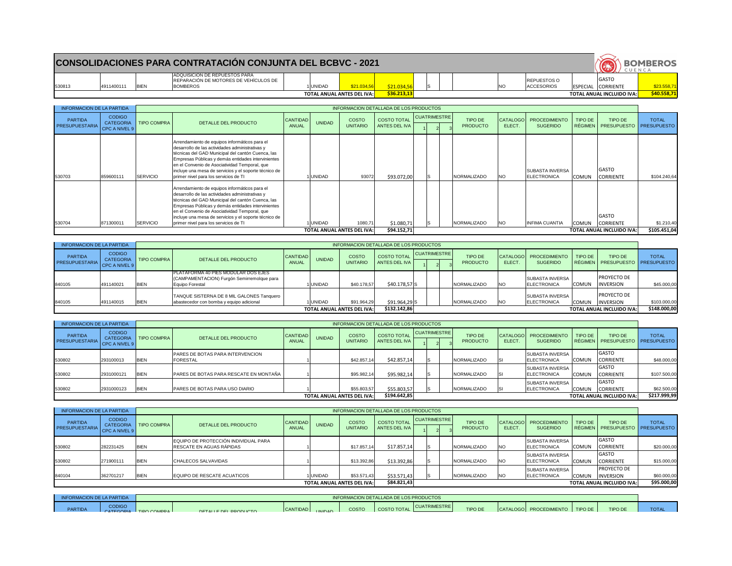# CONSOLIDACIONES PARA CONTRATACIÓN CONJUNTA DEL BCBVC - 2021

| | | | | | | | | | | | | | | | | | |
|---|---|---|---|---|---|---|---|---|---|---|---|---|---|---|---|---|---|
| 530813 | 4911400111 | BIEN | ADQUISICIÓN DE REPUESTOS PARA REPARACIÓN DE MOTORES DE VEHÍCULOS DE BOMBEROS | 1 | UNIDAD | $21.034,56 | $21.034,56 | | S | | | NO | REPUESTOS O ACCESORIOS | ESPECIAL | GASTO CORRIENTE | | $23.558,71 |
| | | | | | | TOTAL ANUAL ANTES DEL IVA: | $36.213,13 | | | | | | | | TOTAL ANUAL INCLUIDO IVA: | | $40.558,71 |

| INFORMACION DE LA PARTIDA | | | INFORMACION DETALLADA DE LOS PRODUCTOS | | | | | | | | | | | | | |
|---|---|---|---|---|---|---|---|---|---|---|---|---|---|---|---|---|
| PARTIDA PRESUPUESTARIA | CODIGO CATEGORIA CPC A NIVEL 9 | TIPO COMPRA | DETALLE DEL PRODUCTO | CANTIDAD ANUAL | UNIDAD | COSTO UNITARIO | COSTO TOTAL ANTES DEL IVA | CUATRIMESTRE | | | TIPO DE PRODUCTO | CATALOGO ELECT. | PROCEDIMIENTO SUGERIDO | TIPO DE RÉGIMEN | TIPO DE PRESUPUESTO | TOTAL PRESUPUESTO |
| | | | | | | | | 1 | 2 | 3 | | | | | | |
| 530703 | 859600111 | SERVICIO | Arrendamiento de equipos informáticos para el desarrollo de las actividades administrativas y técnicas del GAD Municipal del cantón Cuenca, las Empresas Públicas y demás entidades intervinientes en el Convenio de Asociatividad Temporal, que incluye una mesa de servicios y el soporte técnico de primer nivel para los servicios de TI | 1 | UNIDAD | 93072 | $93.072,00 | | S | | NORMALIZADO | NO | SUBASTA INVERSA ELECTRONICA | COMUN | GASTO CORRIENTE | $104.240,64 |
| 530704 | 871300011 | SERVICIO | Arrendamiento de equipos informáticos para el desarrollo de las actividades administrativas y técnicas del GAD Municipal del cantón Cuenca, las Empresas Públicas y demás entidades intervinientes en el Convenio de Asociatividad Temporal, que incluye una mesa de servicios y el soporte técnico de primer nivel para los servicios de TI | 1 | UNIDAD | 1080,71 | $1.080,71 | | S | | NORMALIZADO | NO | INFIMA CUANTIA | COMUN | GASTO CORRIENTE | $1.210,40 |
| | | | | | | TOTAL ANUAL ANTES DEL IVA: | $94.152,71 | | | | | | | | TOTAL ANUAL INCLUIDO IVA: | $105.451,04 |

| INFORMACION DE LA PARTIDA | | | INFORMACION DETALLADA DE LOS PRODUCTOS | | | | | | | | | | | | | |
|---|---|---|---|---|---|---|---|---|---|---|---|---|---|---|---|---|
| PARTIDA PRESUPUESTARIA | CODIGO CATEGORIA CPC A NIVEL 9 | TIPO COMPRA | DETALLE DEL PRODUCTO | CANTIDAD ANUAL | UNIDAD | COSTO UNITARIO | COSTO TOTAL ANTES DEL IVA | CUATRIMESTRE | | | TIPO DE PRODUCTO | CATALOGO ELECT. | PROCEDIMIENTO SUGERIDO | TIPO DE RÉGIMEN | TIPO DE PRESUPUESTO | TOTAL PRESUPUESTO |
| | | | | | | | | 1 | 2 | 3 | | | | | | |
| 840105 | 491140021 | BIEN | PLATAFORMA 40 PIES MODULAR DOS EJES (CAMPAMENTACION) Furgón Semirremolque para Equipo Forestal | 1 | UNIDAD | $40.178,57 | $40.178,57 | S | | | NORMALIZADO | NO | SUBASTA INVERSA ELECTRONICA | COMUN | PROYECTO DE INVERSION | $45.000,00 |
| 840105 | 491140015 | BIEN | TANQUE SISTERNA DE 8 MIL GALONES Tanquero abastecedor con bomba y equipo adicional | 1 | UNIDAD | $91.964,29 | $91.964,29 | S | | | NORMALIZADO | NO | SUBASTA INVERSA ELECTRONICA | COMUN | PROYECTO DE INVERSION | $103.000,00 |
| | | | | | | TOTAL ANUAL ANTES DEL IVA: | $132.142,86 | | | | | | | | TOTAL ANUAL INCLUIDO IVA: | $148.000,00 |

| INFORMACION DE LA PARTIDA | | | INFORMACION DETALLADA DE LOS PRODUCTOS | | | | | | | | | | | | | |
|---|---|---|---|---|---|---|---|---|---|---|---|---|---|---|---|---|
| PARTIDA PRESUPUESTARIA | CODIGO CATEGORIA CPC A NIVEL 9 | TIPO COMPRA | DETALLE DEL PRODUCTO | CANTIDAD ANUAL | UNIDAD | COSTO UNITARIO | COSTO TOTAL ANTES DEL IVA | CUATRIMESTRE | | | TIPO DE PRODUCTO | CATALOGO ELECT. | PROCEDIMIENTO SUGERIDO | TIPO DE RÉGIMEN | TIPO DE PRESUPUESTO | TOTAL PRESUPUESTO |
| | | | | | | | | 1 | 2 | 3 | | | | | | |
| 530802 | 293100013 | BIEN | PARES DE BOTAS PARA INTERVENCION FORESTAL | 1 | | $42.857,14 | $42.857,14 | | S | | NORMALIZADO | SI | SUBASTA INVERSA ELECTRONICA | COMUN | GASTO CORRIENTE | $48.000,00 |
| 530802 | 2931000121 | BIEN | PARES DE BOTAS PARA RESCATE EN MONTAÑA | 1 | | $95.982,14 | $95.982,14 | | S | | NORMALIZADO | SI | SUBASTA INVERSA ELECTRONICA | COMUN | GASTO CORRIENTE | $107.500,00 |
| 530802 | 2931000123 | BIEN | PARES DE BOTAS PARA USO DIARIO | 1 | | $55.803,57 | $55.803,57 | | S | | NORMALIZADO | SI | SUBASTA INVERSA ELECTRONICA | COMUN | GASTO CORRIENTE | $62.500,00 |
| | | | | | | TOTAL ANUAL ANTES DEL IVA: | $194.642,85 | | | | | | | | TOTAL ANUAL INCLUIDO IVA: | $217.999,99 |

| INFORMACION DE LA PARTIDA | | | INFORMACION DETALLADA DE LOS PRODUCTOS | | | | | | | | | | | | | |
|---|---|---|---|---|---|---|---|---|---|---|---|---|---|---|---|---|
| PARTIDA PRESUPUESTARIA | CODIGO CATEGORIA CPC A NIVEL 9 | TIPO COMPRA | DETALLE DEL PRODUCTO | CANTIDAD ANUAL | UNIDAD | COSTO UNITARIO | COSTO TOTAL ANTES DEL IVA | CUATRIMESTRE | | | TIPO DE PRODUCTO | CATALOGO ELECT. | PROCEDIMIENTO SUGERIDO | TIPO DE RÉGIMEN | TIPO DE PRESUPUESTO | TOTAL PRESUPUESTO |
| | | | | | | | | 1 | 2 | 3 | | | | | | |
| 530802 | 282231425 | BIEN | EQUIPO DE PROTECCIÓN INDIVIDUAL PARA RESCATE EN AGUAS RÁPIDAS | 1 | | $17.857,14 | $17.857,14 | | S | | NORMALIZADO | NO | SUBASTA INVERSA ELECTRONICA | COMUN | GASTO CORRIENTE | $20.000,00 |
| 530802 | 271900111 | BIEN | CHALECOS SALVAVIDAS | 1 | | $13.392,86 | $13.392,86 | | S | | NORMALIZADO | NO | SUBASTA INVERSA ELECTRONICA | COMUN | GASTO CORRIENTE | $15.000,00 |
| 840104 | 362701217 | BIEN | EQUIPO DE RESCATE ACUATICOS | 1 | UNIDAD | $53.571,43 | $53.571,43 | | S | | NORMALIZADO | NO | SUBASTA INVERSA ELECTRONICA | COMUN | PROYECTO DE INVERSION | $60.000,00 |
| | | | | | | TOTAL ANUAL ANTES DEL IVA: | $84.821,43 | | | | | | | | TOTAL ANUAL INCLUIDO IVA: | $95.000,00 |

| INFORMACION DE LA PARTIDA | | | INFORMACION DETALLADA DE LOS PRODUCTOS | | | | | | | | | | | | | |
|---|---|---|---|---|---|---|---|---|---|---|---|---|---|---|---|---|
| PARTIDA | CODIGO CATEGORIA | TIPO COMPRA | DETALLE DEL PRODUCTO | CANTIDAD | UNIDAD | COSTO | COSTO TOTAL | CUATRIMESTRE | | | TIPO DE | CATALOGO | PROCEDIMIENTO | TIPO DE | TIPO DE | TOTAL |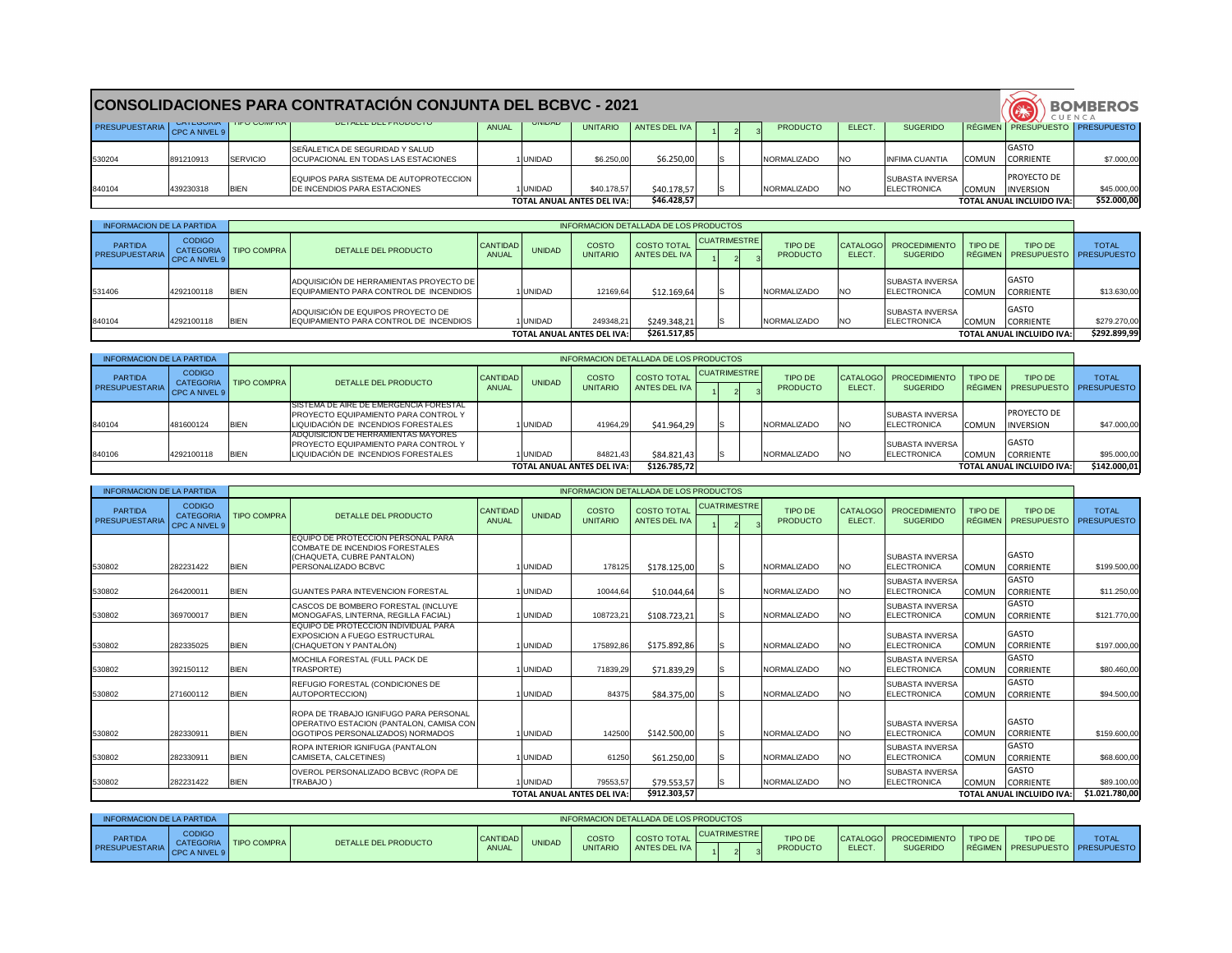# CONSOLIDACIONES PARA CONTRATACIÓN CONJUNTA DEL BCBVC - 2021

BOMBEROS CUENCA

| PARTIDA PRESUPUESTARIA | CODIGO CATEGORIA CPC A NIVEL 9 | TIPO COMPRA | DETALLE DEL PRODUCTO | CANTIDAD ANUAL | UNIDAD | COSTO UNITARIO | COSTO TOTAL ANTES DEL IVA | CUATRIMESTRE 1 | 2 | 3 | TIPO DE PRODUCTO | CATALOGO ELECT. | PROCEDIMIENTO SUGERIDO | TIPO DE RÉGIMEN | TIPO DE PRESUPUESTO | TOTAL PRESUPUESTO |
|---|---|---|---|---|---|---|---|---|---|---|---|---|---|---|---|---|
| 530204 | 891210913 | SERVICIO | SEÑALETICA DE SEGURIDAD Y SALUD OCUPACIONAL EN TODAS LAS ESTACIONES | 1 | UNIDAD | $6.250,00 | $6.250,00 | | S | | NORMALIZADO | NO | INFIMA CUANTIA | COMUN | GASTO CORRIENTE | $7.000,00 |
| 840104 | 439230318 | BIEN | EQUIPOS PARA SISTEMA DE AUTOPROTECCION DE INCENDIOS PARA ESTACIONES | 1 | UNIDAD | $40.178,57 | $40.178,57 | | S | | NORMALIZADO | NO | SUBASTA INVERSA ELECTRONICA | COMUN | PROYECTO DE INVERSION | $45.000,00 |
| | | | | | | TOTAL ANUAL ANTES DEL IVA: | $46.428,57 | | | | | | | | TOTAL ANUAL INCLUIDO IVA: | $52.000,00 |

| INFORMACION DE LA PARTIDA | | INFORMACION DETALLADA DE LOS PRODUCTOS | | | | | | | | | | | | | | |
|---|---|---|---|---|---|---|---|---|---|---|---|---|---|---|---|---|
| PARTIDA PRESUPUESTARIA | CODIGO CATEGORIA CPC A NIVEL 9 | TIPO COMPRA | DETALLE DEL PRODUCTO | CANTIDAD ANUAL | UNIDAD | COSTO UNITARIO | COSTO TOTAL ANTES DEL IVA | CUATRIMESTRE 1 | 2 | 3 | TIPO DE PRODUCTO | CATALOGO ELECT. | PROCEDIMIENTO SUGERIDO | TIPO DE RÉGIMEN | TIPO DE PRESUPUESTO | TOTAL PRESUPUESTO |
| 531406 | 4292100118 | BIEN | ADQUISICIÓN DE HERRAMIENTAS PROYECTO DE EQUIPAMIENTO PARA CONTROL DE INCENDIOS | 1 | UNIDAD | 12169,64 | $12.169,64 | | S | | NORMALIZADO | NO | SUBASTA INVERSA ELECTRONICA | COMUN | GASTO CORRIENTE | $13.630,00 |
| 840104 | 4292100118 | BIEN | ADQUISICIÓN DE EQUIPOS PROYECTO DE EQUIPAMIENTO PARA CONTROL DE INCENDIOS | 1 | UNIDAD | 249348,21 | $249.348,21 | | S | | NORMALIZADO | NO | SUBASTA INVERSA ELECTRONICA | COMUN | GASTO CORRIENTE | $279.270,00 |
| | | | | | | TOTAL ANUAL ANTES DEL IVA: | $261.517,85 | | | | | | | | TOTAL ANUAL INCLUIDO IVA: | $292.899,99 |

| INFORMACION DE LA PARTIDA | | INFORMACION DETALLADA DE LOS PRODUCTOS | | | | | | | | | | | | | | |
|---|---|---|---|---|---|---|---|---|---|---|---|---|---|---|---|---|
| PARTIDA PRESUPUESTARIA | CODIGO CATEGORIA CPC A NIVEL 9 | TIPO COMPRA | DETALLE DEL PRODUCTO | CANTIDAD ANUAL | UNIDAD | COSTO UNITARIO | COSTO TOTAL ANTES DEL IVA | CUATRIMESTRE 1 | 2 | 3 | TIPO DE PRODUCTO | CATALOGO ELECT. | PROCEDIMIENTO SUGERIDO | TIPO DE RÉGIMEN | TIPO DE PRESUPUESTO | TOTAL PRESUPUESTO |
| 840104 | 481600124 | BIEN | SISTEMA DE AIRE DE EMERGENCIA FORESTAL PROYECTO EQUIPAMIENTO PARA CONTROL Y LIQUIDACIÓN DE INCENDIOS FORESTALES | 1 | UNIDAD | 41964,29 | $41.964,29 | | S | | NORMALIZADO | NO | SUBASTA INVERSA ELECTRONICA | COMUN | PROYECTO DE INVERSION | $47.000,00 |
| 840106 | 4292100118 | BIEN | ADQUISICION DE HERRAMIENTAS MAYORES PROYECTO EQUIPAMIENTO PARA CONTROL Y LIQUIDACIÓN DE INCENDIOS FORESTALES | 1 | UNIDAD | 84821,43 | $84.821,43 | | S | | NORMALIZADO | NO | SUBASTA INVERSA ELECTRONICA | COMUN | GASTO CORRIENTE | $95.000,00 |
| | | | | | | TOTAL ANUAL ANTES DEL IVA: | $126.785,72 | | | | | | | | TOTAL ANUAL INCLUIDO IVA: | $142.000,01 |

| INFORMACION DE LA PARTIDA | | INFORMACION DETALLADA DE LOS PRODUCTOS | | | | | | | | | | | | | | |
|---|---|---|---|---|---|---|---|---|---|---|---|---|---|---|---|---|
| PARTIDA PRESUPUESTARIA | CODIGO CATEGORIA CPC A NIVEL 9 | TIPO COMPRA | DETALLE DEL PRODUCTO | CANTIDAD ANUAL | UNIDAD | COSTO UNITARIO | COSTO TOTAL ANTES DEL IVA | CUATRIMESTRE 1 | 2 | 3 | TIPO DE PRODUCTO | CATALOGO ELECT. | PROCEDIMIENTO SUGERIDO | TIPO DE RÉGIMEN | TIPO DE PRESUPUESTO | TOTAL PRESUPUESTO |
| 530802 | 282231422 | BIEN | EQUIPO DE PROTECCION PERSONAL PARA COMBATE DE INCENDIOS FORESTALES (CHAQUETA, CUBRE PANTALON) PERSONALIZADO BCBVC | 1 | UNIDAD | 178125 | $178.125,00 | | S | | NORMALIZADO | NO | SUBASTA INVERSA ELECTRONICA | COMUN | GASTO CORRIENTE | $199.500,00 |
| 530802 | 264200011 | BIEN | GUANTES PARA INTEVENCION FORESTAL | 1 | UNIDAD | 10044,64 | $10.044,64 | | S | | NORMALIZADO | NO | SUBASTA INVERSA ELECTRONICA | COMUN | GASTO CORRIENTE | $11.250,00 |
| 530802 | 369700017 | BIEN | CASCOS DE BOMBERO FORESTAL (INCLUYE MONOGAFAS, LINTERNA, REGILLA FACIAL) | 1 | UNIDAD | 108723,21 | $108.723,21 | | S | | NORMALIZADO | NO | SUBASTA INVERSA ELECTRONICA | COMUN | GASTO CORRIENTE | $121.770,00 |
| 530802 | 282335025 | BIEN | EQUIPO DE PROTECCION INDIVIDUAL PARA EXPOSICION A FUEGO ESTRUCTURAL (CHAQUETON Y PANTALÓN) | 1 | UNIDAD | 175892,86 | $175.892,86 | | S | | NORMALIZADO | NO | SUBASTA INVERSA ELECTRONICA | COMUN | GASTO CORRIENTE | $197.000,00 |
| 530802 | 392150112 | BIEN | MOCHILA FORESTAL (FULL PACK DE TRASPORTE) | 1 | UNIDAD | 71839,29 | $71.839,29 | | S | | NORMALIZADO | NO | SUBASTA INVERSA ELECTRONICA | COMUN | GASTO CORRIENTE | $80.460,00 |
| 530802 | 271600112 | BIEN | REFUGIO FORESTAL (CONDICIONES DE AUTOPORTECCION) | 1 | UNIDAD | 84375 | $84.375,00 | | S | | NORMALIZADO | NO | SUBASTA INVERSA ELECTRONICA | COMUN | GASTO CORRIENTE | $94.500,00 |
| 530802 | 282330911 | BIEN | ROPA DE TRABAJO IGNIFUGO PARA PERSONAL OPERATIVO ESTACION (PANTALON, CAMISA CON OGOTIPOS PERSONALIZADOS) NORMADOS | 1 | UNIDAD | 142500 | $142.500,00 | | S | | NORMALIZADO | NO | SUBASTA INVERSA ELECTRONICA | COMUN | GASTO CORRIENTE | $159.600,00 |
| 530802 | 282330911 | BIEN | ROPA INTERIOR IGNIFUGA (PANTALON CAMISETA, CALCETINES) | 1 | UNIDAD | 61250 | $61.250,00 | | S | | NORMALIZADO | NO | SUBASTA INVERSA ELECTRONICA | COMUN | GASTO CORRIENTE | $68.600,00 |
| 530802 | 282231422 | BIEN | OVEROL PERSONALIZADO BCBVC (ROPA DE TRABAJO ) | 1 | UNIDAD | 79553,57 | $79.553,57 | | S | | NORMALIZADO | NO | SUBASTA INVERSA ELECTRONICA | COMUN | GASTO CORRIENTE | $89.100,00 |
| | | | | | | TOTAL ANUAL ANTES DEL IVA: | $912.303,57 | | | | | | | | TOTAL ANUAL INCLUIDO IVA: | $1.021.780,00 |

| INFORMACION DE LA PARTIDA | | INFORMACION DETALLADA DE LOS PRODUCTOS | | | | | | | | | | | | | | |
|---|---|---|---|---|---|---|---|---|---|---|---|---|---|---|---|---|
| PARTIDA PRESUPUESTARIA | CODIGO CATEGORIA CPC A NIVEL 9 | TIPO COMPRA | DETALLE DEL PRODUCTO | CANTIDAD ANUAL | UNIDAD | COSTO UNITARIO | COSTO TOTAL ANTES DEL IVA | CUATRIMESTRE 1 | 2 | 3 | TIPO DE PRODUCTO | CATALOGO ELECT. | PROCEDIMIENTO SUGERIDO | TIPO DE RÉGIMEN | TIPO DE PRESUPUESTO | TOTAL PRESUPUESTO |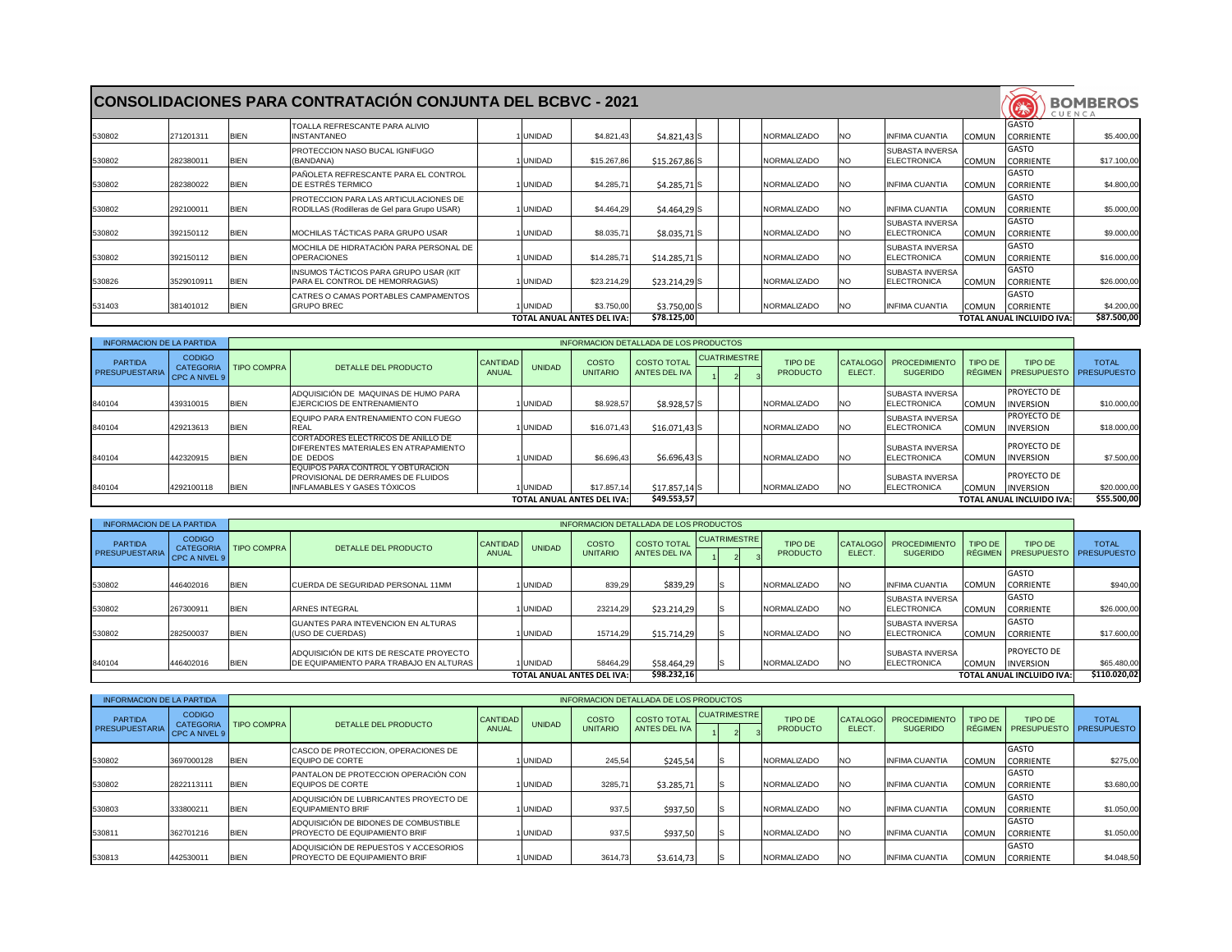# CONSOLIDACIONES PARA CONTRATACIÓN CONJUNTA DEL BCBVC - 2021

| PARTIDA PRESUPUESTARIA | CODIGO CATEGORIA CPC A NIVEL 9 | TIPO COMPRA | DETALLE DEL PRODUCTO | CANTIDAD ANUAL | UNIDAD | COSTO UNITARIO | COSTO TOTAL ANTES DEL IVA | CUATRIMESTRE 1 | 2 | 3 | TIPO DE PRODUCTO | CATALOGO ELECT. | PROCEDIMIENTO SUGERIDO | TIPO DE RÉGIMEN | TIPO DE PRESUPUESTO | TOTAL PRESUPUESTO |
|---|---|---|---|---|---|---|---|---|---|---|---|---|---|---|---|---|
| 530802 | 271201311 | BIEN | TOALLA REFRESCANTE PARA ALIVIO INSTANTANEO | 1 | UNIDAD | $4.821,43 | $4.821,43 | S | | | NORMALIZADO | NO | INFIMA CUANTIA | COMUN | GASTO CORRIENTE | $5.400,00 |
| 530802 | 282380011 | BIEN | PROTECCION NASO BUCAL IGNIFUGO (BANDANA) | 1 | UNIDAD | $15.267,86 | $15.267,86 | S | | | NORMALIZADO | NO | SUBASTA INVERSA ELECTRONICA | COMUN | GASTO CORRIENTE | $17.100,00 |
| 530802 | 282380022 | BIEN | PAÑOLETA REFRESCANTE PARA EL CONTROL DE ESTRÉS TERMICO | 1 | UNIDAD | $4.285,71 | $4.285,71 | S | | | NORMALIZADO | NO | INFIMA CUANTIA | COMUN | GASTO CORRIENTE | $4.800,00 |
| 530802 | 292100011 | BIEN | PROTECCION PARA LAS ARTICULACIONES DE RODILLAS (Rodilleras de Gel para Grupo USAR) | 1 | UNIDAD | $4.464,29 | $4.464,29 | S | | | NORMALIZADO | NO | INFIMA CUANTIA | COMUN | GASTO CORRIENTE | $5.000,00 |
| 530802 | 392150112 | BIEN | MOCHILAS TÁCTICAS PARA GRUPO USAR | 1 | UNIDAD | $8.035,71 | $8.035,71 | S | | | NORMALIZADO | NO | SUBASTA INVERSA ELECTRONICA | COMUN | GASTO CORRIENTE | $9.000,00 |
| 530802 | 392150112 | BIEN | MOCHILA DE HIDRATACIÓN PARA PERSONAL DE OPERACIONES | 1 | UNIDAD | $14.285,71 | $14.285,71 | S | | | NORMALIZADO | NO | SUBASTA INVERSA ELECTRONICA | COMUN | GASTO CORRIENTE | $16.000,00 |
| 530826 | 3529010911 | BIEN | INSUMOS TÁCTICOS PARA GRUPO USAR (KIT PARA EL CONTROL DE HEMORRAGIAS) | 1 | UNIDAD | $23.214,29 | $23.214,29 | S | | | NORMALIZADO | NO | SUBASTA INVERSA ELECTRONICA | COMUN | GASTO CORRIENTE | $26.000,00 |
| 531403 | 381401012 | BIEN | CATRES O CAMAS PORTABLES CAMPAMENTOS GRUPO BREC | 1 | UNIDAD | $3.750,00 | $3.750,00 | S | | | NORMALIZADO | NO | INFIMA CUANTIA | COMUN | GASTO CORRIENTE | $4.200,00 |
| | | | | | | TOTAL ANUAL ANTES DEL IVA: | $78.125,00 | | | | | | | | TOTAL ANUAL INCLUIDO IVA: | $87.500,00 |

| INFORMACION DE LA PARTIDA | | INFORMACION DETALLADA DE LOS PRODUCTOS | | | | | | | | | | | | | | |
|---|---|---|---|---|---|---|---|---|---|---|---|---|---|---|---|---|
| PARTIDA PRESUPUESTARIA | CODIGO CATEGORIA CPC A NIVEL 9 | TIPO COMPRA | DETALLE DEL PRODUCTO | CANTIDAD ANUAL | UNIDAD | COSTO UNITARIO | COSTO TOTAL ANTES DEL IVA | CUATRIMESTRE 1 | 2 | 3 | TIPO DE PRODUCTO | CATALOGO ELECT. | PROCEDIMIENTO SUGERIDO | TIPO DE RÉGIMEN | TIPO DE PRESUPUESTO | TOTAL PRESUPUESTO |
| 840104 | 439310015 | BIEN | ADQUISICIÓN DE MAQUINAS DE HUMO PARA EJERCICIOS DE ENTRENAMIENTO | 1 | UNIDAD | $8.928,57 | $8.928,57 | S | | | NORMALIZADO | NO | SUBASTA INVERSA ELECTRONICA | COMUN | PROYECTO DE INVERSION | $10.000,00 |
| 840104 | 429213613 | BIEN | EQUIPO PARA ENTRENAMIENTO CON FUEGO REAL | 1 | UNIDAD | $16.071,43 | $16.071,43 | S | | | NORMALIZADO | NO | SUBASTA INVERSA ELECTRONICA | COMUN | PROYECTO DE INVERSION | $18.000,00 |
| 840104 | 442320915 | BIEN | CORTADORES ELECTRICOS DE ANILLO DE DIFERENTES MATERIALES EN ATRAPAMIENTO DE DEDOS | 1 | UNIDAD | $6.696,43 | $6.696,43 | S | | | NORMALIZADO | NO | SUBASTA INVERSA ELECTRONICA | COMUN | PROYECTO DE INVERSION | $7.500,00 |
| 840104 | 4292100118 | BIEN | EQUIPOS PARA CONTROL Y OBTURACION PROVISIONAL DE DERRAMES DE FLUIDOS INFLAMABLES Y GASES TÓXICOS | 1 | UNIDAD | $17.857,14 | $17.857,14 | S | | | NORMALIZADO | NO | SUBASTA INVERSA ELECTRONICA | COMUN | PROYECTO DE INVERSION | $20.000,00 |
| | | | | | | TOTAL ANUAL ANTES DEL IVA: | $49.553,57 | | | | | | | | TOTAL ANUAL INCLUIDO IVA: | $55.500,00 |

| INFORMACION DE LA PARTIDA | | INFORMACION DETALLADA DE LOS PRODUCTOS | | | | | | | | | | | | | | |
|---|---|---|---|---|---|---|---|---|---|---|---|---|---|---|---|---|
| PARTIDA PRESUPUESTARIA | CODIGO CATEGORIA CPC A NIVEL 9 | TIPO COMPRA | DETALLE DEL PRODUCTO | CANTIDAD ANUAL | UNIDAD | COSTO UNITARIO | COSTO TOTAL ANTES DEL IVA | CUATRIMESTRE 1 | 2 | 3 | TIPO DE PRODUCTO | CATALOGO ELECT. | PROCEDIMIENTO SUGERIDO | TIPO DE RÉGIMEN | TIPO DE PRESUPUESTO | TOTAL PRESUPUESTO |
| 530802 | 446402016 | BIEN | CUERDA DE SEGURIDAD PERSONAL 11MM | 1 | UNIDAD | 839,29 | $839,29 | | S | | NORMALIZADO | NO | INFIMA CUANTIA | COMUN | GASTO CORRIENTE | $940,00 |
| 530802 | 267300911 | BIEN | ARNES INTEGRAL | 1 | UNIDAD | 23214,29 | $23.214,29 | | S | | NORMALIZADO | NO | SUBASTA INVERSA ELECTRONICA | COMUN | GASTO CORRIENTE | $26.000,00 |
| 530802 | 282500037 | BIEN | GUANTES PARA INTEVENCION EN ALTURAS (USO DE CUERDAS) | 1 | UNIDAD | 15714,29 | $15.714,29 | | S | | NORMALIZADO | NO | SUBASTA INVERSA ELECTRONICA | COMUN | GASTO CORRIENTE | $17.600,00 |
| 840104 | 446402016 | BIEN | ADQUISICIÓN DE KITS DE RESCATE PROYECTO DE EQUIPAMIENTO PARA TRABAJO EN ALTURAS | 1 | UNIDAD | 58464,29 | $58.464,29 | | S | | NORMALIZADO | NO | SUBASTA INVERSA ELECTRONICA | COMUN | PROYECTO DE INVERSION | $65.480,00 |
| | | | | | | TOTAL ANUAL ANTES DEL IVA: | $98.232,16 | | | | | | | | TOTAL ANUAL INCLUIDO IVA: | $110.020,02 |

| INFORMACION DE LA PARTIDA | | INFORMACION DETALLADA DE LOS PRODUCTOS | | | | | | | | | | | | | | |
|---|---|---|---|---|---|---|---|---|---|---|---|---|---|---|---|---|
| PARTIDA PRESUPUESTARIA | CODIGO CATEGORIA CPC A NIVEL 9 | TIPO COMPRA | DETALLE DEL PRODUCTO | CANTIDAD ANUAL | UNIDAD | COSTO UNITARIO | COSTO TOTAL ANTES DEL IVA | CUATRIMESTRE 1 | 2 | 3 | TIPO DE PRODUCTO | CATALOGO ELECT. | PROCEDIMIENTO SUGERIDO | TIPO DE RÉGIMEN | TIPO DE PRESUPUESTO | TOTAL PRESUPUESTO |
| 530802 | 3697000128 | BIEN | CASCO DE PROTECCION, OPERACIONES DE EQUIPO DE CORTE | 1 | UNIDAD | 245,54 | $245,54 | | S | | NORMALIZADO | NO | INFIMA CUANTIA | COMUN | GASTO CORRIENTE | $275,00 |
| 530802 | 2822113111 | BIEN | PANTALON DE PROTECCION OPERACIÓN CON EQUIPOS DE CORTE | 1 | UNIDAD | 3285,71 | $3.285,71 | | S | | NORMALIZADO | NO | INFIMA CUANTIA | COMUN | GASTO CORRIENTE | $3.680,00 |
| 530803 | 333800211 | BIEN | ADQUISICIÓN DE LUBRICANTES PROYECTO DE EQUIPAMIENTO BRIF | 1 | UNIDAD | 937,5 | $937,50 | | S | | NORMALIZADO | NO | INFIMA CUANTIA | COMUN | GASTO CORRIENTE | $1.050,00 |
| 530811 | 362701216 | BIEN | ADQUISICIÓN DE BIDONES DE COMBUSTIBLE PROYECTO DE EQUIPAMIENTO BRIF | 1 | UNIDAD | 937,5 | $937,50 | | S | | NORMALIZADO | NO | INFIMA CUANTIA | COMUN | GASTO CORRIENTE | $1.050,00 |
| 530813 | 442530011 | BIEN | ADQUISICIÓN DE REPUESTOS Y ACCESORIOS PROYECTO DE EQUIPAMIENTO BRIF | 1 | UNIDAD | 3614,73 | $3.614,73 | | S | | NORMALIZADO | NO | INFIMA CUANTIA | COMUN | GASTO CORRIENTE | $4.048,50 |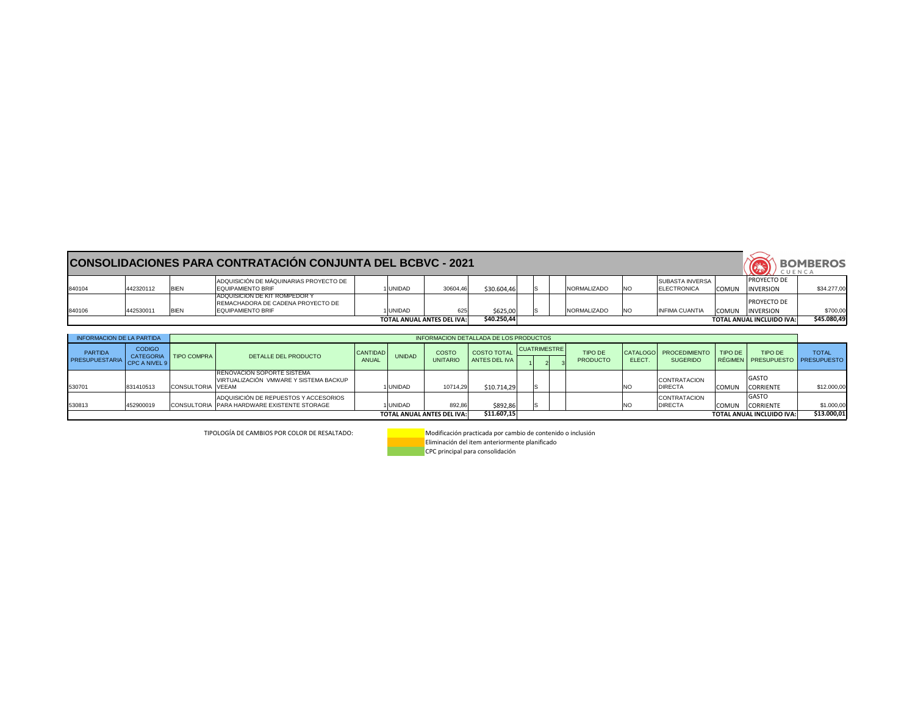## CONSOLIDACIONES PARA CONTRATACIÓN CONJUNTA DEL BCBVC - 2021

BOMBEROS CUENCA

| | | | | | | | | | | | | | | | | |
|---|---|---|---|---|---|---|---|---|---|---|---|---|---|---|---|---|
| 840104 | 442320112 | BIEN | ADQUISICIÓN DE MÁQUINARIAS PROYECTO DE EQUIPAMIENTO BRIF | 1 | UNIDAD | 30604,46 | $30.604,46 | | S | | NORMALIZADO | NO | SUBASTA INVERSA ELECTRONICA | COMUN | PROYECTO DE INVERSION | $34.277,00 |
| 840106 | 442530011 | BIEN | ADQUISICION DE KIT ROMPEDOR Y REMACHADORA DE CADENA PROYECTO DE EQUIPAMIENTO BRIF | 1 | UNIDAD | 625 | $625,00 | | S | | NORMALIZADO | NO | INFIMA CUANTIA | COMUN | PROYECTO DE INVERSION | $700,00 |
| | | | | | | TOTAL ANUAL ANTES DEL IVA: | $40.250,44 | | | | | | | | TOTAL ANUAL INCLUIDO IVA: | $45.080,49 |

| INFORMACION DE LA PARTIDA | | INFORMACION DETALLADA DE LOS PRODUCTOS | | | | | | | | | | | | | | |
|---|---|---|---|---|---|---|---|---|---|---|---|---|---|---|---|---|
| PARTIDA PRESUPUESTARIA | CODIGO CATEGORIA CPC A NIVEL 9 | TIPO COMPRA | DETALLE DEL PRODUCTO | CANTIDAD ANUAL | UNIDAD | COSTO UNITARIO | COSTO TOTAL ANTES DEL IVA | CUATRIMESTRE 1 | 2 | 3 | TIPO DE PRODUCTO | CATALOGO ELECT. | PROCEDIMIENTO SUGERIDO | TIPO DE RÉGIMEN | TIPO DE PRESUPUESTO | TOTAL PRESUPUESTO |
| 530701 | 831410513 | CONSULTORIA | RENOVACION SOPORTE SISTEMA VIRTUALIZACIÓN VMWARE Y SISTEMA BACKUP VEEAM | 1 | UNIDAD | 10714,29 | $10.714,29 | | S | | | NO | CONTRATACION DIRECTA | COMUN | GASTO CORRIENTE | $12.000,00 |
| 530813 | 452900019 | CONSULTORIA | ADQUISICIÓN DE REPUESTOS Y ACCESORIOS PARA HARDWARE EXISTENTE STORAGE | 1 | UNIDAD | 892,86 | $892,86 | | S | | | NO | CONTRATACION DIRECTA | COMUN | GASTO CORRIENTE | $1.000,00 |
| | | | | | | TOTAL ANUAL ANTES DEL IVA: | $11.607,15 | | | | | | | | TOTAL ANUAL INCLUIDO IVA: | $13.000,01 |

TIPOLOGÍA DE CAMBIOS POR COLOR DE RESALTADO:

- Modificación practicada por cambio de contenido o inclusión
- Eliminación del item anteriormente planificado
- CPC principal para consolidación